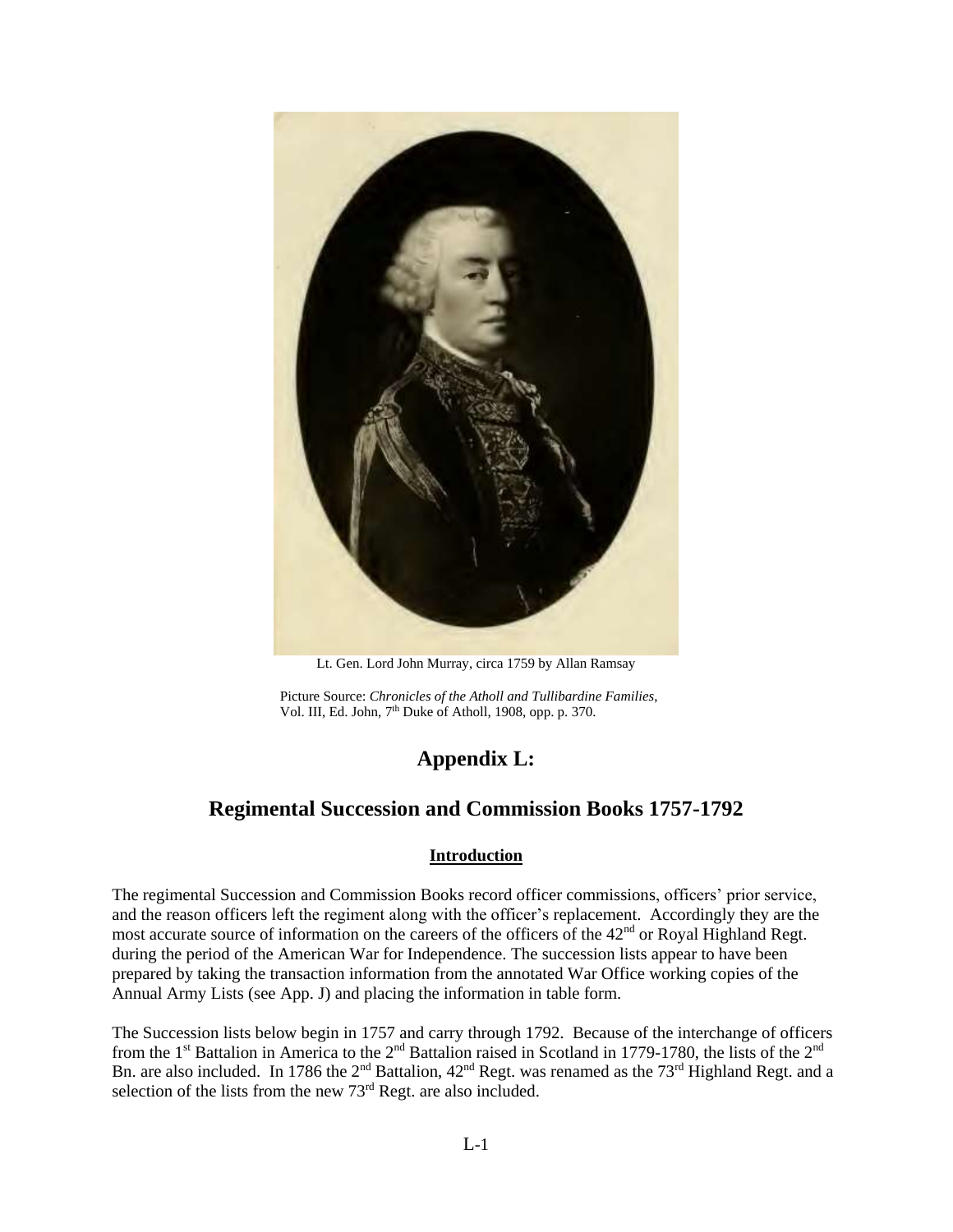Lt. Gen. Lord John Murray, circa 1759 by Allan Ramsay

Picture Source: *Chronicles of the Atholl and Tullibardine Families*, Vol. III, Ed. John, 7th Duke of Atholl, 1908, opp. p. 370.

# Appendix L:

## Regimental Succession and Commission Books 1757-1792

### Introduction

The regimental Succession and Commission Books record officer commissions, officers' prior service, and the reason officers left the regiment along with the officer's replacement. Accordingly they are the most accurate source of information on the careers of the officers of the 42nd or Royal Highland Regt. during the period of the American War for Independence. The succession lists appear to have been prepared by taking the transaction information from the annotated War Office working copies of the Annual Army Lists (see App. J) and placing the information in table form.

The Succession lists below begin in 1757 and carry through 1792. Because of the interchange of officers from the 1st Battalion in America to the 2nd Battalion raised in Scotland in 1779-1780, the lists of the 2nd Bn. are also included. In 1786 the 2nd Battalion, 42nd Regt. was renamed as the 73rd Highland Regt. and a selection of the lists from the new 73rd Regt. are also included.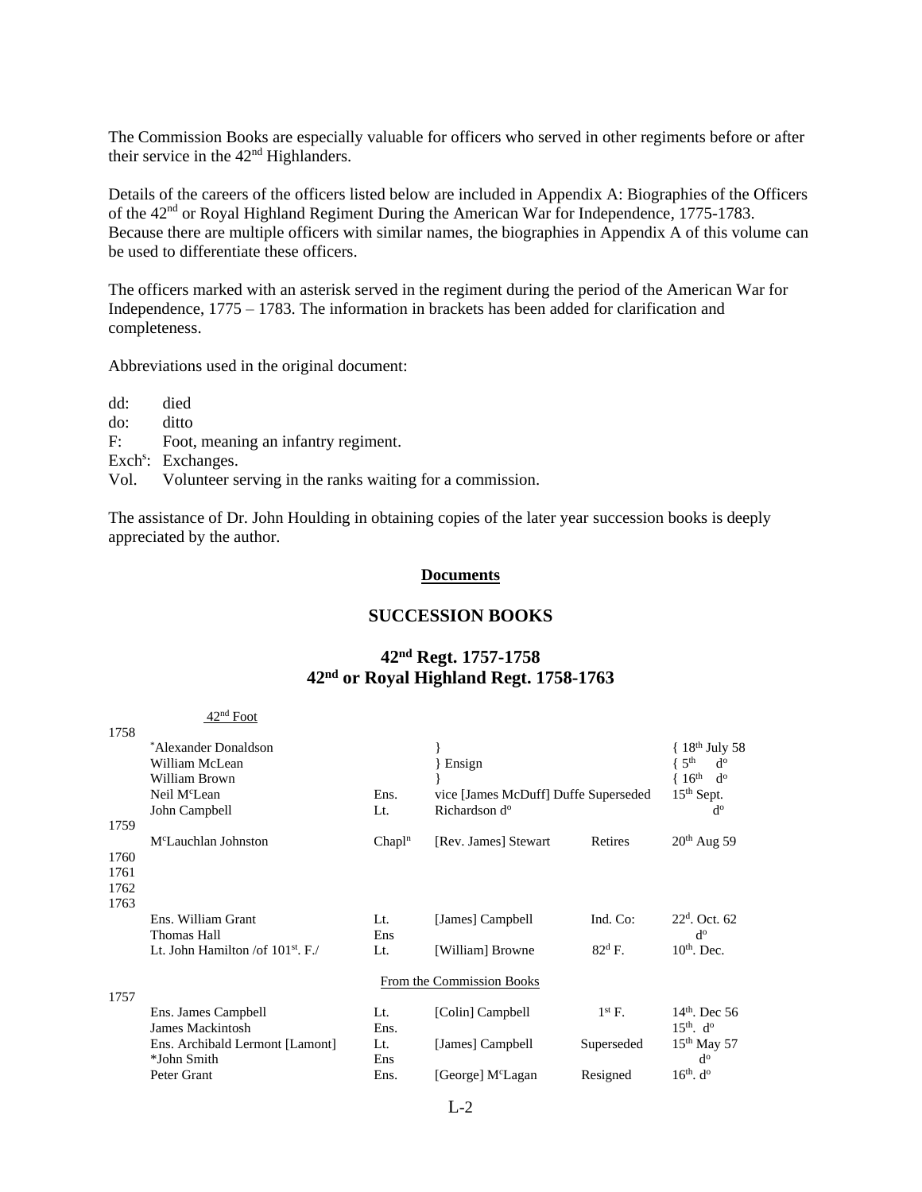The Commission Books are especially valuable for officers who served in other regiments before or after their service in the 42nd Highlanders.

Details of the careers of the officers listed below are included in Appendix A: Biographies of the Officers of the 42nd or Royal Highland Regiment During the American War for Independence, 1775-1783. Because there are multiple officers with similar names, the biographies in Appendix A of this volume can be used to differentiate these officers.

The officers marked with an asterisk served in the regiment during the period of the American War for Independence, 1775 – 1783. The information in brackets has been added for clarification and completeness.

Abbreviations used in the original document:

- dd: died
- do: ditto
- F: Foot, meaning an infantry regiment.
- Exchs: Exchanges.
- Vol. Volunteer serving in the ranks waiting for a commission.

The assistance of Dr. John Houlding in obtaining copies of the later year succession books is deeply appreciated by the author.

## Documents

## SUCCESSION BOOKS

### 42nd Regt. 1757-1758
### 42nd or Royal Highland Regt. 1758-1763

| Year | Name | Rank | Vice | Reason | Date |
|---|---|---|---|---|---|
| | 42nd Foot | | | | |
| 1758 | | | | | |
| | *Alexander Donaldson | | } | | { 18th July 58 |
| | William McLean | | } Ensign | | { 5th do |
| | William Brown | | } | | { 16th do |
| | Neil McLean | Ens. | vice [James McDuff] Duffe Superseded | | 15th Sept. |
| | John Campbell | Lt. | Richardson do | | do |
| 1759 | | | | | |
| | McLauchlan Johnston | Chapln | [Rev. James] Stewart | Retires | 20th Aug 59 |
| 1760 | | | | | |
| 1761 | | | | | |
| 1762 | | | | | |
| 1763 | | | | | |
| | Ens. William Grant | Lt. | [James] Campbell | Ind. Co: | 22d. Oct. 62 |
| | Thomas Hall | Ens | | | do |
| | Lt. John Hamilton /of 101st. F./ | Lt. | [William] Browne | 82d F. | 10th. Dec. |
| | | | From the Commission Books | | |
| 1757 | | | | | |
| | Ens. James Campbell | Lt. | [Colin] Campbell | 1st F. | 14th. Dec 56 |
| | James Mackintosh | Ens. | | | 15th. do |
| | Ens. Archibald Lermont [Lamont] | Lt. | [James] Campbell | Superseded | 15th May 57 |
| | *John Smith | Ens | | | do |
| | Peter Grant | Ens. | [George] McLagan | Resigned | 16th. do |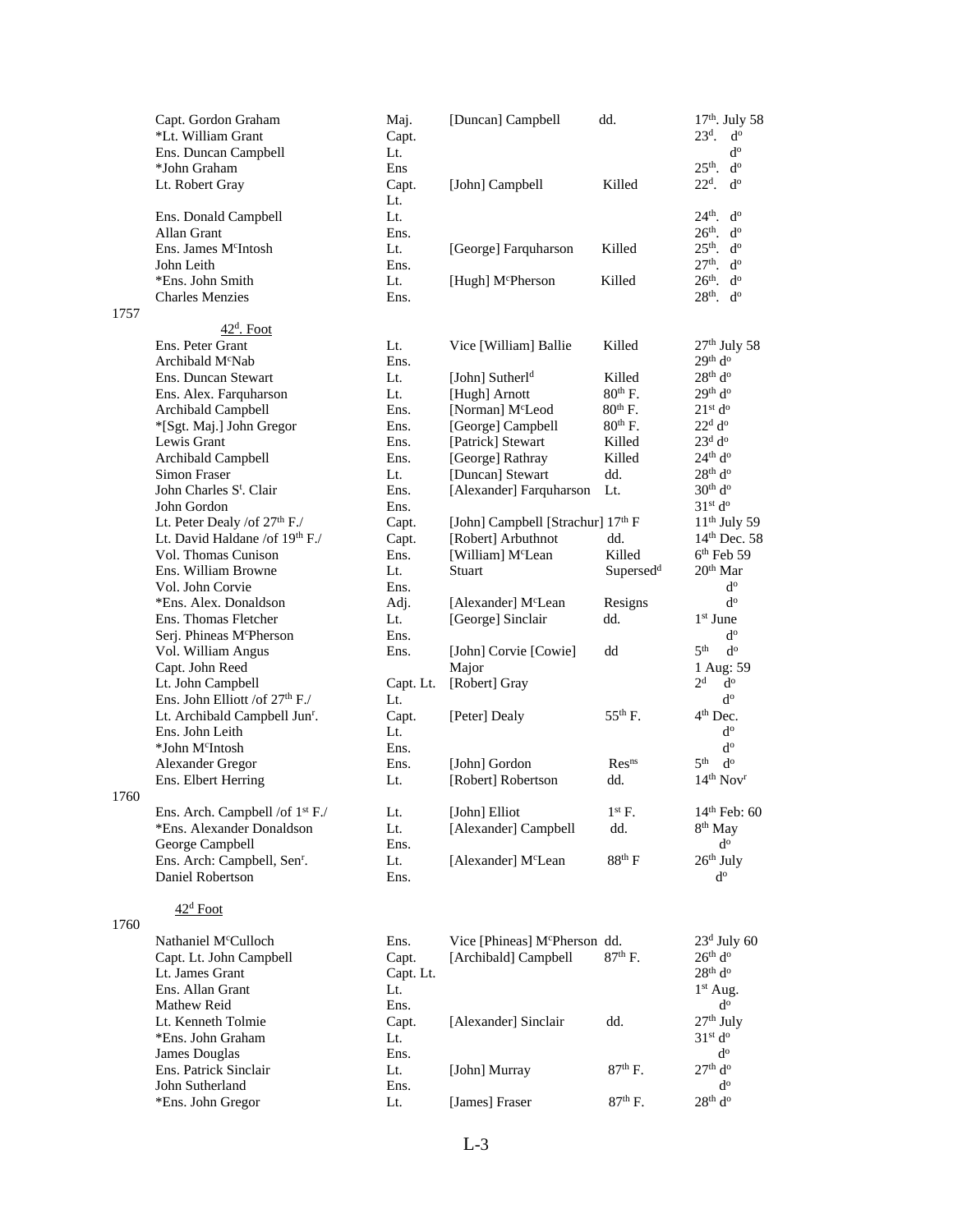| | | | | |
|---|---|---|---|---|
| Capt. Gordon Graham | Maj. | [Duncan] Campbell | dd. | 17th. July 58 |
| *Lt. William Grant | Capt. | | | 23d. do |
| Ens. Duncan Campbell | Lt. | | | do |
| *John Graham | Ens | | | 25th. do |
| Lt. Robert Gray | Capt. Lt. | [John] Campbell | Killed | 22d. do |
| Ens. Donald Campbell | Lt. | | | 24th. do |
| Allan Grant | Ens. | | | 26th. do |
| Ens. James McIntosh | Lt. | [George] Farquharson | Killed | 25th. do |
| John Leith | Ens. | | | 27th. do |
| *Ens. John Smith | Lt. | [Hugh] McPherson | Killed | 26th. do |
| Charles Menzies | Ens. | | | 28th. do |

1757

42d. Foot

| | | | | |
|---|---|---|---|---|
| Ens. Peter Grant | Lt. | Vice [William] Ballie | Killed | 27th July 58 |
| Archibald McNab | Ens. | | | 29th do |
| Ens. Duncan Stewart | Lt. | [John] Sutherld | Killed | 28th do |
| Ens. Alex. Farquharson | Lt. | [Hugh] Arnott | 80th F. | 29th do |
| Archibald Campbell | Ens. | [Norman] McLeod | 80th F. | 21st do |
| *[Sgt. Maj.] John Gregor | Ens. | [George] Campbell | 80th F. | 22d do |
| Lewis Grant | Ens. | [Patrick] Stewart | Killed | 23d do |
| Archibald Campbell | Ens. | [George] Rathray | Killed | 24th do |
| Simon Fraser | Lt. | [Duncan] Stewart | dd. | 28th do |
| John Charles St. Clair | Ens. | [Alexander] Farquharson | Lt. | 30th do |
| John Gordon | Ens. | | | 31st do |
| Lt. Peter Dealy /of 27th F./ | Capt. | [John] Campbell [Strachur] 17th F | | 11th July 59 |
| Lt. David Haldane /of 19th F./ | Capt. | [Robert] Arbuthnot | dd. | 14th Dec. 58 |
| Vol. Thomas Cunison | Ens. | [William] McLean | Killed | 6th Feb 59 |
| Ens. William Browne | Lt. | Stuart | Supersedd | 20th Mar |
| Vol. John Corvie | Ens. | | | do |
| *Ens. Alex. Donaldson | Adj. | [Alexander] McLean | Resigns | do |
| Ens. Thomas Fletcher | Lt. | [George] Sinclair | dd. | 1st June |
| Serj. Phineas McPherson | Ens. | | | do |
| Vol. William Angus | Ens. | [John] Corvie [Cowie] | dd | 5th do |
| Capt. John Reed | | Major | | 1 Aug: 59 |
| Lt. John Campbell | Capt. Lt. | [Robert] Gray | | 2d do |
| Ens. John Elliott /of 27th F./ | Lt. | | | do |
| Lt. Archibald Campbell Junr. | Capt. | [Peter] Dealy | 55th F. | 4th Dec. |
| Ens. John Leith | Lt. | | | do |
| *John McIntosh | Ens. | | | do |
| Alexander Gregor | Ens. | [John] Gordon | Resns | 5th do |
| Ens. Elbert Herring | Lt. | [Robert] Robertson | dd. | 14th Novr |

1760

| | | | | |
|---|---|---|---|---|
| Ens. Arch. Campbell /of 1st F./ | Lt. | [John] Elliot | 1st F. | 14th Feb: 60 |
| *Ens. Alexander Donaldson | Lt. | [Alexander] Campbell | dd. | 8th May |
| George Campbell | Ens. | | | do |
| Ens. Arch: Campbell, Senr. | Lt. | [Alexander] McLean | 88th F | 26th July |
| Daniel Robertson | Ens. | | | do |

42d Foot

1760

| | | | | |
|---|---|---|---|---|
| Nathaniel McCulloch | Ens. | Vice [Phineas] McPherson | dd. | 23d July 60 |
| Capt. Lt. John Campbell | Capt. | [Archibald] Campbell | 87th F. | 26th do |
| Lt. James Grant | Capt. Lt. | | | 28th do |
| Ens. Allan Grant | Lt. | | | 1st Aug. |
| Mathew Reid | Ens. | | | do |
| Lt. Kenneth Tolmie | Capt. | [Alexander] Sinclair | dd. | 27th July |
| *Ens. John Graham | Lt. | | | 31st do |
| James Douglas | Ens. | | | do |
| Ens. Patrick Sinclair | Lt. | [John] Murray | 87th F. | 27th do |
| John Sutherland | Ens. | | | do |
| *Ens. John Gregor | Lt. | [James] Fraser | 87th F. | 28th do |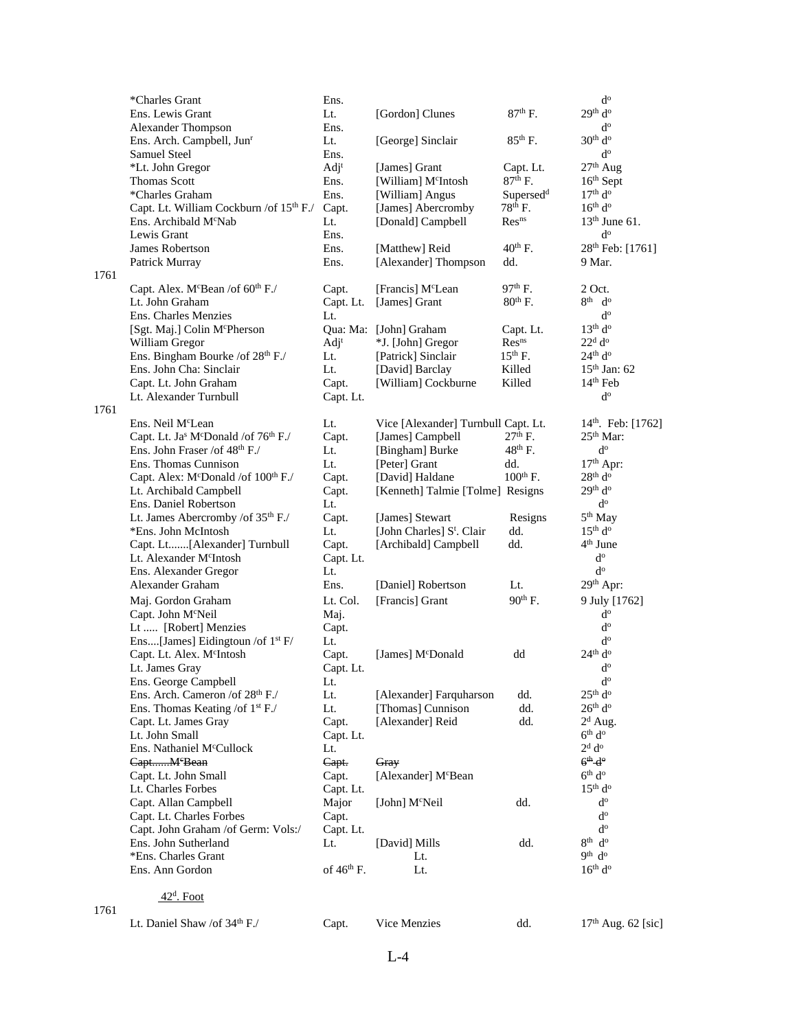| | | | | | |
|---|---|---|---|---|---|
| | *Charles Grant | Ens. | | | d$^{o}$ |
| | Ens. Lewis Grant | Lt. | [Gordon] Clunes | 87$^{th}$ F. | 29$^{th}$ d$^{o}$ |
| | Alexander Thompson | Ens. | | | d$^{o}$ |
| | Ens. Arch. Campbell, Jun$^{r}$ | Lt. | [George] Sinclair | 85$^{th}$ F. | 30$^{th}$ d$^{o}$ |
| | Samuel Steel | Ens. | | | d$^{o}$ |
| | *Lt. John Gregor | Adj$^{t}$ | [James] Grant | Capt. Lt. | 27$^{th}$ Aug |
| | Thomas Scott | Ens. | [William] M$^{c}$Intosh | 87$^{th}$ F. | 16$^{th}$ Sept |
| | *Charles Graham | Ens. | [William] Angus | Supersed$^{d}$ | 17$^{th}$ d$^{o}$ |
| | Capt. Lt. William Cockburn /of 15$^{th}$ F./ | Capt. | [James] Abercromby | 78$^{th}$ F. | 16$^{th}$ d$^{o}$ |
| | Ens. Archibald M$^{c}$Nab | Lt. | [Donald] Campbell | Res$^{ns}$ | 13$^{th}$ June 61. |
| | Lewis Grant | Ens. | | | d$^{o}$ |
| | James Robertson | Ens. | [Matthew] Reid | 40$^{th}$ F. | 28$^{th}$ Feb: [1761] |
| | Patrick Murray | Ens. | [Alexander] Thompson | dd. | 9 Mar. |
| 1761 | | | | | |
| | Capt. Alex. M$^{c}$Bean /of 60$^{th}$ F./ | Capt. | [Francis] M$^{c}$Lean | 97$^{th}$ F. | 2 Oct. |
| | Lt. John Graham | Capt. Lt. | [James] Grant | 80$^{th}$ F. | 8$^{th}$ d$^{o}$ |
| | Ens. Charles Menzies | Lt. | | | d$^{o}$ |
| | [Sgt. Maj.] Colin M$^{c}$Pherson | Qua: Ma: | [John] Graham | Capt. Lt. | 13$^{th}$ d$^{o}$ |
| | William Gregor | Adj$^{t}$ | *J. [John] Gregor | Res$^{ns}$ | 22$^{d}$ d$^{o}$ |
| | Ens. Bingham Bourke /of 28$^{th}$ F./ | Lt. | [Patrick] Sinclair | 15$^{th}$ F. | 24$^{th}$ d$^{o}$ |
| | Ens. John Cha: Sinclair | Lt. | [David] Barclay | Killed | 15$^{th}$ Jan: 62 |
| | Capt. Lt. John Graham | Capt. | [William] Cockburne | Killed | 14$^{th}$ Feb |
| | Lt. Alexander Turnbull | Capt. Lt. | | | d$^{o}$ |
| 1761 | | | | | |
| | Ens. Neil M$^{c}$Lean | Lt. | Vice [Alexander] Turnbull | Capt. Lt. | 14$^{th}$. Feb: [1762] |
| | Capt. Lt. Ja$^{s}$ M$^{c}$Donald /of 76$^{th}$ F./ | Capt. | [James] Campbell | 27$^{th}$ F. | 25$^{th}$ Mar: |
| | Ens. John Fraser /of 48$^{th}$ F./ | Lt. | [Bingham] Burke | 48$^{th}$ F. | d$^{o}$ |
| | Ens. Thomas Cunnison | Lt. | [Peter] Grant | dd. | 17$^{th}$ Apr: |
| | Capt. Alex: M$^{c}$Donald /of 100$^{th}$ F./ | Capt. | [David] Haldane | 100$^{th}$ F. | 28$^{th}$ d$^{o}$ |
| | Lt. Archibald Campbell | Capt. | [Kenneth] Talmie [Tolme] | Resigns | 29$^{th}$ d$^{o}$ |
| | Ens. Daniel Robertson | Lt. | | | d$^{o}$ |
| | Lt. James Abercromby /of 35$^{th}$ F./ | Capt. | [James] Stewart | Resigns | 5$^{th}$ May |
| | *Ens. John McIntosh | Lt. | [John Charles] S$^{t}$. Clair | dd. | 15$^{th}$ d$^{o}$ |
| | Capt. Lt.......[Alexander] Turnbull | Capt. | [Archibald] Campbell | dd. | 4$^{th}$ June |
| | Lt. Alexander M$^{c}$Intosh | Capt. Lt. | | | d$^{o}$ |
| | Ens. Alexander Gregor | Lt. | | | d$^{o}$ |
| | Alexander Graham | Ens. | [Daniel] Robertson | Lt. | 29$^{th}$ Apr: |
| | Maj. Gordon Graham | Lt. Col. | [Francis] Grant | 90$^{th}$ F. | 9 July [1762] |
| | Capt. John M$^{c}$Neil | Maj. | | | d$^{o}$ |
| | Lt ..... [Robert] Menzies | Capt. | | | d$^{o}$ |
| | Ens....[James] Eidingtoun /of 1$^{st}$ F/ | Lt. | | | d$^{o}$ |
| | Capt. Lt. Alex. M$^{c}$Intosh | Capt. | [James] M$^{c}$Donald | dd | 24$^{th}$ d$^{o}$ |
| | Lt. James Gray | Capt. Lt. | | | d$^{o}$ |
| | Ens. George Campbell | Lt. | | | d$^{o}$ |
| | Ens. Arch. Cameron /of 28$^{th}$ F./ | Lt. | [Alexander] Farquharson | dd. | 25$^{th}$ d$^{o}$ |
| | Ens. Thomas Keating /of 1$^{st}$ F./ | Lt. | [Thomas] Cunnison | dd. | 26$^{th}$ d$^{o}$ |
| | Capt. Lt. James Gray | Capt. | [Alexander] Reid | dd. | 2$^{d}$ Aug. |
| | Lt. John Small | Capt. Lt. | | | 6$^{th}$ d$^{o}$ |
| | Ens. Nathaniel M$^{c}$Cullock | Lt. | | | 2$^{d}$ d$^{o}$ |
| | ~~Capt......M$^{c}$Bean~~ | ~~Capt.~~ | ~~Gray~~ | | ~~6$^{th}$ d$^{o}$~~ |
| | Capt. Lt. John Small | Capt. | [Alexander] M$^{c}$Bean | | 6$^{th}$ d$^{o}$ |
| | Lt. Charles Forbes | Capt. Lt. | | | 15$^{th}$ d$^{o}$ |
| | Capt. Allan Campbell | Major | [John] M$^{c}$Neil | dd. | d$^{o}$ |
| | Capt. Lt. Charles Forbes | Capt. | | | d$^{o}$ |
| | Capt. John Graham /of Germ: Vols:/ | Capt. Lt. | | | d$^{o}$ |
| | Ens. John Sutherland | Lt. | [David] Mills | dd. | 8$^{th}$ d$^{o}$ |
| | *Ens. Charles Grant | | Lt. | | 9$^{th}$ d$^{o}$ |
| | Ens. Ann Gordon | of 46$^{th}$ F. | Lt. | | 16$^{th}$ d$^{o}$ |

<u>42$^{d}$. Foot</u>

| | | | | | |
|---|---|---|---|---|---|
| 1761 | | | | | |
| | Lt. Daniel Shaw /of 34$^{th}$ F./ | Capt. | Vice Menzies | dd. | 17$^{th}$ Aug. 62 [sic] |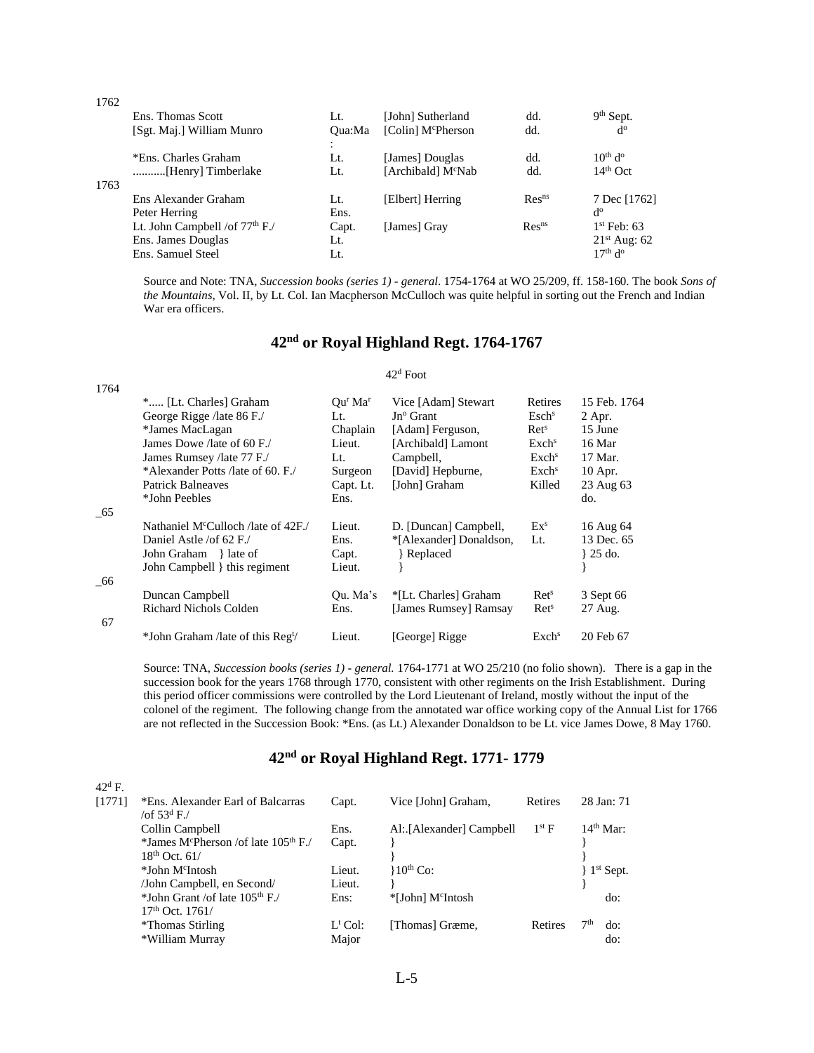| Year | Name | Rank | Vice | Reason | Date |
|---|---|---|---|---|---|
| 1762 | | | | | |
| | Ens. Thomas Scott | Lt. | [John] Sutherland | dd. | 9th Sept. |
| | [Sgt. Maj.] William Munro | Qua:Ma: | [Colin] McPherson | dd. | do |
| | *Ens. Charles Graham | Lt. | [James] Douglas | dd. | 10th do |
| | ...........[Henry] Timberlake | Lt. | [Archibald] McNab | dd. | 14th Oct |
| 1763 | | | | | |
| | Ens Alexander Graham | Lt. | [Elbert] Herring | Resns | 7 Dec [1762] |
| | Peter Herring | Ens. | | | do |
| | Lt. John Campbell /of 77th F./ | Capt. | [James] Gray | Resns | 1st Feb: 63 |
| | Ens. James Douglas | Lt. | | | 21st Aug: 62 |
| | Ens. Samuel Steel | Lt. | | | 17th do |

Source and Note: TNA, *Succession books (series 1) - general*. 1754-1764 at WO 25/209, ff. 158-160. The book *Sons of the Mountains*, Vol. II, by Lt. Col. Ian Macpherson McCulloch was quite helpful in sorting out the French and Indian War era officers.

## 42nd or Royal Highland Regt. 1764-1767

42d Foot

| Year | Name | Rank | Vice | Reason | Date |
|---|---|---|---|---|---|
| 1764 | | | | | |
| | *..... [Lt. Charles] Graham | Qur Mar | Vice [Adam] Stewart | Retires | 15 Feb. 1764 |
| | George Rigge /late 86 F./ | Lt. | Jno Grant | Eschs | 2 Apr. |
| | *James MacLagan | Chaplain | [Adam] Ferguson, | Rets | 15 June |
| | James Dowe /late of 60 F./ | Lieut. | [Archibald] Lamont | Exchs | 16 Mar |
| | James Rumsey /late 77 F./ | Lt. | Campbell, | Exchs | 17 Mar. |
| | *Alexander Potts /late of 60. F./ | Surgeon | [David] Hepburne, | Exchs | 10 Apr. |
| | Patrick Balneaves | Capt. Lt. | [John] Graham | Killed | 23 Aug 63 |
| | *John Peebles | Ens. | | | do. |
| _65 | | | | | |
| | Nathaniel McCulloch /late of 42F./ | Lieut. | D. [Duncan] Campbell, | Exs | 16 Aug 64 |
| | Daniel Astle /of 62 F./ | Ens. | *[Alexander] Donaldson, | Lt. | 13 Dec. 65 |
| | John Graham } late of | Capt. | } Replaced | | } 25 do. |
| | John Campbell } this regiment | Lieut. | } | | } |
| _66 | | | | | |
| | Duncan Campbell | Qu. Ma's | *[Lt. Charles] Graham | Rets | 3 Sept 66 |
| | Richard Nichols Colden | Ens. | [James Rumsey] Ramsay | Rets | 27 Aug. |
| 67 | | | | | |
| | *John Graham /late of this Regt/ | Lieut. | [George] Rigge | Exchs | 20 Feb 67 |

Source: TNA, *Succession books (series 1) - general.* 1764-1771 at WO 25/210 (no folio shown). There is a gap in the succession book for the years 1768 through 1770, consistent with other regiments on the Irish Establishment. During this period officer commissions were controlled by the Lord Lieutenant of Ireland, mostly without the input of the colonel of the regiment. The following change from the annotated war office working copy of the Annual List for 1766 are not reflected in the Succession Book: *Ens. (as Lt.) Alexander Donaldson to be Lt. vice James Dowe, 8 May 1760.

## 42nd or Royal Highland Regt. 1771- 1779

42d F.

| Year | Name | Rank | Vice | Reason | Date |
|---|---|---|---|---|---|
| [1771] | *Ens. Alexander Earl of Balcarras /of 53d F./ | Capt. | Vice [John] Graham, | Retires | 28 Jan: 71 |
| | Collin Campbell | Ens. | Al:.[Alexander] Campbell | 1st F | 14th Mar: |
| | *James McPherson /of late 105th F./ 18th Oct. 61/ | Capt. | } | | } |
| | *John McIntosh | Lieut. | }10th Co: | | } 1st Sept. |
| | /John Campbell, en Second/ | Lieut. | } | | } |
| | *John Grant /of late 105th F./ 17th Oct. 1761/ | Ens: | *[John] McIntosh | | do: |
| | *Thomas Stirling | Lt Col: | [Thomas] Græme, | Retires | 7th do: |
| | *William Murray | Major | | | do: |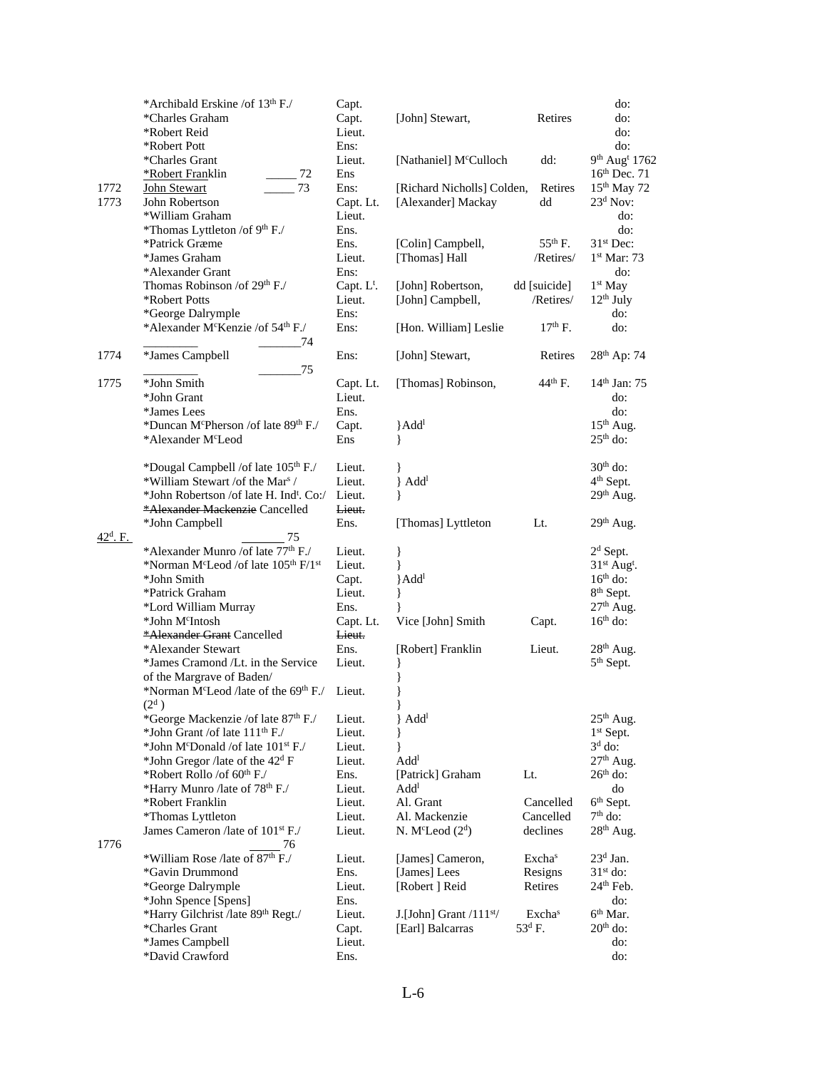| Year | Name | Rank | Vice | Cause | Date |
|---|---|---|---|---|---|
| | *Archibald Erskine /of 13th F./ | Capt. | | | do: |
| | *Charles Graham | Capt. | [John] Stewart, | Retires | do: |
| | *Robert Reid | Lieut. | | | do: |
| | *Robert Pott | Ens: | | | do: |
| | *Charles Grant | Lieut. | [Nathaniel] McCulloch | dd: | 9th Augt 1762 |
| | *Robert Franklin _____ 72 | Ens | | | 16th Dec. 71 |
| 1772 | John Stewart _____ 73 | Ens: | [Richard Nicholls] Colden, | Retires | 15th May 72 |
| 1773 | John Robertson | Capt. Lt. | [Alexander] Mackay | dd | 23d Nov: |
| | *William Graham | Lieut. | | | do: |
| | *Thomas Lyttleton /of 9th F./ | Ens. | | | do: |
| | *Patrick Græme | Ens. | [Colin] Campbell, | 55th F. | 31st Dec: |
| | *James Graham | Lieut. | [Thomas] Hall | /Retires/ | 1st Mar: 73 |
| | *Alexander Grant | Ens: | | | do: |
| | Thomas Robinson /of 29th F./ | Capt. Lt. | [John] Robertson, | dd [suicide] | 1st May |
| | *Robert Potts | Lieut. | [John] Campbell, | /Retires/ | 12th July |
| | *George Dalrymple | Ens: | | | do: |
| | *Alexander McKenzie /of 54th F./ | Ens: | [Hon. William] Leslie | 17th F. | do: |
| | _________ _______74 | | | | |
| 1774 | *James Campbell | Ens: | [John] Stewart, | Retires | 28th Ap: 74 |
| | _________ _______75 | | | | |
| 1775 | *John Smith | Capt. Lt. | [Thomas] Robinson, | 44th F. | 14th Jan: 75 |
| | *John Grant | Lieut. | | | do: |
| | *James Lees | Ens. | | | do: |
| | *Duncan McPherson /of late 89th F./ | Capt. | }Addl | | 15th Aug. |
| | *Alexander McLeod | Ens | } | | 25th do: |
| | *Dougal Campbell /of late 105th F./ | Lieut. | } | | 30th do: |
| | *William Stewart /of the Mars / | Lieut. | } Addl | | 4th Sept. |
| | *John Robertson /of late H. Indt. Co:/ | Lieut. | } | | 29th Aug. |
| | ~~*Alexander Mackenzie~~ Cancelled | ~~Lieut.~~ | | | |
| | *John Campbell | Ens. | [Thomas] Lyttleton | Lt. | 29th Aug. |
| 42d. F. | _______ 75 | | | | |
| | *Alexander Munro /of late 77th F./ | Lieut. | } | | 2d Sept. |
| | *Norman McLeod /of late 105th F/1st | Lieut. | } | | 31st Augt. |
| | *John Smith | Capt. | }Addl | | 16th do: |
| | *Patrick Graham | Lieut. | } | | 8th Sept. |
| | *Lord William Murray | Ens. | } | | 27th Aug. |
| | *John McIntosh | Capt. Lt. | Vice [John] Smith | Capt. | 16th do: |
| | ~~*Alexander Grant~~ Cancelled | ~~Lieut.~~ | | | |
| | *Alexander Stewart | Ens. | [Robert] Franklin | Lieut. | 28th Aug. |
| | *James Cramond /Lt. in the Service of the Margrave of Baden/ | Lieut. | } | | 5th Sept. |
| | *Norman McLeod /late of the 69th F./ (2d ) | Lieut. | } | | |
| | *George Mackenzie /of late 87th F./ | Lieut. | } Addl | | 25th Aug. |
| | *John Grant /of late 111th F./ | Lieut. | } | | 1st Sept. |
| | *John McDonald /of late 101st F./ | Lieut. | } | | 3d do: |
| | *John Gregor /late of the 42d F | Lieut. | Addl | | 27th Aug. |
| | *Robert Rollo /of 60th F./ | Ens. | [Patrick] Graham | Lt. | 26th do: |
| | *Harry Munro /late of 78th F./ | Lieut. | Addl | | do |
| | *Robert Franklin | Lieut. | Al. Grant | Cancelled | 6th Sept. |
| | *Thomas Lyttleton | Lieut. | Al. Mackenzie | Cancelled | 7th do: |
| | James Cameron /late of 101st F./ | Lieut. | N. McLeod (2d) | declines | 28th Aug. |
| 1776 | _____ 76 | | | | |
| | *William Rose /late of 87th F./ | Lieut. | [James] Cameron, | Exchas | 23d Jan. |
| | *Gavin Drummond | Ens. | [James] Lees | Resigns | 31st do: |
| | *George Dalrymple | Lieut. | [Robert ] Reid | Retires | 24th Feb. |
| | *John Spence [Spens] | Ens. | | | do: |
| | *Harry Gilchrist /late 89th Regt./ | Lieut. | J.[John] Grant /111st/ | Exchas | 6th Mar. |
| | *Charles Grant | Capt. | [Earl] Balcarras | 53d F. | 20th do: |
| | *James Campbell | Lieut. | | | do: |
| | *David Crawford | Ens. | | | do: |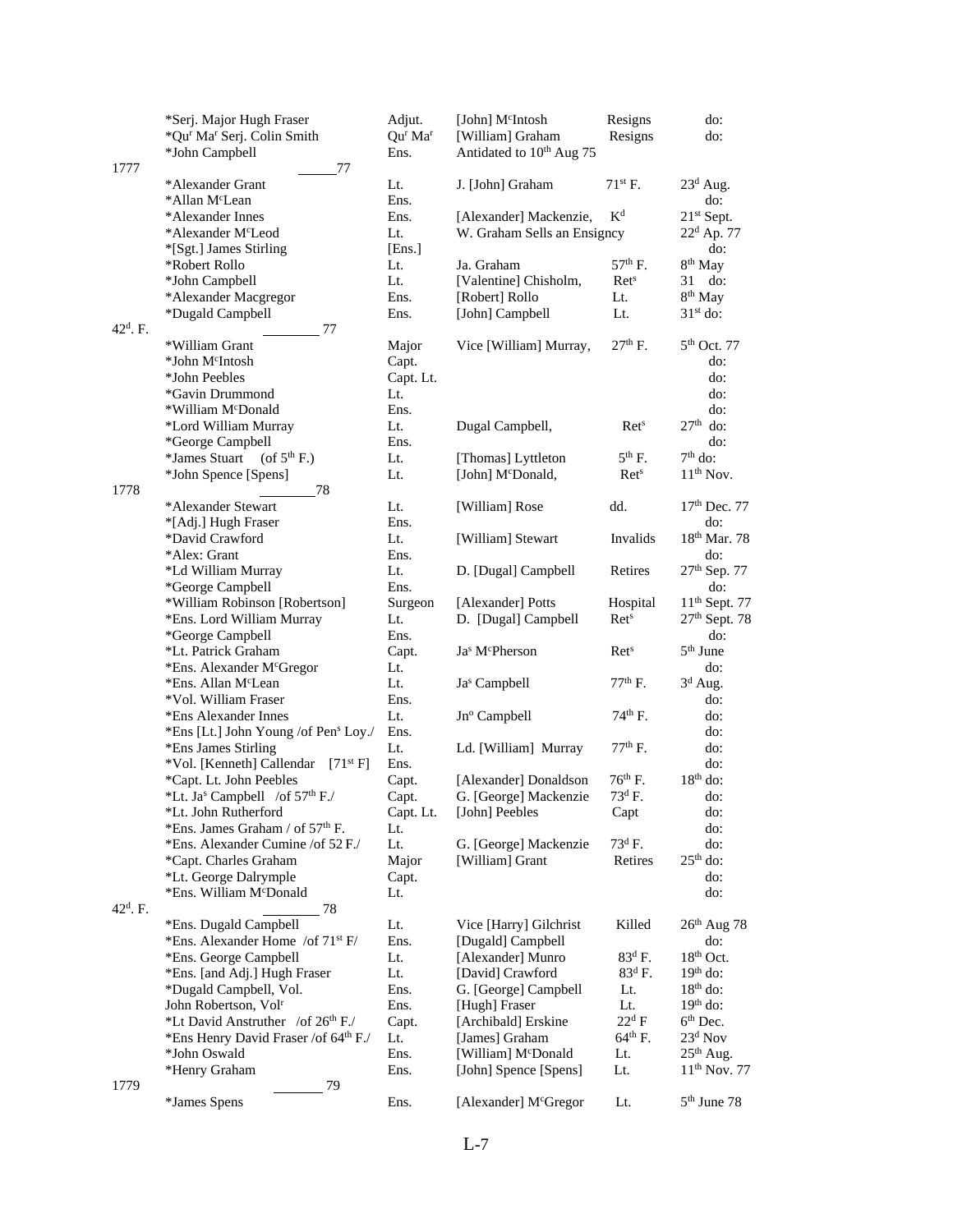| | Name | Rank | Vice | | Date |
|---|---|---|---|---|---|
| | *Serj. Major Hugh Fraser | Adjut. | [John] McIntosh | Resigns | do: |
| | *Qur Mar Serj. Colin Smith | Qur Mar | [William] Graham | Resigns | do: |
| | *John Campbell | Ens. | Antidated to 10th Aug 75 | | |
| 1777 | 77 | | | | |
| | *Alexander Grant | Lt. | J. [John] Graham | 71st F. | 23d Aug. |
| | *Allan McLean | Ens. | | | do: |
| | *Alexander Innes | Ens. | [Alexander] Mackenzie, | Kd | 21st Sept. |
| | *Alexander McLeod | Lt. | W. Graham Sells an Ensigncy | | 22d Ap. 77 |
| | *[Sgt.] James Stirling | [Ens.] | | | do: |
| | *Robert Rollo | Lt. | Ja. Graham | 57th F. | 8th May |
| | *John Campbell | Lt. | [Valentine] Chisholm, | Rets | 31 do: |
| | *Alexander Macgregor | Ens. | [Robert] Rollo | Lt. | 8th May |
| | *Dugald Campbell | Ens. | [John] Campbell | Lt. | 31st do: |
| 42d. F. | 77 | | | | |
| | *William Grant | Major | Vice [William] Murray, | 27th F. | 5th Oct. 77 |
| | *John McIntosh | Capt. | | | do: |
| | *John Peebles | Capt. Lt. | | | do: |
| | *Gavin Drummond | Lt. | | | do: |
| | *William McDonald | Ens. | | | do: |
| | *Lord William Murray | Lt. | Dugal Campbell, | Rets | 27th do: |
| | *George Campbell | Ens. | | | do: |
| | *James Stuart (of 5th F.) | Lt. | [Thomas] Lyttleton | 5th F. | 7th do: |
| | *John Spence [Spens] | Lt. | [John] McDonald, | Rets | 11th Nov. |
| 1778 | 78 | | | | |
| | *Alexander Stewart | Lt. | [William] Rose | dd. | 17th Dec. 77 |
| | *[Adj.] Hugh Fraser | Ens. | | | do: |
| | *David Crawford | Lt. | [William] Stewart | Invalids | 18th Mar. 78 |
| | *Alex: Grant | Ens. | | | do: |
| | *Ld William Murray | Lt. | D. [Dugal] Campbell | Retires | 27th Sep. 77 |
| | *George Campbell | Ens. | | | do: |
| | *William Robinson [Robertson] | Surgeon | [Alexander] Potts | Hospital | 11th Sept. 77 |
| | *Ens. Lord William Murray | Lt. | D. [Dugal] Campbell | Rets | 27th Sept. 78 |
| | *George Campbell | Ens. | | | do: |
| | *Lt. Patrick Graham | Capt. | Jas McPherson | Rets | 5th June |
| | *Ens. Alexander McGregor | Lt. | | | do: |
| | *Ens. Allan McLean | Lt. | Jas Campbell | 77th F. | 3d Aug. |
| | *Vol. William Fraser | Ens. | | | do: |
| | *Ens Alexander Innes | Lt. | Jno Campbell | 74th F. | do: |
| | *Ens [Lt.] John Young /of Pens Loy./ | Ens. | | | do: |
| | *Ens James Stirling | Lt. | Ld. [William] Murray | 77th F. | do: |
| | *Vol. [Kenneth] Callendar [71st F] | Ens. | | | do: |
| | *Capt. Lt. John Peebles | Capt. | [Alexander] Donaldson | 76th F. | 18th do: |
| | *Lt. Jas Campbell /of 57th F./ | Capt. | G. [George] Mackenzie | 73d F. | do: |
| | *Lt. John Rutherford | Capt. Lt. | [John] Peebles | Capt | do: |
| | *Ens. James Graham / of 57th F. | Lt. | | | do: |
| | *Ens. Alexander Cumine /of 52 F./ | Lt. | G. [George] Mackenzie | 73d F. | do: |
| | *Capt. Charles Graham | Major | [William] Grant | Retires | 25th do: |
| | *Lt. George Dalrymple | Capt. | | | do: |
| | *Ens. William McDonald | Lt. | | | do: |
| 42d. F. | 78 | | | | |
| | *Ens. Dugald Campbell | Lt. | Vice [Harry] Gilchrist | Killed | 26th Aug 78 |
| | *Ens. Alexander Home /of 71st F/ | Ens. | [Dugald] Campbell | | do: |
| | *Ens. George Campbell | Lt. | [Alexander] Munro | 83d F. | 18th Oct. |
| | *Ens. [and Adj.] Hugh Fraser | Lt. | [David] Crawford | 83d F. | 19th do: |
| | *Dugald Campbell, Vol. | Ens. | G. [George] Campbell | Lt. | 18th do: |
| | John Robertson, Volr | Ens. | [Hugh] Fraser | Lt. | 19th do: |
| | *Lt David Anstruther /of 26th F./ | Capt. | [Archibald] Erskine | 22d F | 6th Dec. |
| | *Ens Henry David Fraser /of 64th F./ | Lt. | [James] Graham | 64th F. | 23d Nov |
| | *John Oswald | Ens. | [William] McDonald | Lt. | 25th Aug. |
| | *Henry Graham | Ens. | [John] Spence [Spens] | Lt. | 11th Nov. 77 |
| 1779 | 79 | | | | |
| | *James Spens | Ens. | [Alexander] McGregor | Lt. | 5th June 78 |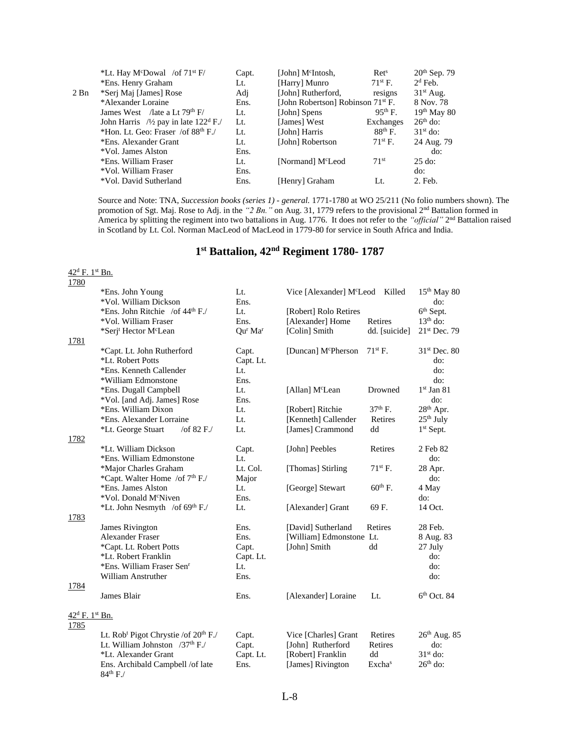| | | | | | |
|---|---|---|---|---|---|
| | *Lt. Hay M[c]Dowal /of 71[st] F/ | Capt. | [John] M[c]Intosh, | Ret[s] | 20[th] Sep. 79 |
| | *Ens. Henry Graham | Lt. | [Harry] Munro | 71[st] F. | 2[d] Feb. |
| 2 Bn | *Serj Maj [James] Rose | Adj | [John] Rutherford, | resigns | 31[st] Aug. |
| | *Alexander Loraine | Ens. | [John Robertson] Robinson | 71[st] F. | 8 Nov. 78 |
| | James West /late a Lt 79[th] F/ | Lt. | [John] Spens | 95[th] F. | 19[th] May 80 |
| | John Harris /½ pay in late 122[d] F./ | Lt. | [James] West | Exchanges | 26[th] do: |
| | *Hon. Lt. Geo: Fraser /of 88[th] F./ | Lt. | [John] Harris | 88[th] F. | 31[st] do: |
| | *Ens. Alexander Grant | Lt. | [John] Robertson | 71[st] F. | 24 Aug. 79 |
| | *Vol. James Alston | Ens. | | | do: |
| | *Ens. William Fraser | Lt. | [Normand] M[c]Leod | 71[st] | 25 do: |
| | *Vol. William Fraser | Ens. | | | do: |
| | *Vol. David Sutherland | Ens. | [Henry] Graham | Lt. | 2. Feb. |

Source and Note: TNA, *Succession books (series 1) - general.* 1771-1780 at WO 25/211 (No folio numbers shown). The promotion of Sgt. Maj. Rose to Adj. in the *"2 Bn."* on Aug. 31, 1779 refers to the provisional 2[nd] Battalion formed in America by splitting the regiment into two battalions in Aug. 1776. It does not refer to the *"official"* 2[nd] Battalion raised in Scotland by Lt. Col. Norman MacLeod of MacLeod in 1779-80 for service in South Africa and India.

## 1[st] Battalion, 42[nd] Regiment 1780- 1787

42[d] F. 1[st] Bn.

| | | | | | |
|---|---|---|---|---|---|
| 1780 | | | | | |
| | *Ens. John Young | Lt. | Vice [Alexander] M[c]Leod | Killed | 15[th] May 80 |
| | *Vol. William Dickson | Ens. | | | do: |
| | *Ens. John Ritchie /of 44[th] F./ | Lt. | [Robert] Rolo Retires | | 6[th] Sept. |
| | *Vol. William Fraser | Ens. | [Alexander] Home | Retires | 13[th] do: |
| | *Serj[t] Hector M[c]Lean | Qu[r] Ma[r] | [Colin] Smith | dd. [suicide] | 21[st] Dec. 79 |
| 1781 | | | | | |
| | *Capt. Lt. John Rutherford | Capt. | [Duncan] M[c]Pherson | 71[st] F. | 31[st] Dec. 80 |
| | *Lt. Robert Potts | Capt. Lt. | | | do: |
| | *Ens. Kenneth Callender | Lt. | | | do: |
| | *William Edmonstone | Ens. | | | do: |
| | *Ens. Dugall Campbell | Lt. | [Allan] M[c]Lean | Drowned | 1[st] Jan 81 |
| | *Vol. [and Adj. James] Rose | Ens. | | | do: |
| | *Ens. William Dixon | Lt. | [Robert] Ritchie | 37[th] F. | 28[th] Apr. |
| | *Ens. Alexander Lorraine | Lt. | [Kenneth] Callender | Retires | 25[th] July |
| | *Lt. George Stuart /of 82 F./ | Lt. | [James] Crammond | dd | 1[st] Sept. |
| 1782 | | | | | |
| | *Lt. William Dickson | Capt. | [John] Peebles | Retires | 2 Feb 82 |
| | *Ens. William Edmonstone | Lt. | | | do: |
| | *Major Charles Graham | Lt. Col. | [Thomas] Stirling | 71[st] F. | 28 Apr. |
| | *Capt. Walter Home /of 7[th] F./ | Major | | | do: |
| | *Ens. James Alston | Lt. | [George] Stewart | 60[th] F. | 4 May |
| | *Vol. Donald M[c]Niven | Ens. | | | do: |
| | *Lt. John Nesmyth /of 69[th] F./ | Lt. | [Alexander] Grant | 69 F. | 14 Oct. |
| 1783 | | | | | |
| | James Rivington | Ens. | [David] Sutherland | Retires | 28 Feb. |
| | Alexander Fraser | Ens. | [William] Edmonstone | Lt. | 8 Aug. 83 |
| | *Capt. Lt. Robert Potts | Capt. | [John] Smith | dd | 27 July |
| | *Lt. Robert Franklin | Capt. Lt. | | | do: |
| | *Ens. William Fraser Sen[r] | Lt. | | | do: |
| | William Anstruther | Ens. | | | do: |
| 1784 | | | | | |
| | James Blair | Ens. | [Alexander] Loraine | Lt. | 6[th] Oct. 84 |

42[d] F. 1[st] Bn.

| | | | | | |
|---|---|---|---|---|---|
| 1785 | | | | | |
| | Lt. Rob[t] Pigot Chrystie /of 20[th] F./ | Capt. | Vice [Charles] Grant | Retires | 26[th] Aug. 85 |
| | Lt. William Johnston /37[th] F./ | Capt. | [John] Rutherford | Retires | do: |
| | *Lt. Alexander Grant | Capt. Lt. | [Robert] Franklin | dd | 31[st] do: |
| | Ens. Archibald Campbell /of late 84[th] F./ | Ens. | [James] Rivington | Excha[s] | 26[th] do: |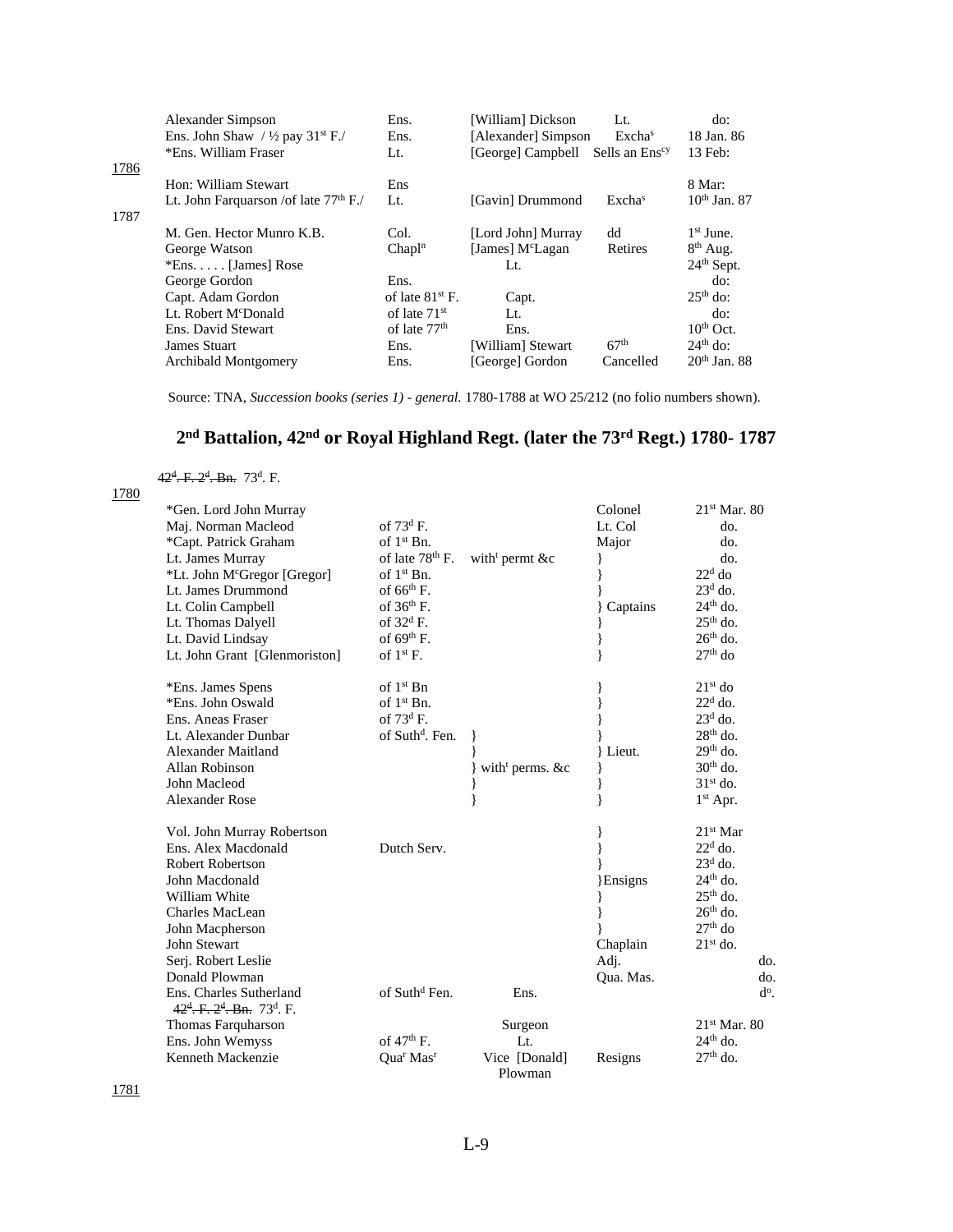| | Name | Rank/From | Vice | Note | Date |
|---|---|---|---|---|---|
| | Alexander Simpson | Ens. | [William] Dickson | Lt. | do: |
| | Ens. John Shaw / ½ pay 31st F./ | Ens. | [Alexander] Simpson | Exchas | 18 Jan. 86 |
| | *Ens. William Fraser | Lt. | [George] Campbell | Sells an Enscy | 13 Feb: |
| 1786 | | | | | |
| | Hon: William Stewart | Ens | | | 8 Mar: |
| | Lt. John Farquharson /of late 77th F./ | Lt. | [Gavin] Drummond | Exchas | 10th Jan. 87 |
| 1787 | | | | | |
| | M. Gen. Hector Munro K.B. | Col. | [Lord John] Murray | dd | 1st June. |
| | George Watson | Chapln | [James] McLagan | Retires | 8th Aug. |
| | *Ens. . . . . [James] Rose | | Lt. | | 24th Sept. |
| | George Gordon | Ens. | | | do: |
| | Capt. Adam Gordon | of late 81st F. | Capt. | | 25th do: |
| | Lt. Robert McDonald | of late 71st | Lt. | | do: |
| | Ens. David Stewart | of late 77th | Ens. | | 10th Oct. |
| | James Stuart | Ens. | [William] Stewart | 67th | 24th do: |
| | Archibald Montgomery | Ens. | [George] Gordon | Cancelled | 20th Jan. 88 |

Source: TNA, *Succession books (series 1) - general.* 1780-1788 at WO 25/212 (no folio numbers shown).

## 2nd Battalion, 42nd or Royal Highland Regt. (later the 73rd Regt.) 1780- 1787

~~42d. F. 2d. Bn.~~ 73d. F.

| | Name | From | Note | Rank | Date |
|---|---|---|---|---|---|
| 1780 | | | | | |
| | *Gen. Lord John Murray | | | Colonel | 21st Mar. 80 |
| | Maj. Norman Macleod | of 73d F. | | Lt. Col | do. |
| | *Capt. Patrick Graham | of 1st Bn. | | Major | do. |
| | Lt. James Murray | of late 78th F. | witht permt &c | } | do. |
| | *Lt. John McGregor [Gregor] | of 1st Bn. | | } | 22d do |
| | Lt. James Drummond | of 66th F. | | } | 23d do. |
| | Lt. Colin Campbell | of 36th F. | | } Captains | 24th do. |
| | Lt. Thomas Dalyell | of 32d F. | | } | 25th do. |
| | Lt. David Lindsay | of 69th F. | | } | 26th do. |
| | Lt. John Grant [Glenmoriston] | of 1st F. | | } | 27th do |
| | *Ens. James Spens | of 1st Bn | | } | 21st do |
| | *Ens. John Oswald | of 1st Bn. | | } | 22d do. |
| | Ens. Aneas Fraser | of 73d F. | | } | 23d do. |
| | Lt. Alexander Dunbar | of Suthd. Fen. | } | } | 28th do. |
| | Alexander Maitland | | } | } Lieut. | 29th do. |
| | Allan Robinson | | } witht perms. &c | } | 30th do. |
| | John Macleod | | } | } | 31st do. |
| | Alexander Rose | | } | } | 1st Apr. |
| | Vol. John Murray Robertson | | | } | 21st Mar |
| | Ens. Alex Macdonald | Dutch Serv. | | } | 22d do. |
| | Robert Robertson | | | } | 23d do. |
| | John Macdonald | | | }Ensigns | 24th do. |
| | William White | | | } | 25th do. |
| | Charles MacLean | | | } | 26th do. |
| | John Macpherson | | | } | 27th do |
| | John Stewart | | | Chaplain | 21st do. |
| | Serj. Robert Leslie | | | Adj. | do. |
| | Donald Plowman | | | Qua. Mas. | do. |
| | Ens. Charles Sutherland | of Suthd Fen. | Ens. | | do. |
| | ~~42d. F. 2d. Bn.~~ 73d. F. | | | | |
| | Thomas Farquharson | | Surgeon | | 21st Mar. 80 |
| | Ens. John Wemyss | of 47th F. | Lt. | | 24th do. |
| | Kenneth Mackenzie | Quar Masr | Vice [Donald] Plowman | Resigns | 27th do. |
| 1781 | | | | | |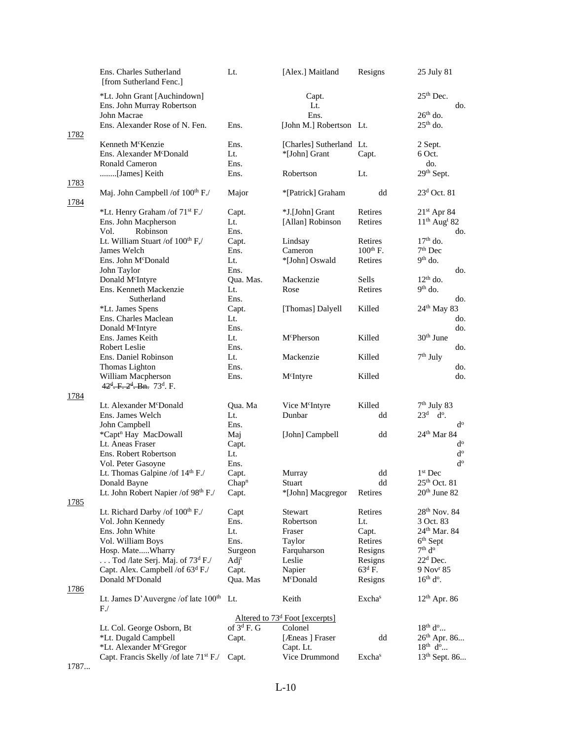| | | | | | |
|---|---|---|---|---|---|
| | Ens. Charles Sutherland [from Sutherland Fenc.] | Lt. | [Alex.] Maitland | Resigns | 25 July 81 |
| | *Lt. John Grant [Auchindown] | | Capt. | | 25th Dec. |
| | Ens. John Murray Robertson | | Lt. | | do. |
| | John Macrae | | Ens. | | 26th do. |
| | Ens. Alexander Rose of N. Fen. | Ens. | [John M.] Robertson | Lt. | 25th do. |
| 1782 | | | | | |
| | Kenneth McKenzie | Ens. | [Charles] Sutherland | Lt. | 2 Sept. |
| | Ens. Alexander McDonald | Lt. | *[John] Grant | Capt. | 6 Oct. |
| | Ronald Cameron | Ens. | | | do. |
| | ........[James] Keith | Ens. | Robertson | Lt. | 29th Sept. |
| 1783 | | | | | |
| | Maj. John Campbell /of 100th F./ | Major | *[Patrick] Graham | dd | 23d Oct. 81 |
| 1784 | | | | | |
| | *Lt. Henry Graham /of 71st F./ | Capt. | *J.[John] Grant | Retires | 21st Apr 84 |
| | Ens. John Macpherson | Lt. | [Allan] Robinson | Retires | 11th Augt 82 |
| | Vol. Robinson | Ens. | | | do. |
| | Lt. William Stuart /of 100th F,/ | Capt. | Lindsay | Retires | 17th do. |
| | James Welch | Ens. | Cameron | 100th F. | 7th Dec |
| | Ens. John McDonald | Lt. | *[John] Oswald | Retires | 9th do. |
| | John Taylor | Ens. | | | do. |
| | Donald McIntyre | Qua. Mas. | Mackenzie | Sells | 12th do. |
| | Ens. Kenneth Mackenzie | Lt. | Rose | Retires | 9th do. |
| | Sutherland | Ens. | | | do. |
| | *Lt. James Spens | Capt. | [Thomas] Dalyell | Killed | 24th May 83 |
| | Ens. Charles Maclean | Lt. | | | do. |
| | Donald McIntyre | Ens. | | | do. |
| | Ens. James Keith | Lt. | McPherson | Killed | 30th June |
| | Robert Leslie | Ens. | | | do. |
| | Ens. Daniel Robinson | Lt. | Mackenzie | Killed | 7th July |
| | Thomas Lighton | Ens. | | | do. |
| | William Macpherson | Ens. | McIntyre | Killed | do. |
| | ~~42d. F. 2d. Bn.~~ 73d. F. | | | | |
| 1784 | | | | | |
| | Lt. Alexander McDonald | Qua. Ma | Vice McIntyre | Killed | 7th July 83 |
| | Ens. James Welch | Lt. | Dunbar | dd | 23d do. |
| | John Campbell | Ens. | | | do |
| | *Captn Hay MacDowall | Maj | [John] Campbell | dd | 24th Mar 84 |
| | Lt. Aneas Fraser | Capt. | | | do |
| | Ens. Robert Robertson | Lt. | | | do |
| | Vol. Peter Gasoyne | Ens. | | | do |
| | Lt. Thomas Galpine /of 14th F./ | Capt. | Murray | dd | 1st Dec |
| | Donald Bayne | Chapn | Stuart | dd | 25th Oct. 81 |
| | Lt. John Robert Napier /of 98th F./ | Capt. | *[John] Macgregor | Retires | 20th June 82 |
| 1785 | | | | | |
| | Lt. Richard Darby /of 100th F./ | Capt | Stewart | Retires | 28th Nov. 84 |
| | Vol. John Kennedy | Ens. | Robertson | Lt. | 3 Oct. 83 |
| | Ens. John White | Lt. | Fraser | Capt. | 24th Mar. 84 |
| | Vol. William Boys | Ens. | Taylor | Retires | 6th Sept |
| | Hosp. Mate.....Wharry | Surgeon | Farquharson | Resigns | 7th do |
| | . . . Tod /late Serj. Maj. of 73d F./ | Adjt | Leslie | Resigns | 22d Dec. |
| | Capt. Alex. Campbell /of 63d F./ | Capt. | Napier | 63d F. | 9 Novr 85 |
| | Donald McDonald | Qua. Mas | McDonald | Resigns | 16th do. |
| 1786 | | | | | |
| | Lt. James D'Auvergne /of late 100th F./ | Lt. | Keith | Exchas | 12th Apr. 86 |
| | | | Altered to 73d Foot [excerpts] | | |
| | Lt. Col. George Osborn, Bt | of 3d F. G | Colonel | | 18th do... |
| | *Lt. Dugald Campbell | Capt. | [Æneas ] Fraser | dd | 26th Apr. 86... |
| | *Lt. Alexander McGregor | | Capt. Lt. | | 18th do... |
| | Capt. Francis Skelly /of late 71st F./ | Capt. | Vice Drummond | Exchas | 13th Sept. 86... |
| 1787... | | | | | |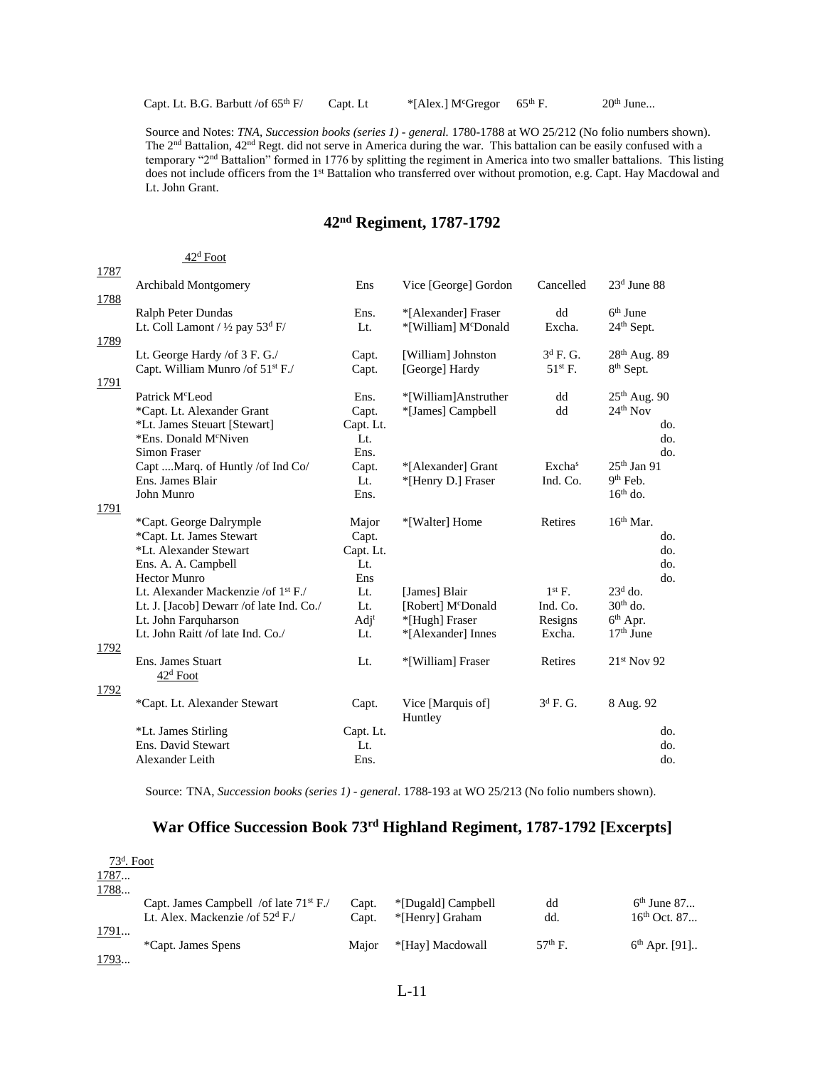| | | | | |
|---|---|---|---|---|
| Capt. Lt. B.G. Barbutt /of 65th F/ | Capt. Lt | *[Alex.] McGregor | 65th F. | 20th June... |

Source and Notes: *TNA, Succession books (series 1) - general.* 1780-1788 at WO 25/212 (No folio numbers shown). The 2nd Battalion, 42nd Regt. did not serve in America during the war. This battalion can be easily confused with a temporary "2nd Battalion" formed in 1776 by splitting the regiment in America into two smaller battalions. This listing does not include officers from the 1st Battalion who transferred over without promotion, e.g. Capt. Hay Macdowal and Lt. John Grant.

## 42nd Regiment, 1787-1792

| Year | 42d Foot | | | | |
|---|---|---|---|---|---|
| 1787 | | | | | |
| | Archibald Montgomery | Ens | Vice [George] Gordon | Cancelled | 23d June 88 |
| 1788 | | | | | |
| | Ralph Peter Dundas | Ens. | *[Alexander] Fraser | dd | 6th June |
| | Lt. Coll Lamont / ½ pay 53d F/ | Lt. | *[William] McDonald | Excha. | 24th Sept. |
| 1789 | | | | | |
| | Lt. George Hardy /of 3 F. G./ | Capt. | [William] Johnston | 3d F. G. | 28th Aug. 89 |
| | Capt. William Munro /of 51st F./ | Capt. | [George] Hardy | 51st F. | 8th Sept. |
| 1791 | | | | | |
| | Patrick McLeod | Ens. | *[William]Anstruther | dd | 25th Aug. 90 |
| | *Capt. Lt. Alexander Grant | Capt. | *[James] Campbell | dd | 24th Nov |
| | *Lt. James Steuart [Stewart] | Capt. Lt. | | | do. |
| | *Ens. Donald McNiven | Lt. | | | do. |
| | Simon Fraser | Ens. | | | do. |
| | Capt ....Marq. of Huntly /of Ind Co/ | Capt. | *[Alexander] Grant | Exchas | 25th Jan 91 |
| | Ens. James Blair | Lt. | *[Henry D.] Fraser | Ind. Co. | 9th Feb. |
| | John Munro | Ens. | | | 16th do. |
| 1791 | | | | | |
| | *Capt. George Dalrymple | Major | *[Walter] Home | Retires | 16th Mar. |
| | *Capt. Lt. James Stewart | Capt. | | | do. |
| | *Lt. Alexander Stewart | Capt. Lt. | | | do. |
| | Ens. A. A. Campbell | Lt. | | | do. |
| | Hector Munro | Ens | | | do. |
| | Lt. Alexander Mackenzie /of 1st F./ | Lt. | [James] Blair | 1st F. | 23d do. |
| | Lt. J. [Jacob] Dewarr /of late Ind. Co./ | Lt. | [Robert] McDonald | Ind. Co. | 30th do. |
| | Lt. John Farquharson | Adjt | *[Hugh] Fraser | Resigns | 6th Apr. |
| | Lt. John Raitt /of late Ind. Co./ | Lt. | *[Alexander] Innes | Excha. | 17th June |
| 1792 | | | | | |
| | Ens. James Stuart | Lt. | *[William] Fraser | Retires | 21st Nov 92 |
| | 42d Foot | | | | |
| 1792 | | | | | |
| | *Capt. Lt. Alexander Stewart | Capt. | Vice [Marquis of] Huntley | 3d F. G. | 8 Aug. 92 |
| | *Lt. James Stirling | Capt. Lt. | | | do. |
| | Ens. David Stewart | Lt. | | | do. |
| | Alexander Leith | Ens. | | | do. |

Source: TNA, *Succession books (series 1) - general*. 1788-193 at WO 25/213 (No folio numbers shown).

## War Office Succession Book 73rd Highland Regiment, 1787-1792 [Excerpts]

| Year | 73d. Foot | | | | |
|---|---|---|---|---|---|
| 1787... | | | | | |
| 1788... | | | | | |
| | Capt. James Campbell /of late 71st F./ | Capt. | *[Dugald] Campbell | dd | 6th June 87... |
| | Lt. Alex. Mackenzie /of 52d F./ | Capt. | *[Henry] Graham | dd. | 16th Oct. 87... |
| 1791... | | | | | |
| | *Capt. James Spens | Major | *[Hay] Macdowall | 57th F. | 6th Apr. [91].. |
| 1793... | | | | | |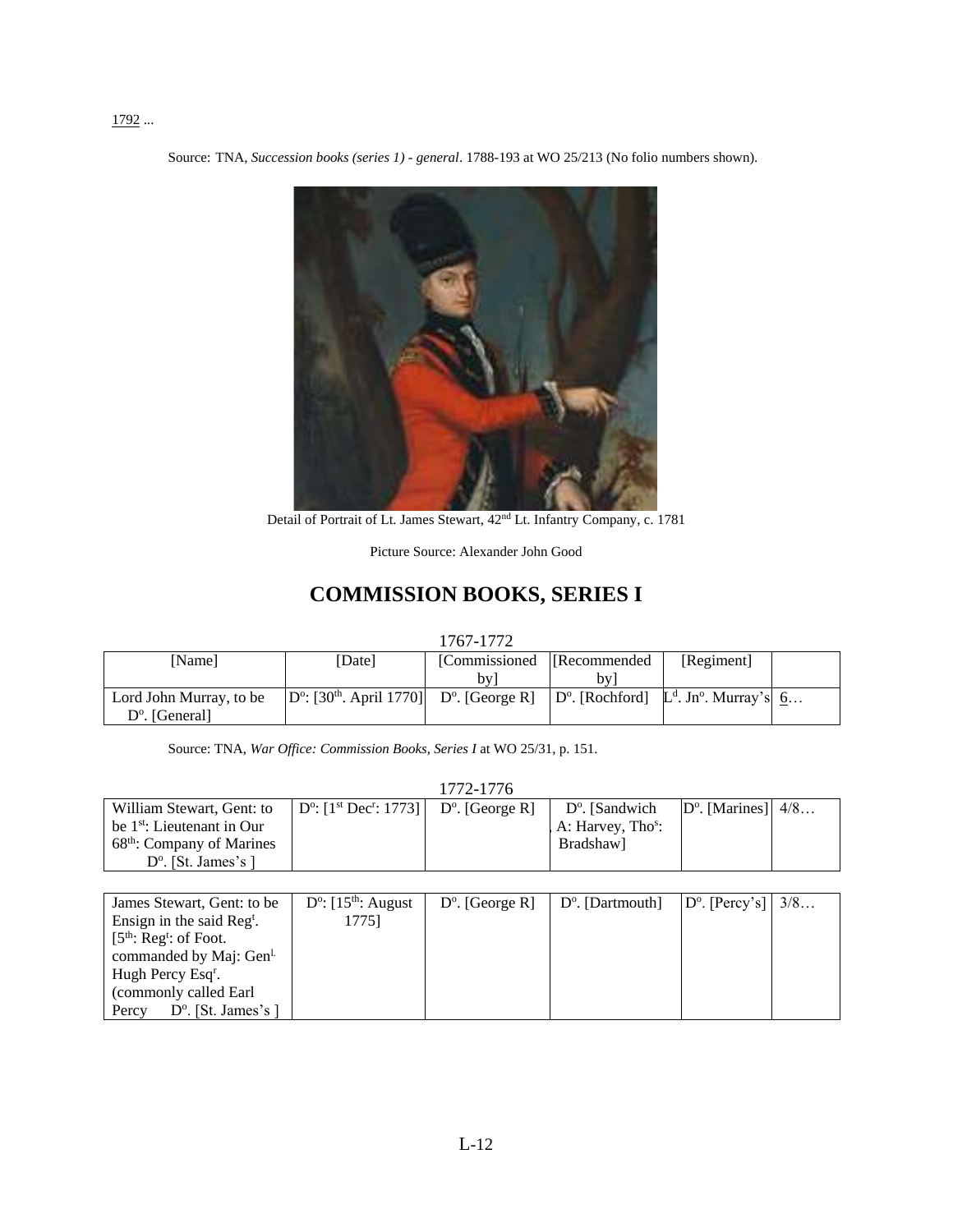1792 ...

Source: TNA, *Succession books (series 1) - general*. 1788-193 at WO 25/213 (No folio numbers shown).

Detail of Portrait of Lt. James Stewart, 42nd Lt. Infantry Company, c. 1781

Picture Source: Alexander John Good

# COMMISSION BOOKS, SERIES I

1767-1772

| [Name] | [Date] | [Commissioned by] | [Recommended by] | [Regiment] | |
|---|---|---|---|---|---|
| Lord John Murray, to be Dº. [General] | Dº: [30th. April 1770] | Dº. [George R] | Dº. [Rochford] | Ld. Jnº. Murray's | 6… |

Source: TNA, *War Office: Commission Books, Series I* at WO 25/31, p. 151.

1772-1776

| | | | | | |
|---|---|---|---|---|---|
| William Stewart, Gent: to be 1st: Lieutenant in Our 68th: Company of Marines Dº. [St. James's ] | Dº: [1st Decr: 1773] | Dº. [George R] | Dº. [Sandwich A: Harvey, Thos: Bradshaw] | Dº. [Marines] | 4/8… |

| | | | | | |
|---|---|---|---|---|---|
| James Stewart, Gent: to be Ensign in the said Regt. [5th: Regt: of Foot. commanded by Maj: Genl. Hugh Percy Esqr. (commonly called Earl Percy Dº. [St. James's ] | Dº: [15th: August 1775] | Dº. [George R] | Dº. [Dartmouth] | Dº. [Percy's] | 3/8… |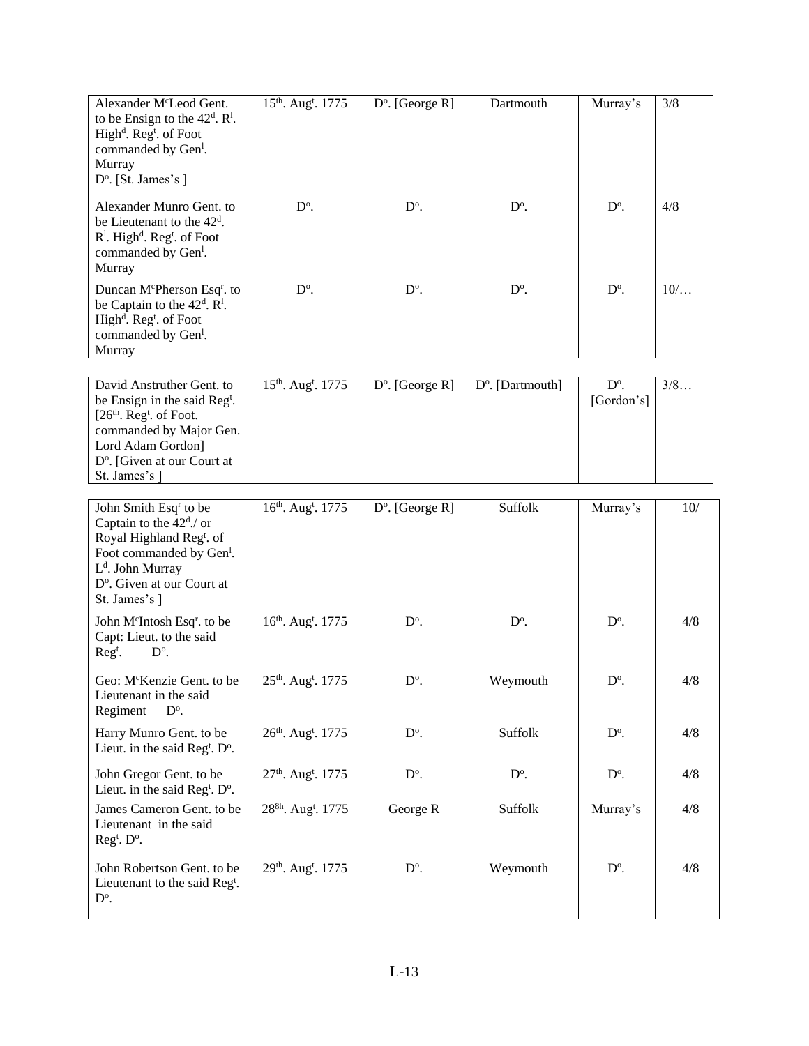| | | | | | |
|---|---|---|---|---|---|
| Alexander M$^{c}$Leod Gent. to be Ensign to the 42$^{d}$. R$^{l}$. High$^{d}$. Reg$^{t}$. of Foot commanded by Gen$^{l}$. Murray D$^{o}$. [St. James's ] | 15$^{th}$. Aug$^{t}$. 1775 | D$^{o}$. [George R] | Dartmouth | Murray's | 3/8 |
| Alexander Munro Gent. to be Lieutenant to the 42$^{d}$. R$^{l}$. High$^{d}$. Reg$^{t}$. of Foot commanded by Gen$^{l}$. Murray | D$^{o}$. | D$^{o}$. | D$^{o}$. | D$^{o}$. | 4/8 |
| Duncan M$^{c}$Pherson Esq$^{r}$. to be Captain to the 42$^{d}$. R$^{l}$. High$^{d}$. Reg$^{t}$. of Foot commanded by Gen$^{l}$. Murray | D$^{o}$. | D$^{o}$. | D$^{o}$. | D$^{o}$. | 10/… |

| | | | | | |
|---|---|---|---|---|---|
| David Anstruther Gent. to be Ensign in the said Reg$^{t}$. [26$^{th}$. Reg$^{t}$. of Foot. commanded by Major Gen. Lord Adam Gordon] D$^{o}$. [Given at our Court at St. James's ] | 15$^{th}$. Aug$^{t}$. 1775 | D$^{o}$. [George R] | D$^{o}$. [Dartmouth] | D$^{o}$. [Gordon's] | 3/8… |

| | | | | | |
|---|---|---|---|---|---|
| John Smith Esq$^{r}$ to be Captain to the 42$^{d}$./ or Royal Highland Reg$^{t}$. of Foot commanded by Gen$^{l}$. L$^{d}$. John Murray D$^{o}$. Given at our Court at St. James's ] | 16$^{th}$. Aug$^{t}$. 1775 | D$^{o}$. [George R] | Suffolk | Murray's | 10/ |
| John M$^{c}$Intosh Esq$^{r}$. to be Capt: Lieut. to the said Reg$^{t}$. D$^{o}$. | 16$^{th}$. Aug$^{t}$. 1775 | D$^{o}$. | D$^{o}$. | D$^{o}$. | 4/8 |
| Geo: M$^{c}$Kenzie Gent. to be Lieutenant in the said Regiment D$^{o}$. | 25$^{th}$. Aug$^{t}$. 1775 | D$^{o}$. | Weymouth | D$^{o}$. | 4/8 |
| Harry Munro Gent. to be Lieut. in the said Reg$^{t}$. D$^{o}$. | 26$^{th}$. Aug$^{t}$. 1775 | D$^{o}$. | Suffolk | D$^{o}$. | 4/8 |
| John Gregor Gent. to be Lieut. in the said Reg$^{t}$. D$^{o}$. | 27$^{th}$. Aug$^{t}$. 1775 | D$^{o}$. | D$^{o}$. | D$^{o}$. | 4/8 |
| James Cameron Gent. to be Lieutenant in the said Reg$^{t}$. D$^{o}$. | 28$^{8h}$. Aug$^{t}$. 1775 | George R | Suffolk | Murray's | 4/8 |
| John Robertson Gent. to be Lieutenant to the said Reg$^{t}$. D$^{o}$. | 29$^{th}$. Aug$^{t}$. 1775 | D$^{o}$. | Weymouth | D$^{o}$. | 4/8 |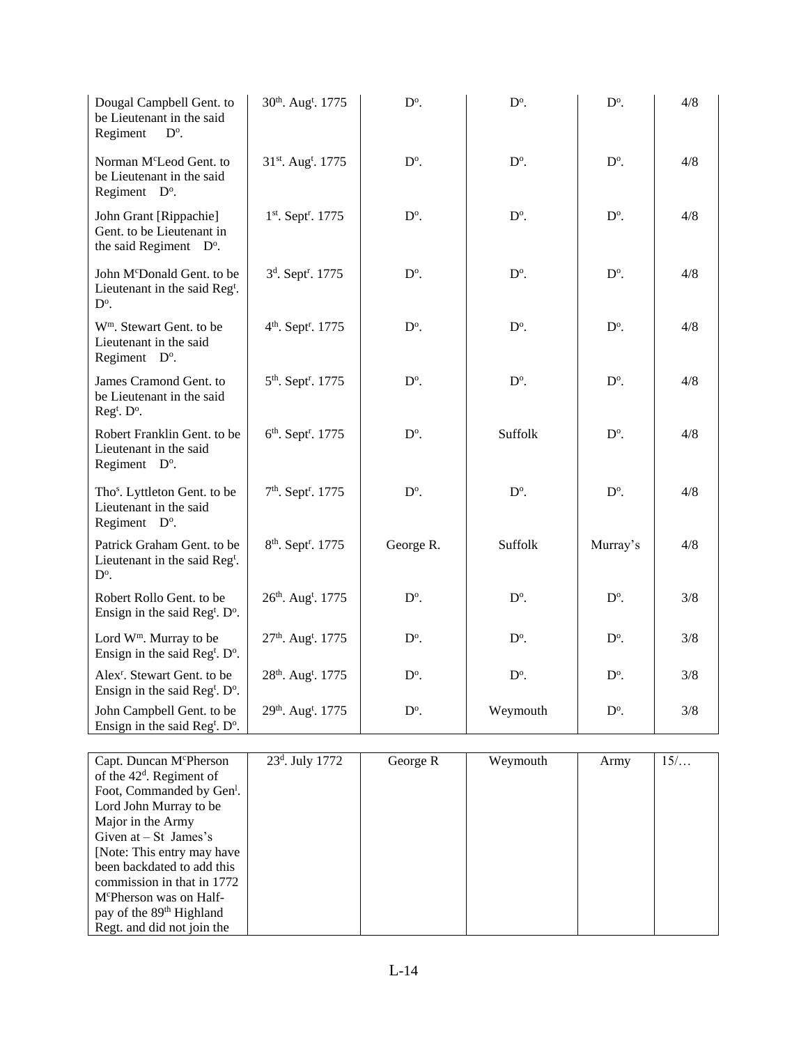| | | | | | |
|---|---|---|---|---|---|
| Dougal Campbell Gent. to be Lieutenant in the said Regiment D$^{o}$. | 30$^{th}$. Aug$^{t}$. 1775 | D$^{o}$. | D$^{o}$. | D$^{o}$. | 4/8 |
| Norman M$^{c}$Leod Gent. to be Lieutenant in the said Regiment D$^{o}$. | 31$^{st}$. Aug$^{t}$. 1775 | D$^{o}$. | D$^{o}$. | D$^{o}$. | 4/8 |
| John Grant [Rippachie] Gent. to be Lieutenant in the said Regiment D$^{o}$. | 1$^{st}$. Sept$^{r}$. 1775 | D$^{o}$. | D$^{o}$. | D$^{o}$. | 4/8 |
| John M$^{c}$Donald Gent. to be Lieutenant in the said Reg$^{t}$. D$^{o}$. | 3$^{d}$. Sept$^{r}$. 1775 | D$^{o}$. | D$^{o}$. | D$^{o}$. | 4/8 |
| W$^{m}$. Stewart Gent. to be Lieutenant in the said Regiment D$^{o}$. | 4$^{th}$. Sept$^{r}$. 1775 | D$^{o}$. | D$^{o}$. | D$^{o}$. | 4/8 |
| James Cramond Gent. to be Lieutenant in the said Reg$^{t}$. D$^{o}$. | 5$^{th}$. Sept$^{r}$. 1775 | D$^{o}$. | D$^{o}$. | D$^{o}$. | 4/8 |
| Robert Franklin Gent. to be Lieutenant in the said Regiment D$^{o}$. | 6$^{th}$. Sept$^{r}$. 1775 | D$^{o}$. | Suffolk | D$^{o}$. | 4/8 |
| Tho$^{s}$. Lyttleton Gent. to be Lieutenant in the said Regiment D$^{o}$. | 7$^{th}$. Sept$^{r}$. 1775 | D$^{o}$. | D$^{o}$. | D$^{o}$. | 4/8 |
| Patrick Graham Gent. to be Lieutenant in the said Reg$^{t}$. D$^{o}$. | 8$^{th}$. Sept$^{r}$. 1775 | George R. | Suffolk | Murray's | 4/8 |
| Robert Rollo Gent. to be Ensign in the said Reg$^{t}$. D$^{o}$. | 26$^{th}$. Aug$^{t}$. 1775 | D$^{o}$. | D$^{o}$. | D$^{o}$. | 3/8 |
| Lord W$^{m}$. Murray to be Ensign in the said Reg$^{t}$. D$^{o}$. | 27$^{th}$. Aug$^{t}$. 1775 | D$^{o}$. | D$^{o}$. | D$^{o}$. | 3/8 |
| Alex$^{r}$. Stewart Gent. to be Ensign in the said Reg$^{t}$. D$^{o}$. | 28$^{th}$. Aug$^{t}$. 1775 | D$^{o}$. | D$^{o}$. | D$^{o}$. | 3/8 |
| John Campbell Gent. to be Ensign in the said Reg$^{t}$. D$^{o}$. | 29$^{th}$. Aug$^{t}$. 1775 | D$^{o}$. | Weymouth | D$^{o}$. | 3/8 |

| | | | | | |
|---|---|---|---|---|---|
| Capt. Duncan M$^{c}$Pherson of the 42$^{d}$. Regiment of Foot, Commanded by Gen$^{l}$. Lord John Murray to be Major in the Army Given at – St James's [Note: This entry may have been backdated to add this commission in that in 1772 M$^{c}$Pherson was on Half-pay of the 89$^{th}$ Highland Regt. and did not join the | 23$^{d}$. July 1772 | George R | Weymouth | Army | 15/… |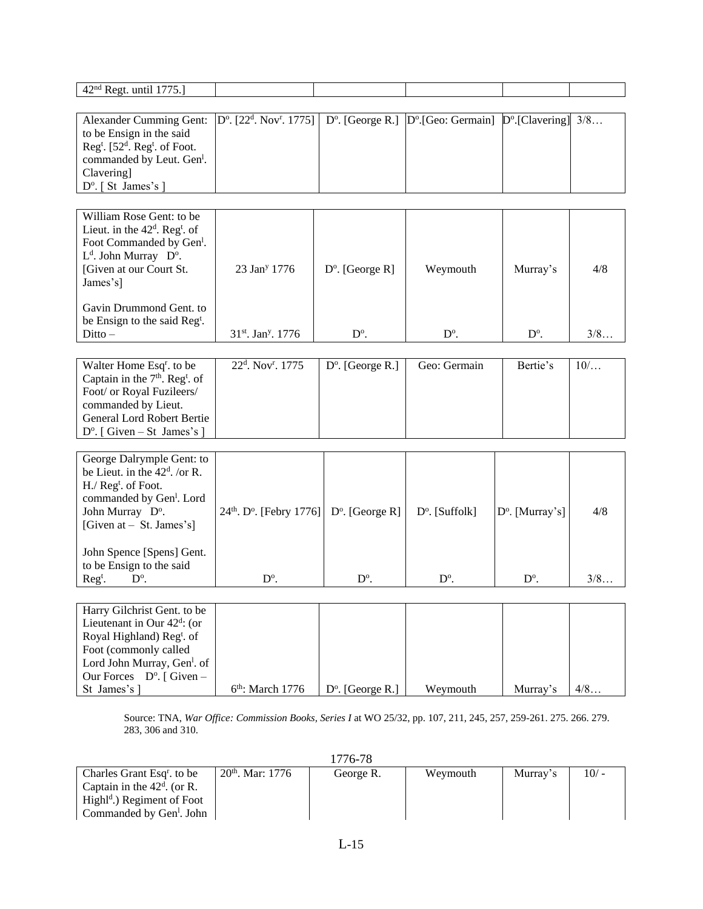| 42[nd] Regt. until 1775.] | | | | | |
|---|---|---|---|---|---|

| Alexander Cumming Gent: to be Ensign in the said Reg[t]. [52[d]. Reg[t]. of Foot. commanded by Leut. Gen[l]. Clavering] D[o]. [ St James's ] | D[o]. [22[d]. Nov[r]. 1775] | D[o]. [George R.] | D[o].[Geo: Germain] | D[o].[Clavering] | 3/8… |
|---|---|---|---|---|---|

| William Rose Gent: to be Lieut. in the 42[d]. Reg[t]. of Foot Commanded by Gen[l]. L[d]. John Murray D[o]. [Given at our Court St. James's] | 23 Jan[y] 1776 | D[o]. [George R] | Weymouth | Murray's | 4/8 |
|---|---|---|---|---|---|
| Gavin Drummond Gent. to be Ensign to the said Reg[t]. Ditto – | 31[st]. Jan[y]. 1776 | D[o]. | D[o]. | D[o]. | 3/8… |

| Walter Home Esq[r]. to be Captain in the 7[th]. Reg[t]. of Foot/ or Royal Fuzileers/ commanded by Lieut. General Lord Robert Bertie D[o]. [ Given – St James's ] | 22[d]. Nov[r]. 1775 | D[o]. [George R.] | Geo: Germain | Bertie's | 10/… |
|---|---|---|---|---|---|

| George Dalrymple Gent: to be Lieut. in the 42[d]. /or R. H./ Reg[t]. of Foot. commanded by Gen[l]. Lord John Murray D[o]. [Given at – St. James's] | 24[th]. D[o]. [Febry 1776] | D[o]. [George R] | D[o]. [Suffolk] | D[o]. [Murray's] | 4/8 |
|---|---|---|---|---|---|
| John Spence [Spens] Gent. to be Ensign to the said Reg[t]. D[o]. | D[o]. | D[o]. | D[o]. | D[o]. | 3/8… |

| Harry Gilchrist Gent. to be Lieutenant in Our 42[d]: (or Royal Highland) Reg[t]. of Foot (commonly called Lord John Murray, Gen[l]. of Our Forces D[o]. [ Given – St James's ] | 6[th]: March 1776 | D[o]. [George R.] | Weymouth | Murray's | 4/8… |
|---|---|---|---|---|---|

Source: TNA, *War Office: Commission Books, Series I* at WO 25/32, pp. 107, 211, 245, 257, 259-261. 275. 266. 279. 283, 306 and 310.

1776-78

| Charles Grant Esq[r]. to be Captain in the 42[d]. (or R. Highl[d].) Regiment of Foot Commanded by Gen[l]. John | 20[th]. Mar: 1776 | George R. | Weymouth | Murray's | 10/ - |
|---|---|---|---|---|---|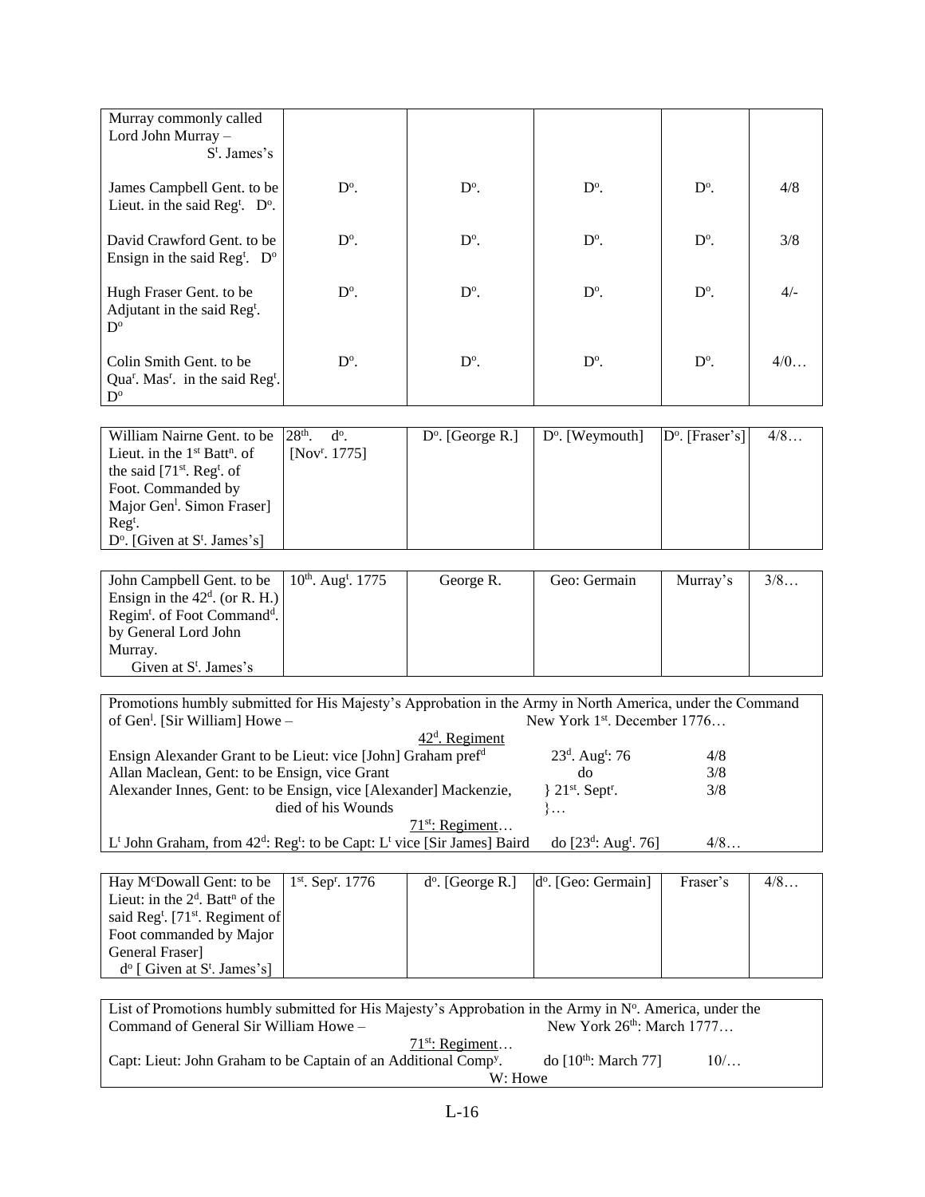| | | | | | |
|---|---|---|---|---|---|
| Murray commonly called Lord John Murray – S$^{t}$. James's | | | | | |
| James Campbell Gent. to be Lieut. in the said Reg$^{t}$. D$^{o}$. | D$^{o}$. | D$^{o}$. | D$^{o}$. | D$^{o}$. | 4/8 |
| David Crawford Gent. to be Ensign in the said Reg$^{t}$. D$^{o}$ | D$^{o}$. | D$^{o}$. | D$^{o}$. | D$^{o}$. | 3/8 |
| Hugh Fraser Gent. to be Adjutant in the said Reg$^{t}$. D$^{o}$ | D$^{o}$. | D$^{o}$. | D$^{o}$. | D$^{o}$. | 4/- |
| Colin Smith Gent. to be Qua$^{r}$. Mas$^{r}$. in the said Reg$^{t}$. D$^{o}$ | D$^{o}$. | D$^{o}$. | D$^{o}$. | D$^{o}$. | 4/0… |

| | | | | | |
|---|---|---|---|---|---|
| William Nairne Gent. to be Lieut. in the 1$^{st}$ Batt$^{n}$. of the said [71$^{st}$. Reg$^{t}$. of Foot. Commanded by Major Gen$^{l}$. Simon Fraser] Reg$^{t}$. D$^{o}$. [Given at S$^{t}$. James's] | 28$^{th}$. d$^{o}$. [Nov$^{r}$. 1775] | D$^{o}$. [George R.] | D$^{o}$. [Weymouth] | D$^{o}$. [Fraser's] | 4/8… |

| | | | | | |
|---|---|---|---|---|---|
| John Campbell Gent. to be Ensign in the 42$^{d}$. (or R. H.) Regim$^{t}$. of Foot Command$^{d}$. by General Lord John Murray. Given at S$^{t}$. James's | 10$^{th}$. Aug$^{t}$. 1775 | George R. | Geo: Germain | Murray's | 3/8… |

Promotions humbly submitted for His Majesty's Approbation in the Army in North America, under the Command of Gen$^{l}$. [Sir William] Howe – New York 1$^{st}$. December 1776…

42$^{d}$. Regiment

| | | |
|---|---|---|
| Ensign Alexander Grant to be Lieut: vice [John] Graham pref$^{d}$ | 23$^{d}$. Aug$^{t}$: 76 | 4/8 |
| Allan Maclean, Gent: to be Ensign, vice Grant | do | 3/8 |
| Alexander Innes, Gent: to be Ensign, vice [Alexander] Mackenzie, died of his Wounds | } 21$^{st}$. Sept$^{r}$. }… | 3/8 |

71$^{st}$: Regiment…

| | | |
|---|---|---|
| L$^{t}$ John Graham, from 42$^{d}$: Reg$^{t}$: to be Capt: L$^{t}$ vice [Sir James] Baird | do [23$^{d}$: Aug$^{t}$. 76] | 4/8… |

| | | | | | |
|---|---|---|---|---|---|
| Hay M$^{c}$Dowall Gent: to be Lieut: in the 2$^{d}$. Batt$^{n}$ of the said Reg$^{t}$. [71$^{st}$. Regiment of Foot commanded by Major General Fraser] d$^{o}$ [ Given at S$^{t}$. James's] | 1$^{st}$. Sep$^{r}$. 1776 | d$^{o}$. [George R.] | d$^{o}$. [Geo: Germain] | Fraser's | 4/8… |

List of Promotions humbly submitted for His Majesty's Approbation in the Army in N$^{o}$. America, under the Command of General Sir William Howe – New York 26$^{th}$: March 1777…

71$^{st}$: Regiment…

| | | |
|---|---|---|
| Capt: Lieut: John Graham to be Captain of an Additional Comp$^{y}$. | do [10$^{th}$: March 77] | 10/… |

W: Howe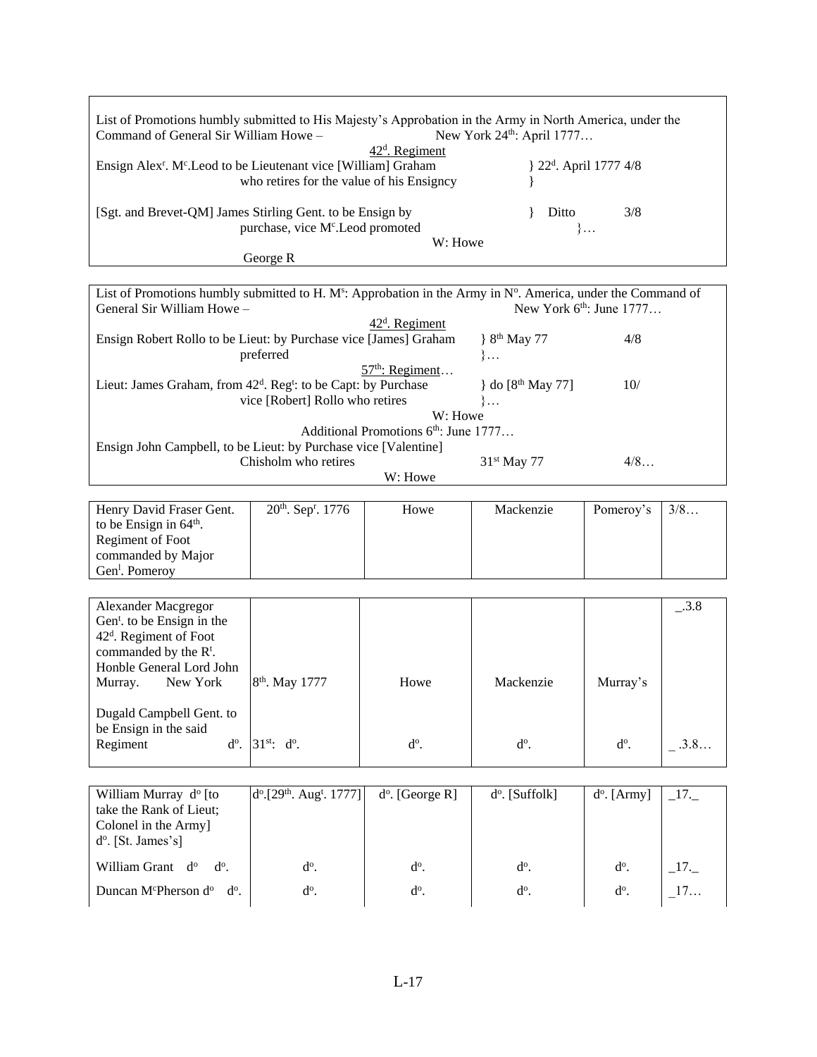List of Promotions humbly submitted to His Majesty's Approbation in the Army in North America, under the Command of General Sir William Howe – New York 24th: April 1777…

42d. Regiment

| | | |
|---|---|---|
| Ensign Alexr. Mc.Leod to be Lieutenant vice [William] Graham who retires for the value of his Ensigncy | } 22d. April 1777 | 4/8 |
| [Sgt. and Brevet-QM] James Stirling Gent. to be Ensign by purchase, vice Mc.Leod promoted | } Ditto }… | 3/8 |

W: Howe

George R

---

List of Promotions humbly submitted to H. Ms: Approbation in the Army in No. America, under the Command of General Sir William Howe – New York 6th: June 1777…

42d. Regiment

| | | |
|---|---|---|
| Ensign Robert Rollo to be Lieut: by Purchase vice [James] Graham preferred | } 8th May 77 }… | 4/8 |

57th: Regiment…

| | | |
|---|---|---|
| Lieut: James Graham, from 42d. Regt: to be Capt: by Purchase vice [Robert] Rollo who retires | } do [8th May 77] }… | 10/ |

W: Howe

Additional Promotions 6th: June 1777…

| | | |
|---|---|---|
| Ensign John Campbell, to be Lieut: by Purchase vice [Valentine] Chisholm who retires | 31st May 77 | 4/8… |

W: Howe

---

| | | | | | |
|---|---|---|---|---|---|
| Henry David Fraser Gent. to be Ensign in 64th. Regiment of Foot commanded by Major Genl. Pomeroy | 20th. Sepr. 1776 | Howe | Mackenzie | Pomeroy's | 3/8… |

| | | | | | |
|---|---|---|---|---|---|
| Alexander Macgregor Gent. to be Ensign in the 42d. Regiment of Foot commanded by the Rt. Honble General Lord John Murray. New York | 8th. May 1777 | Howe | Mackenzie | Murray's | _.3.8 |
| Dugald Campbell Gent. to be Ensign in the said Regiment do. | 31st: do. | do. | do. | do. | _ .3.8… |

| | | | | | |
|---|---|---|---|---|---|
| William Murray do [to take the Rank of Lieut; Colonel in the Army] do. [St. James's] | do.[29th. Augt. 1777] | do. [George R] | do. [Suffolk] | do. [Army] | _17._ |
| William Grant do do. | do. | do. | do. | do. | _17._ |
| Duncan McPherson do do. | do. | do. | do. | do. | _17… |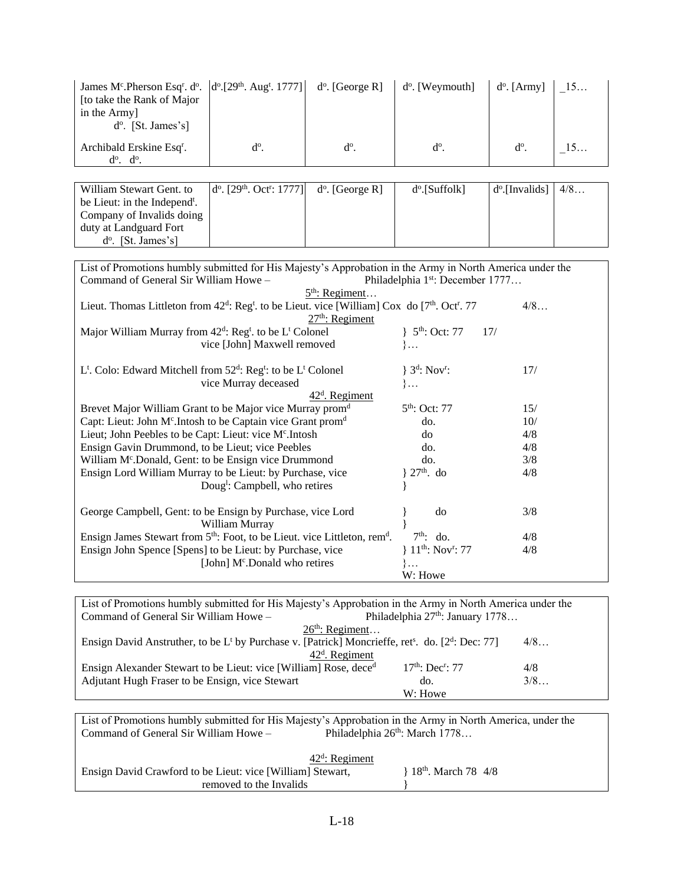| | | | | | |
|---|---|---|---|---|---|
| James M^c.Pherson Esq^r. d^o. [to take the Rank of Major in the Army] d^o. [St. James's] | d^o.[29^th. Aug^t. 1777] | d^o. [George R] | d^o. [Weymouth] | d^o. [Army] | _15… |
| Archibald Erskine Esq^r. d^o. d^o. | d^o. | d^o. | d^o. | d^o. | _15… |

| | | | | | |
|---|---|---|---|---|---|
| William Stewart Gent. to be Lieut: in the Independ^t. Company of Invalids doing duty at Landguard Fort d^o. [St. James's] | d^o. [29^th. Oct^r: 1777] | d^o. [George R] | d^o.[Suffolk] | d^o.[Invalids] | 4/8… |

List of Promotions humbly submitted for His Majesty's Approbation in the Army in North America under the Command of General Sir William Howe – Philadelphia 1st: December 1777…

5th: Regiment…

| | | |
|---|---|---|
| Lieut. Thomas Littleton from 42^d: Reg^t. to be Lieut. vice [William] Cox do [7^th. Oct^r. 77 | | 4/8… |

27th: Regiment

| | | |
|---|---|---|
| Major William Murray from 42^d: Reg^t. to be L^t Colonel vice [John] Maxwell removed | } 5^th: Oct: 77 }… | 17/ |
| L^t. Colo: Edward Mitchell from 52^d: Reg^t: to be L^t Colonel vice Murray deceased | } 3^d: Nov^r: }… | 17/ |

42d. Regiment

| | | |
|---|---|---|
| Brevet Major William Grant to be Major vice Murray prom^d | 5^th: Oct: 77 | 15/ |
| Capt: Lieut: John M^c.Intosh to be Captain vice Grant prom^d | do. | 10/ |
| Lieut; John Peebles to be Capt: Lieut: vice M^c.Intosh | do | 4/8 |
| Ensign Gavin Drummond, to be Lieut; vice Peebles | do. | 4/8 |
| William M^c.Donald, Gent: to be Ensign vice Drummond | do. | 3/8 |
| Ensign Lord William Murray to be Lieut: by Purchase, vice Doug^l: Campbell, who retires | } 27^th. do } | 4/8 |
| George Campbell, Gent: to be Ensign by Purchase, vice Lord William Murray | } do } | 3/8 |
| Ensign James Stewart from 5^th: Foot, to be Lieut. vice Littleton, rem^d. | 7^th: do. | 4/8 |
| Ensign John Spence [Spens] to be Lieut: by Purchase, vice [John] M^c.Donald who retires | } 11^th: Nov^r: 77 }… | 4/8 |
| | W: Howe | |

List of Promotions humbly submitted for His Majesty's Approbation in the Army in North America under the Command of General Sir William Howe – Philadelphia 27th: January 1778…

26th: Regiment…

| | | |
|---|---|---|
| Ensign David Anstruther, to be L^t by Purchase v. [Patrick] Moncrieffe, ret^s. do. [2^d: Dec: 77] | | 4/8… |

42d. Regiment

| | | |
|---|---|---|
| Ensign Alexander Stewart to be Lieut: vice [William] Rose, dece^d | 17^th: Dec^r: 77 | 4/8 |
| Adjutant Hugh Fraser to be Ensign, vice Stewart | do. | 3/8… |
| | W: Howe | |

List of Promotions humbly submitted for His Majesty's Approbation in the Army in North America, under the Command of General Sir William Howe – Philadelphia 26th: March 1778…

42d: Regiment

| | |
|---|---|
| Ensign David Crawford to be Lieut: vice [William] Stewart, removed to the Invalids | } 18^th. March 78 4/8 } |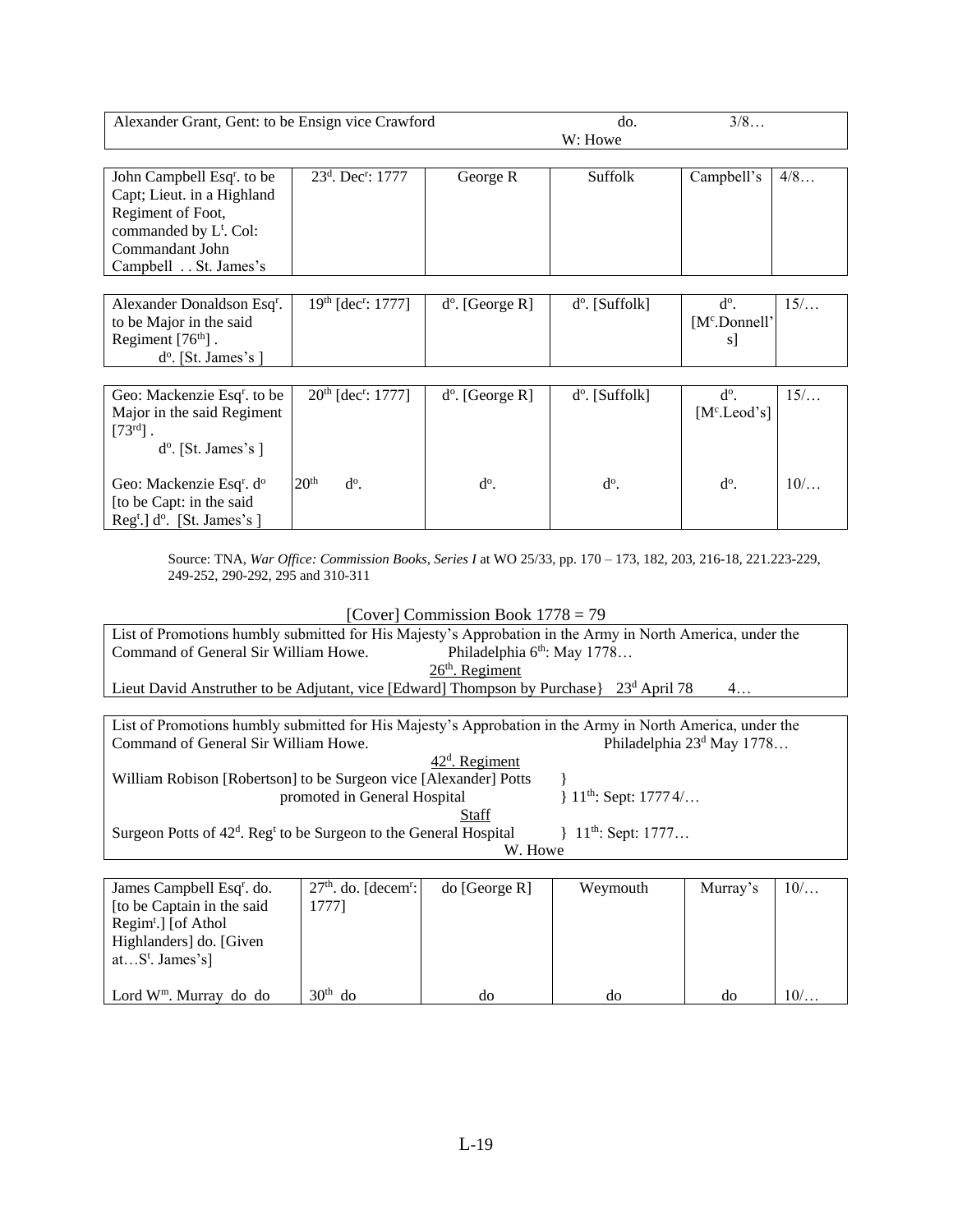| Alexander Grant, Gent: to be Ensign vice Crawford | do. | 3/8… |
|---|---|---|
| | W: Howe | |

| John Campbell Esq[r]. to be Capt; Lieut. in a Highland Regiment of Foot, commanded by L[t]. Col: Commandant John Campbell . . St. James's | 23[d]. Dec[r]: 1777 | George R | Suffolk | Campbell's | 4/8… |
|---|---|---|---|---|---|

| Alexander Donaldson Esq[r]. to be Major in the said Regiment [76[th]] . d[o]. [St. James's ] | 19[th] [dec[r]: 1777] | d[o]. [George R] | d[o]. [Suffolk] | d[o]. [M[c].Donnell's] | 15/… |
|---|---|---|---|---|---|

| Geo: Mackenzie Esq[r]. to be Major in the said Regiment [73[rd]] . d[o]. [St. James's ] | 20[th] [dec[r]: 1777] | d[o]. [George R] | d[o]. [Suffolk] | d[o]. [M[c].Leod's] | 15/… |
|---|---|---|---|---|---|
| Geo: Mackenzie Esq[r]. d[o] [to be Capt: in the said Reg[t].] d[o]. [St. James's ] | 20[th] d[o]. | d[o]. | d[o]. | d[o]. | 10/… |

Source: TNA, *War Office: Commission Books, Series I* at WO 25/33, pp. 170 – 173, 182, 203, 216-18, 221.223-229, 249-252, 290-292, 295 and 310-311

[Cover] Commission Book 1778 = 79

List of Promotions humbly submitted for His Majesty's Approbation in the Army in North America, under the Command of General Sir William Howe. Philadelphia 6[th]: May 1778…

26[th]. Regiment

Lieut David Anstruther to be Adjutant, vice [Edward] Thompson by Purchase} 23[d] April 78 4…

List of Promotions humbly submitted for His Majesty's Approbation in the Army in North America, under the Command of General Sir William Howe. Philadelphia 23[d] May 1778…

42[d]. Regiment

William Robison [Robertson] to be Surgeon vice [Alexander] Potts promoted in General Hospital } 11[th]: Sept: 1777 4/…

Staff

Surgeon Potts of 42[d]. Reg[t] to be Surgeon to the General Hospital } 11[th]: Sept: 1777…

W. Howe

| James Campbell Esq[r]. do. [to be Captain in the said Regim[t].] [of Athol Highlanders] do. [Given at…S[t]. James's] | 27[th]. do. [decem[r]: 1777] | do [George R] | Weymouth | Murray's | 10/… |
|---|---|---|---|---|---|
| Lord W[m]. Murray do do | 30[th] do | do | do | do | 10/… |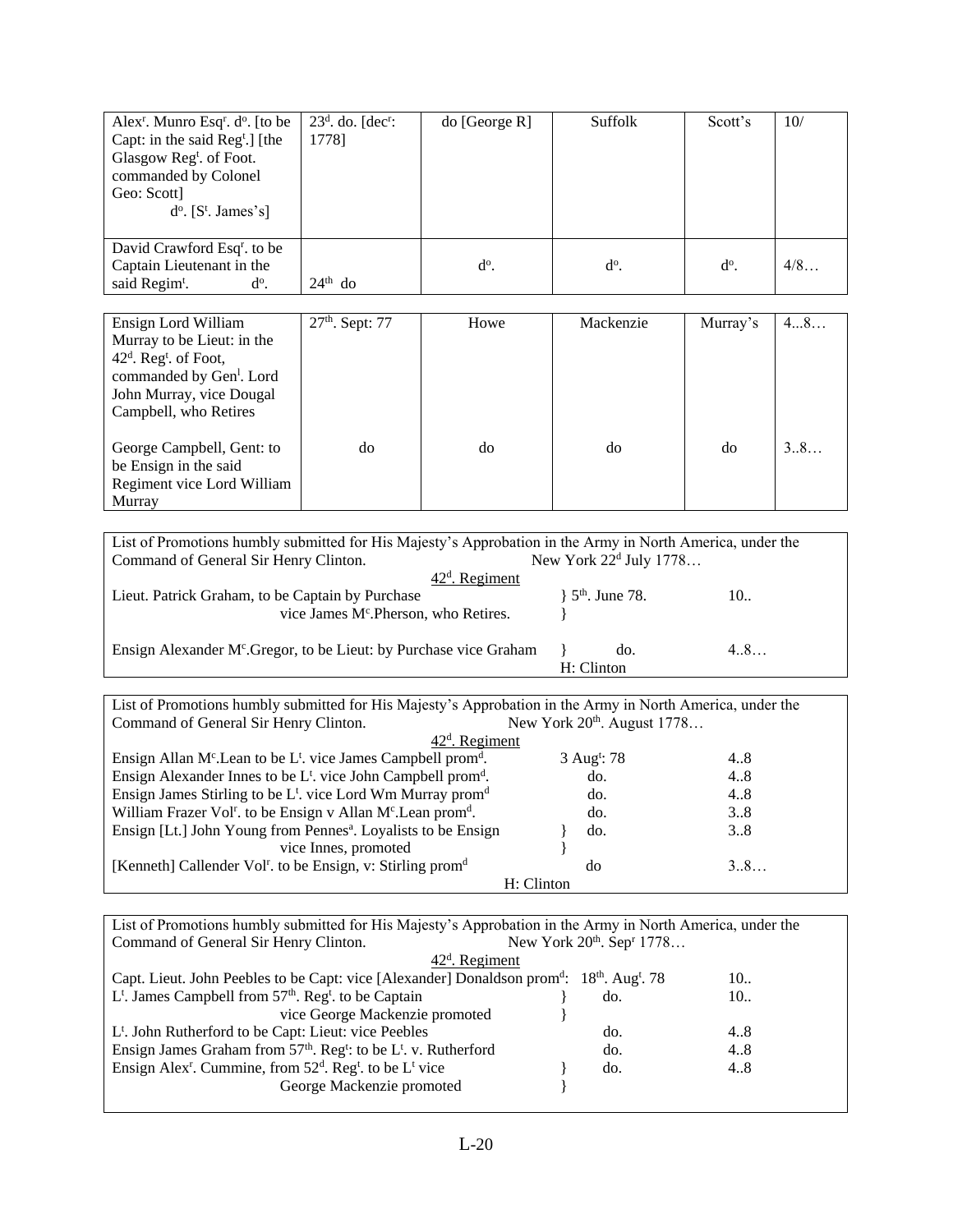| | | | | | |
|---|---|---|---|---|---|
| Alex[r]. Munro Esq[r]. d[o]. [to be Capt: in the said Reg[t].] [the Glasgow Reg[t]. of Foot. commanded by Colonel Geo: Scott] d[o]. [S[t]. James's] | 23[d]. do. [dec[r]: 1778] | do [George R] | Suffolk | Scott's | 10/ |
| David Crawford Esq[r]. to be Captain Lieutenant in the said Regim[t]. d[o]. | 24[th] do | d[o]. | d[o]. | d[o]. | 4/8… |

| | | | | | |
|---|---|---|---|---|---|
| Ensign Lord William Murray to be Lieut: in the 42[d]. Reg[t]. of Foot, commanded by Gen[l]. Lord John Murray, vice Dougal Campbell, who Retires | 27[th]. Sept: 77 | Howe | Mackenzie | Murray's | 4...8… |
| George Campbell, Gent: to be Ensign in the said Regiment vice Lord William Murray | do | do | do | do | 3..8… |

List of Promotions humbly submitted for His Majesty's Approbation in the Army in North America, under the Command of General Sir Henry Clinton. New York 22[d] July 1778…

42[d]. Regiment

| | | |
|---|---|---|
| Lieut. Patrick Graham, to be Captain by Purchase vice James M[c].Pherson, who Retires. | } 5[th]. June 78. | 10.. |
| Ensign Alexander M[c].Gregor, to be Lieut: by Purchase vice Graham | } do. | 4..8… |

H: Clinton

List of Promotions humbly submitted for His Majesty's Approbation in the Army in North America, under the Command of General Sir Henry Clinton. New York 20[th]. August 1778…

42[d]. Regiment

| | | |
|---|---|---|
| Ensign Allan M[c].Lean to be L[t]. vice James Campbell prom[d]. | 3 Aug[t]: 78 | 4..8 |
| Ensign Alexander Innes to be L[t]. vice John Campbell prom[d]. | do. | 4..8 |
| Ensign James Stirling to be L[t]. vice Lord Wm Murray prom[d] | do. | 4..8 |
| William Frazer Vol[r]. to be Ensign v Allan M[c].Lean prom[d]. | do. | 3..8 |
| Ensign [Lt.] John Young from Pennes[a]. Loyalists to be Ensign vice Innes, promoted | } do. | 3..8 |
| [Kenneth] Callender Vol[r]. to be Ensign, v: Stirling prom[d] | do | 3..8… |

H: Clinton

List of Promotions humbly submitted for His Majesty's Approbation in the Army in North America, under the Command of General Sir Henry Clinton. New York 20[th]. Sep[r] 1778…

42[d]. Regiment

| | | |
|---|---|---|
| Capt. Lieut. John Peebles to be Capt: vice [Alexander] Donaldson prom[d]: | 18[th]. Aug[t]. 78 | 10.. |
| L[t]. James Campbell from 57[th]. Reg[t]. to be Captain vice George Mackenzie promoted | } do. | 10.. |
| L[t]. John Rutherford to be Capt: Lieut: vice Peebles | do. | 4..8 |
| Ensign James Graham from 57[th]. Reg[t]: to be L[t]. v. Rutherford | do. | 4..8 |
| Ensign Alex[r]. Cummine, from 52[d]. Reg[t]. to be L[t] vice George Mackenzie promoted | } do. | 4..8 |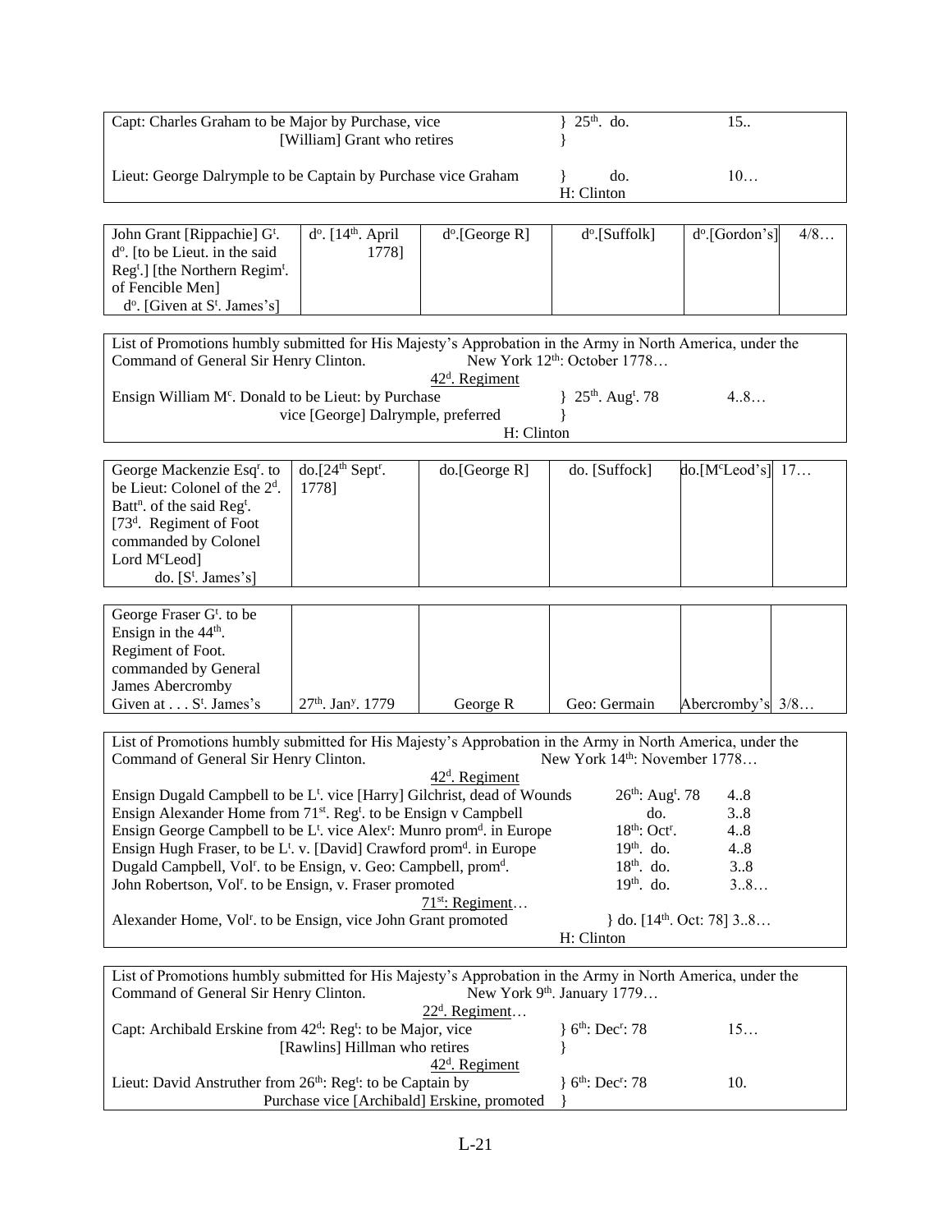| Capt: Charles Graham to be Major by Purchase, vice [William] Grant who retires | } 25th. do. } | 15.. |
|---|---|---|
| Lieut: George Dalrymple to be Captain by Purchase vice Graham | } do. H: Clinton | 10… |

| John Grant [Rippachie] Gt. do. [to be Lieut. in the said Regt.] [the Northern Regimt. of Fencible Men] do. [Given at St. James's] | do. [14th. April 1778] | do.[George R] | do.[Suffolk] | do.[Gordon's] | 4/8… |
|---|---|---|---|---|---|

List of Promotions humbly submitted for His Majesty's Approbation in the Army in North America, under the Command of General Sir Henry Clinton. New York 12th: October 1778…

42d. Regiment

| Ensign William Mc. Donald to be Lieut: by Purchase vice [George] Dalrymple, preferred | } 25th. Augt. 78 } | 4..8… |
|---|---|---|

H: Clinton

| George Mackenzie Esqr. to be Lieut: Colonel of the 2d. Battn. of the said Regt. [73d. Regiment of Foot commanded by Colonel Lord McLeod] do. [St. James's] | do.[24th Septr. 1778] | do.[George R] | do. [Suffock] | do.[McLeod's] | 17… |
|---|---|---|---|---|---|

| George Fraser Gt. to be Ensign in the 44th. Regiment of Foot. commanded by General James Abercromby Given at . . . St. James's | 27th. Jany. 1779 | George R | Geo: Germain | Abercromby's | 3/8… |
|---|---|---|---|---|---|

List of Promotions humbly submitted for His Majesty's Approbation in the Army in North America, under the Command of General Sir Henry Clinton. New York 14th: November 1778…

42d. Regiment

| | | |
|---|---|---|
| Ensign Dugald Campbell to be Lt. vice [Harry] Gilchrist, dead of Wounds | 26th: Augt. 78 | 4..8 |
| Ensign Alexander Home from 71st. Regt. to be Ensign v Campbell | do. | 3..8 |
| Ensign George Campbell to be Lt. vice Alexr: Munro promd. in Europe | 18th: Octr. | 4..8 |
| Ensign Hugh Fraser, to be Lt. v. [David] Crawford promd. in Europe | 19th. do. | 4..8 |
| Dugald Campbell, Volr. to be Ensign, v. Geo: Campbell, promd. | 18th. do. | 3..8 |
| John Robertson, Volr. to be Ensign, v. Fraser promoted | 19th. do. | 3..8… |

71st: Regiment…

| | |
|---|---|
| Alexander Home, Volr. to be Ensign, vice John Grant promoted | } do. [14th. Oct: 78] 3..8… |

H: Clinton

List of Promotions humbly submitted for His Majesty's Approbation in the Army in North America, under the Command of General Sir Henry Clinton. New York 9th. January 1779…

22d. Regiment…

| | | |
|---|---|---|
| Capt: Archibald Erskine from 42d: Regt: to be Major, vice [Rawlins] Hillman who retires | } 6th: Decr: 78 } | 15… |

42d. Regiment

| | | |
|---|---|---|
| Lieut: David Anstruther from 26th: Regt: to be Captain by Purchase vice [Archibald] Erskine, promoted | } 6th: Decr: 78 } | 10. |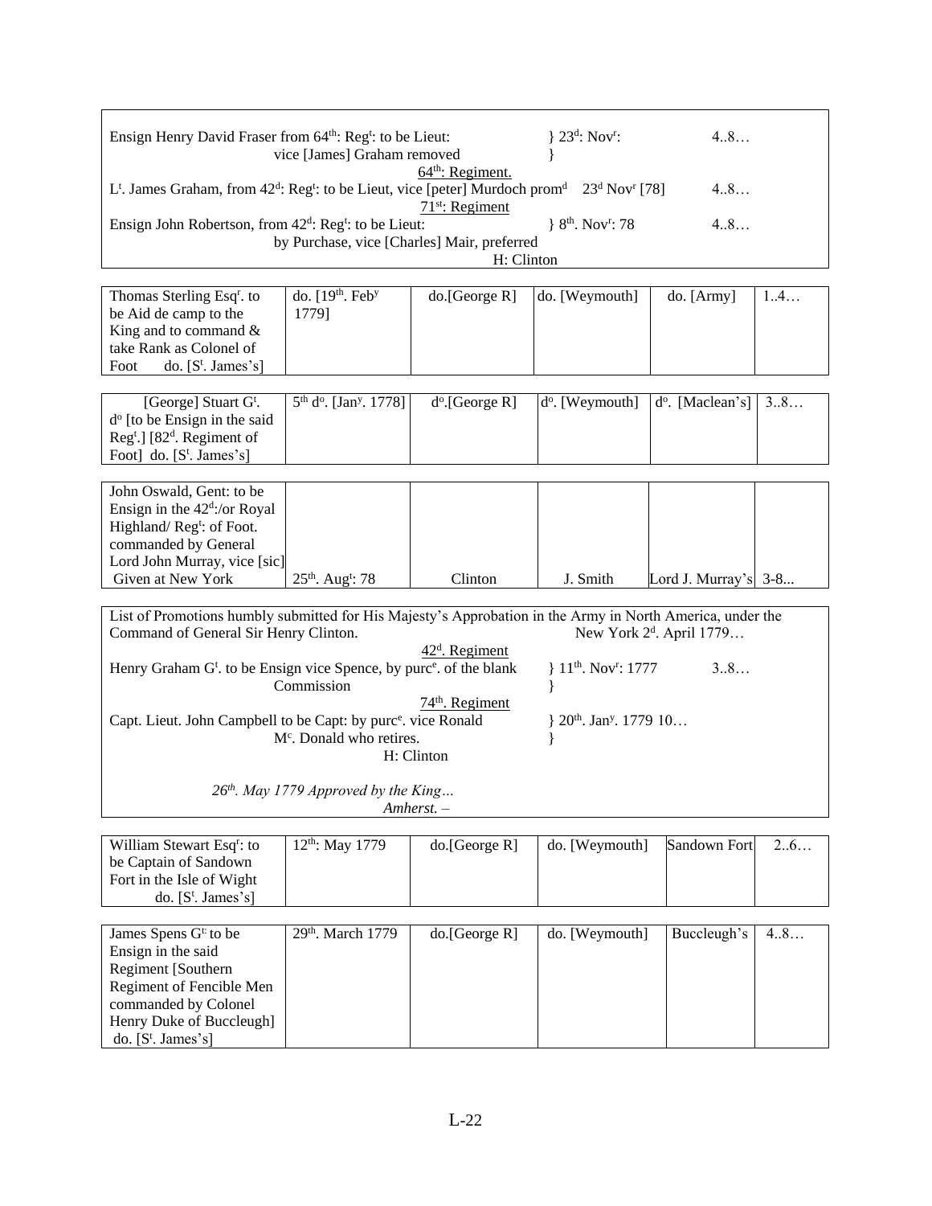| | | |
|---|---|---|
| Ensign Henry David Fraser from 64th: Regt: to be Lieut: vice [James] Graham removed | } 23d: Novr: | 4..8… |
| 64th: Regiment. | | |
| Lt. James Graham, from 42d: Regt: to be Lieut, vice [peter] Murdoch promd | 23d Novr [78] | 4..8… |
| 71st: Regiment | | |
| Ensign John Robertson, from 42d: Regt: to be Lieut: by Purchase, vice [Charles] Mair, preferred | } 8th. Novr: 78 | 4..8… |
| H: Clinton | | |

| | | | | | |
|---|---|---|---|---|---|
| Thomas Sterling Esqr. to be Aid de camp to the King and to command & take Rank as Colonel of Foot do. [St. James's] | do. [19th. Feby 1779] | do.[George R] | do. [Weymouth] | do. [Army] | 1..4… |

| | | | | | |
|---|---|---|---|---|---|
| [George] Stuart Gt. do [to be Ensign in the said Regt.] [82d. Regiment of Foot] do. [St. James's] | 5th do. [Jany. 1778] | do.[George R] | do. [Weymouth] | do. [Maclean's] | 3..8… |

| | | | | | |
|---|---|---|---|---|---|
| John Oswald, Gent: to be Ensign in the 42d:/or Royal Highland/ Regt: of Foot. commanded by General Lord John Murray, vice [sic] Given at New York | 25th. Augt: 78 | Clinton | J. Smith | Lord J. Murray's | 3-8... |

List of Promotions humbly submitted for His Majesty's Approbation in the Army in North America, under the Command of General Sir Henry Clinton. New York 2d. April 1779…

| | | |
|---|---|---|
| 42d. Regiment | | |
| Henry Graham Gt. to be Ensign vice Spence, by purce. of the blank Commission | } 11th. Novr: 1777 | 3..8… |
| 74th. Regiment | | |
| Capt. Lieut. John Campbell to be Capt: by purce. vice Ronald Mc. Donald who retires. | } 20th. Jany. 1779 | 10… |
| H: Clinton | | |

*26th. May 1779 Approved by the King…*
*Amherst. –*

| | | | | | |
|---|---|---|---|---|---|
| William Stewart Esqr: to be Captain of Sandown Fort in the Isle of Wight do. [St. James's] | 12th: May 1779 | do.[George R] | do. [Weymouth] | Sandown Fort | 2..6… |

| | | | | | |
|---|---|---|---|---|---|
| James Spens Gt: to be Ensign in the said Regiment [Southern Regiment of Fencible Men commanded by Colonel Henry Duke of Buccleugh] do. [St. James's] | 29th. March 1779 | do.[George R] | do. [Weymouth] | Buccleugh's | 4..8… |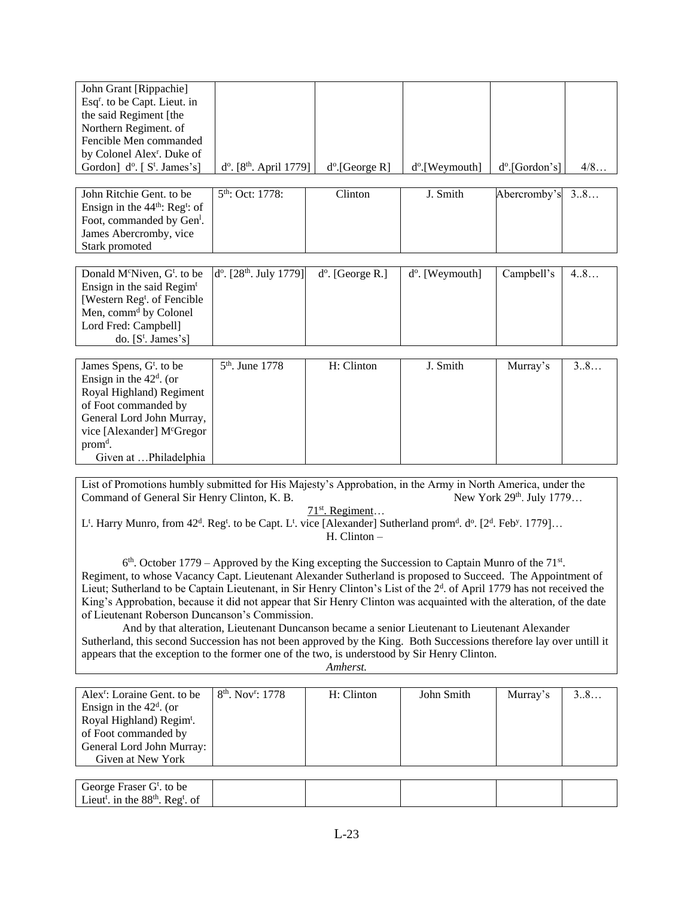| | | | | | |
|---|---|---|---|---|---|
| John Grant [Rippachie] Esq[r]. to be Capt. Lieut. in the said Regiment [the Northern Regiment. of Fencible Men commanded by Colonel Alex[r]. Duke of Gordon] d[o]. [ S[t]. James's] | d[o]. [8[th]. April 1779] | d[o].[George R] | d[o].[Weymouth] | d[o].[Gordon's] | 4/8… |

| | | | | | |
|---|---|---|---|---|---|
| John Ritchie Gent. to be Ensign in the 44[th]: Reg[t]: of Foot, commanded by Gen[l]. James Abercromby, vice Stark promoted | 5[th]: Oct: 1778: | Clinton | J. Smith | Abercromby's | 3..8… |

| | | | | | |
|---|---|---|---|---|---|
| Donald M[c]Niven, G[t]. to be Ensign in the said Regim[t] [Western Reg[t]. of Fencible Men, comm[d] by Colonel Lord Fred: Campbell] do. [S[t]. James's] | d[o]. [28[th]. July 1779] | d[o]. [George R.] | d[o]. [Weymouth] | Campbell's | 4..8… |

| | | | | | |
|---|---|---|---|---|---|
| James Spens, G[t]. to be Ensign in the 42[d]. (or Royal Highland) Regiment of Foot commanded by General Lord John Murray, vice [Alexander] M[c]Gregor prom[d]. Given at …Philadelphia | 5[th]. June 1778 | H: Clinton | J. Smith | Murray's | 3..8… |

List of Promotions humbly submitted for His Majesty's Approbation, in the Army in North America, under the Command of General Sir Henry Clinton, K. B. New York 29[th]. July 1779…

<u>71[st]. Regiment</u>…

L[t]. Harry Munro, from 42[d]. Reg[t]. to be Capt. L[t]. vice [Alexander] Sutherland prom[d]. d[o]. [2[d]. Feb[y]. 1779]…

H. Clinton –

6[th]. October 1779 – Approved by the King excepting the Succession to Captain Munro of the 71[st]. Regiment, to whose Vacancy Capt. Lieutenant Alexander Sutherland is proposed to Succeed. The Appointment of Lieut; Sutherland to be Captain Lieutenant, in Sir Henry Clinton's List of the 2[d]. of April 1779 has not received the King's Approbation, because it did not appear that Sir Henry Clinton was acquainted with the alteration, of the date of Lieutenant Roberson Duncanson's Commission.

And by that alteration, Lieutenant Duncanson became a senior Lieutenant to Lieutenant Alexander Sutherland, this second Succession has not been approved by the King. Both Successions therefore lay over untill it appears that the exception to the former one of the two, is understood by Sir Henry Clinton.

*Amherst.*

| | | | | | |
|---|---|---|---|---|---|
| Alex[r]: Loraine Gent. to be Ensign in the 42[d]. (or Royal Highland) Regim[t]. of Foot commanded by General Lord John Murray: Given at New York | 8[th]. Nov[r]: 1778 | H: Clinton | John Smith | Murray's | 3..8… |

| | | | | | |
|---|---|---|---|---|---|
| George Fraser G[t]. to be Lieut[t]. in the 88[th]. Reg[t]. of | | | | | |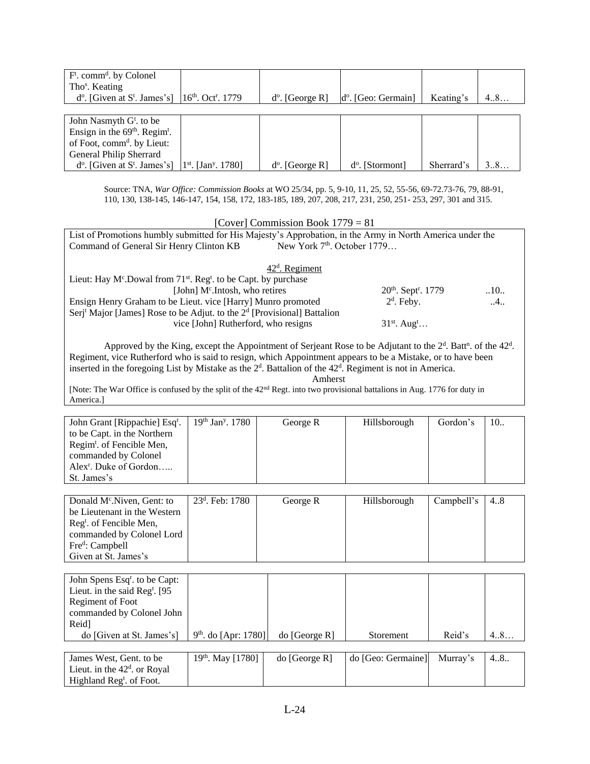| F[t]. comm[d]. by Colonel Tho[s]. Keating d[o]. [Given at S[t]. James's] | 16[th]. Oct[r]. 1779 | d[o]. [George R] | d[o]. [Geo: Germain] | Keating's | 4..8… |
|---|---|---|---|---|---|

| John Nasmyth G[t]. to be Ensign in the 69[th]. Regim[t]. of Foot, comm[d]. by Lieut: General Philip Sherrard d[o]. [Given at S[t]. James's] | 1[st]. [Jan[y]. 1780] | d[o]. [George R] | d[o]. [Stormont] | Sherrard's | 3..8… |
|---|---|---|---|---|---|

Source: TNA, *War Office: Commission Books* at WO 25/34, pp. 5, 9-10, 11, 25, 52, 55-56, 69-72.73-76, 79, 88-91, 110, 130, 138-145, 146-147, 154, 158, 172, 183-185, 189, 207, 208, 217, 231, 250, 251- 253, 297, 301 and 315.

[Cover] Commission Book 1779 = 81

List of Promotions humbly submitted for His Majesty's Approbation, in the Army in North America under the Command of General Sir Henry Clinton KB New York 7[th]. October 1779…

42[d]. Regiment

| | | |
|---|---|---|
| Lieut: Hay M[c].Dowal from 71[st]. Reg[t]. to be Capt. by purchase [John] M[c].Intosh, who retires | 20[th]. Sept[r]. 1779 | ..10.. |
| Ensign Henry Graham to be Lieut. vice [Harry] Munro promoted | 2[d]. Feby. | ..4.. |
| Serj[t] Major [James] Rose to be Adjut. to the 2[d] [Provisional] Battalion vice [John] Rutherford, who resigns | 31[st]. Aug[t]… | |

Approved by the King, except the Appointment of Serjeant Rose to be Adjutant to the 2[d]. Batt[n]. of the 42[d]. Regiment, vice Rutherford who is said to resign, which Appointment appears to be a Mistake, or to have been inserted in the foregoing List by Mistake as the 2[d]. Battalion of the 42[d]. Regiment is not in America.

Amherst

[Note: The War Office is confused by the split of the 42[nd] Regt. into two provisional battalions in Aug. 1776 for duty in America.]

| John Grant [Rippachie] Esq[r]. to be Capt. in the Northern Regim[t]. of Fencible Men, commanded by Colonel Alex[r]. Duke of Gordon….. St. James's | 19[th] Jan[y]. 1780 | George R | Hillsborough | Gordon's | 10.. |
|---|---|---|---|---|---|

| Donald M[c].Niven, Gent: to be Lieutenant in the Western Reg[t]. of Fencible Men, commanded by Colonel Lord Fre[d]: Campbell Given at St. James's | 23[d]. Feb: 1780 | George R | Hillsborough | Campbell's | 4..8 |
|---|---|---|---|---|---|

| John Spens Esq[r]. to be Capt: Lieut. in the said Reg[t]. [95 Regiment of Foot commanded by Colonel John Reid] do [Given at St. James's] | 9[th]. do [Apr: 1780] | do [George R] | Storement | Reid's | 4..8… |
|---|---|---|---|---|---|

| James West, Gent. to be Lieut. in the 42[d]. or Royal Highland Reg[t]. of Foot. | 19[th]. May [1780] | do [George R] | do [Geo: Germaine] | Murray's | 4..8.. |
|---|---|---|---|---|---|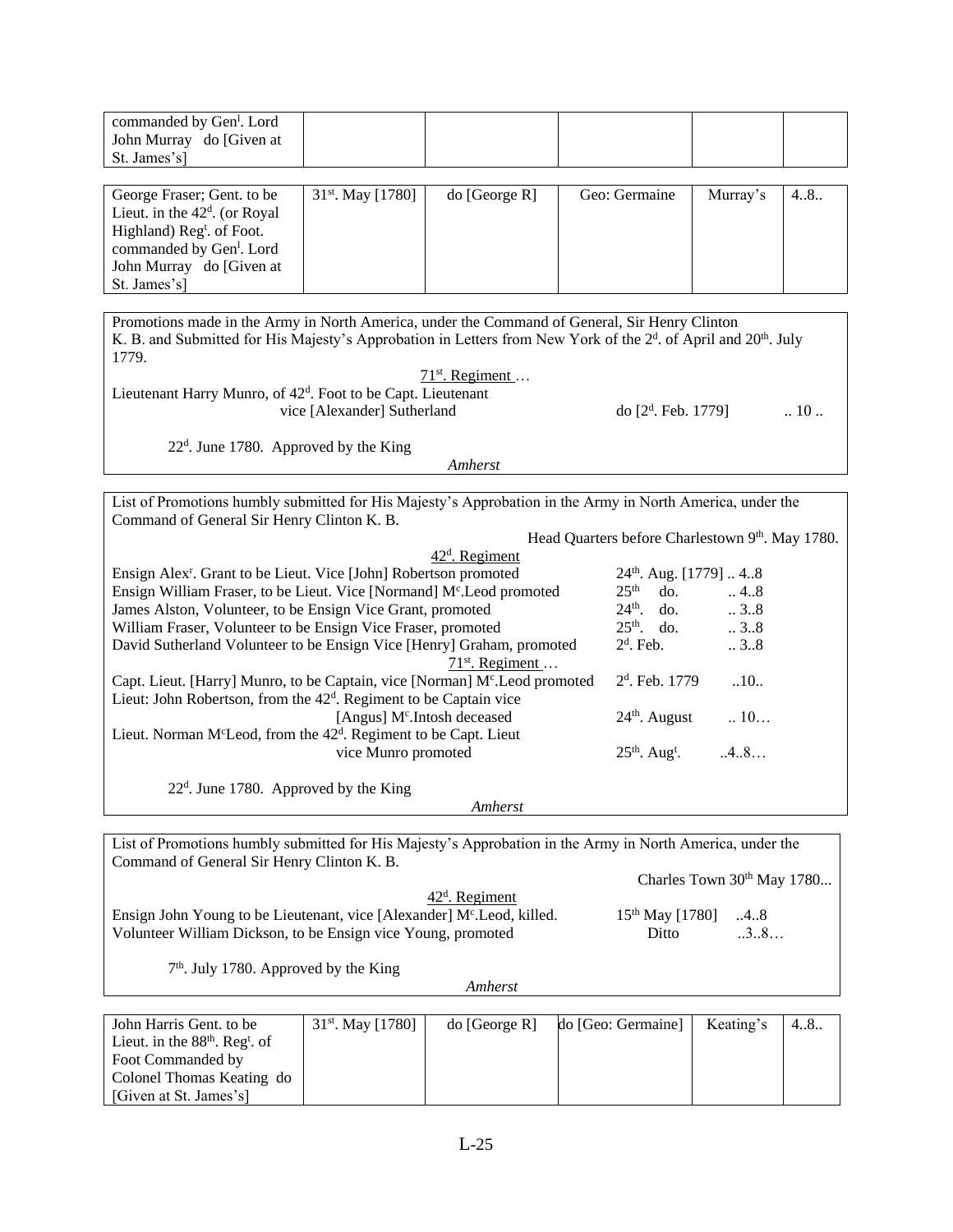| commanded by Gen[l]. Lord John Murray do [Given at St. James's] | | | | | |
|---|---|---|---|---|---|

| George Fraser; Gent. to be Lieut. in the 42[d]. (or Royal Highland) Reg[t]. of Foot. commanded by Gen[l]. Lord John Murray do [Given at St. James's] | 31[st]. May [1780] | do [George R] | Geo: Germaine | Murray's | 4..8.. |
|---|---|---|---|---|---|

Promotions made in the Army in North America, under the Command of General, Sir Henry Clinton K. B. and Submitted for His Majesty's Approbation in Letters from New York of the 2[d]. of April and 20[th]. July 1779.

71[st]. Regiment …

Lieutenant Harry Munro, of 42[d]. Foot to be Capt. Lieutenant vice [Alexander] Sutherland — do [2[d]. Feb. 1779] .. 10 ..

22[d]. June 1780. Approved by the King

*Amherst*

---

List of Promotions humbly submitted for His Majesty's Approbation in the Army in North America, under the Command of General Sir Henry Clinton K. B.

Head Quarters before Charlestown 9[th]. May 1780.

42[d]. Regiment

| | | |
|---|---|---|
| Ensign Alex[r]. Grant to be Lieut. Vice [John] Robertson promoted | 24[th]. Aug. [1779] | .. 4..8 |
| Ensign William Fraser, to be Lieut. Vice [Normand] M[c].Leod promoted | 25[th] do. | .. 4..8 |
| James Alston, Volunteer, to be Ensign Vice Grant, promoted | 24[th]. do. | .. 3..8 |
| William Fraser, Volunteer to be Ensign Vice Fraser, promoted | 25[th]. do. | .. 3..8 |
| David Sutherland Volunteer to be Ensign Vice [Henry] Graham, promoted | 2[d]. Feb. | .. 3..8 |

71[st]. Regiment …

| | | |
|---|---|---|
| Capt. Lieut. [Harry] Munro, to be Captain, vice [Norman] M[c].Leod promoted | 2[d]. Feb. 1779 | ..10.. |
| Lieut: John Robertson, from the 42[d]. Regiment to be Captain vice [Angus] M[c].Intosh deceased | 24[th]. August | .. 10… |
| Lieut. Norman M[c]Leod, from the 42[d]. Regiment to be Capt. Lieut vice Munro promoted | 25[th]. Aug[t]. | ..4..8… |

22[d]. June 1780. Approved by the King

*Amherst*

---

List of Promotions humbly submitted for His Majesty's Approbation in the Army in North America, under the Command of General Sir Henry Clinton K. B.

Charles Town 30[th] May 1780...

42[d]. Regiment

| | | |
|---|---|---|
| Ensign John Young to be Lieutenant, vice [Alexander] M[c].Leod, killed. | 15[th] May [1780] | ..4..8 |
| Volunteer William Dickson, to be Ensign vice Young, promoted | Ditto | ..3..8… |

7[th]. July 1780. Approved by the King

*Amherst*

---

| John Harris Gent. to be Lieut. in the 88[th]. Reg[t]. of Foot Commanded by Colonel Thomas Keating do [Given at St. James's] | 31[st]. May [1780] | do [George R] | do [Geo: Germaine] | Keating's | 4..8.. |
|---|---|---|---|---|---|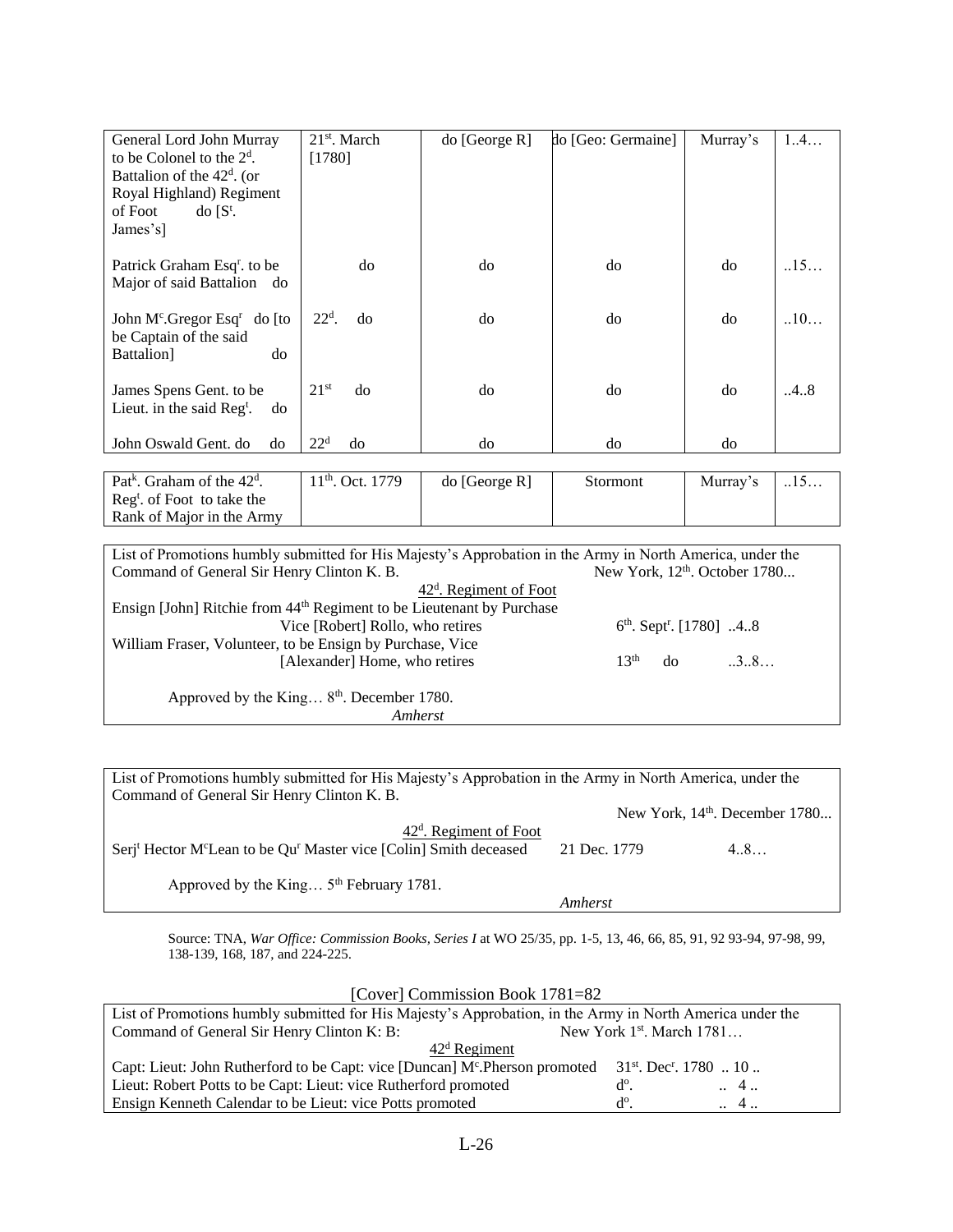| | | | | | |
|---|---|---|---|---|---|
| General Lord John Murray to be Colonel to the 2$^{d}$. Battalion of the 42$^{d}$. (or Royal Highland) Regiment of Foot do [S$^{t}$. James's] | 21$^{st}$. March [1780] | do [George R] | do [Geo: Germaine] | Murray's | 1..4… |
| Patrick Graham Esq$^{r}$. to be Major of said Battalion do | do | do | do | do | ..15… |
| John M$^{c}$.Gregor Esq$^{r}$ do [to be Captain of the said Battalion] do | 22$^{d}$. do | do | do | do | ..10… |
| James Spens Gent. to be Lieut. in the said Reg$^{t}$. do | 21$^{st}$ do | do | do | do | ..4..8 |
| John Oswald Gent. do do | 22$^{d}$ do | do | do | do | |

| | | | | | |
|---|---|---|---|---|---|
| Pat$^{k}$. Graham of the 42$^{d}$. Reg$^{t}$. of Foot to take the Rank of Major in the Army | 11$^{th}$. Oct. 1779 | do [George R] | Stormont | Murray's | ..15… |

List of Promotions humbly submitted for His Majesty's Approbation in the Army in North America, under the Command of General Sir Henry Clinton K. B. New York, 12$^{th}$. October 1780...

42$^{d}$. Regiment of Foot

Ensign [John] Ritchie from 44$^{th}$ Regiment to be Lieutenant by Purchase Vice [Robert] Rollo, who retires — 6$^{th}$. Sept$^{r}$. [1780] ..4..8

William Fraser, Volunteer, to be Ensign by Purchase, Vice [Alexander] Home, who retires — 13$^{th}$ do ..3..8…

Approved by the King… 8$^{th}$. December 1780.

*Amherst*

List of Promotions humbly submitted for His Majesty's Approbation in the Army in North America, under the Command of General Sir Henry Clinton K. B.

New York, 14$^{th}$. December 1780...

42$^{d}$. Regiment of Foot

Serj$^{t}$ Hector M$^{c}$Lean to be Qu$^{r}$ Master vice [Colin] Smith deceased — 21 Dec. 1779 — 4..8…

Approved by the King… 5$^{th}$ February 1781.

*Amherst*

Source: TNA, *War Office: Commission Books, Series I* at WO 25/35, pp. 1-5, 13, 46, 66, 85, 91, 92 93-94, 97-98, 99, 138-139, 168, 187, and 224-225.

[Cover] Commission Book 1781=82

List of Promotions humbly submitted for His Majesty's Approbation, in the Army in North America under the Command of General Sir Henry Clinton K: B: New York 1$^{st}$. March 1781…

42$^{d}$ Regiment

Capt: Lieut: John Rutherford to be Capt: vice [Duncan] M$^{c}$.Pherson promoted — 31$^{st}$. Dec$^{r}$. 1780 .. 10 ..

Lieut: Robert Potts to be Capt: Lieut: vice Rutherford promoted — d$^{o}$. .. 4 ..

Ensign Kenneth Calendar to be Lieut: vice Potts promoted — d$^{o}$. .. 4 ..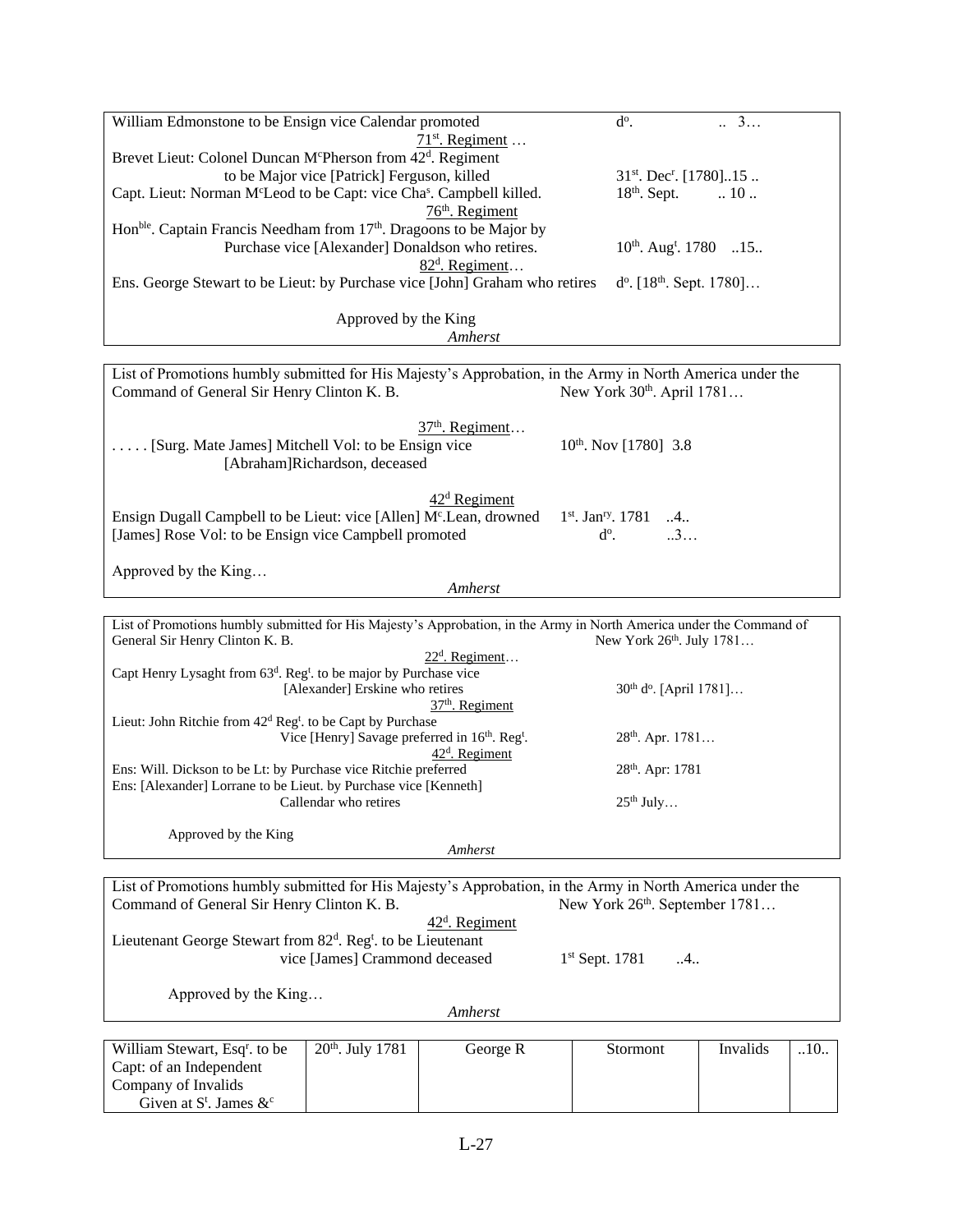William Edmonstone to be Ensign vice Calendar promoted d°. .. 3…

71st. Regiment …

Brevet Lieut: Colonel Duncan McPherson from 42d. Regiment to be Major vice [Patrick] Ferguson, killed 31st. Decr. [1780]..15 ..

Capt. Lieut: Norman McLeod to be Capt: vice Chas. Campbell killed. 18th. Sept. .. 10 ..

76th. Regiment

Honble. Captain Francis Needham from 17th. Dragoons to be Major by Purchase vice [Alexander] Donaldson who retires. 10th. Augt. 1780 ..15..

82d. Regiment…

Ens. George Stewart to be Lieut: by Purchase vice [John] Graham who retires d°. [18th. Sept. 1780]…

Approved by the King

*Amherst*

---

List of Promotions humbly submitted for His Majesty's Approbation, in the Army in North America under the Command of General Sir Henry Clinton K. B. New York 30th. April 1781…

37th. Regiment…

. . . . . [Surg. Mate James] Mitchell Vol: to be Ensign vice [Abraham]Richardson, deceased 10th. Nov [1780] 3.8

42d Regiment

Ensign Dugall Campbell to be Lieut: vice [Allen] Mc.Lean, drowned 1st. Janry. 1781 ..4..

[James] Rose Vol: to be Ensign vice Campbell promoted d°. ..3…

Approved by the King…

*Amherst*

---

List of Promotions humbly submitted for His Majesty's Approbation, in the Army in North America under the Command of General Sir Henry Clinton K. B. New York 26th. July 1781…

22d. Regiment…

Capt Henry Lysaght from 63d. Regt. to be major by Purchase vice [Alexander] Erskine who retires 30th d°. [April 1781]…

37th. Regiment

Lieut: John Ritchie from 42d Regt. to be Capt by Purchase Vice [Henry] Savage preferred in 16th. Regt. 28th. Apr. 1781…

42d. Regiment

Ens: Will. Dickson to be Lt: by Purchase vice Ritchie preferred 28th. Apr: 1781

Ens: [Alexander] Lorrane to be Lieut. by Purchase vice [Kenneth] Callendar who retires 25th July…

Approved by the King

*Amherst*

---

List of Promotions humbly submitted for His Majesty's Approbation, in the Army in North America under the Command of General Sir Henry Clinton K. B. New York 26th. September 1781…

42d. Regiment

Lieutenant George Stewart from 82d. Regt. to be Lieutenant vice [James] Crammond deceased 1st Sept. 1781 ..4..

Approved by the King…

*Amherst*

| William Stewart, Esqr. to be Capt: of an Independent Company of Invalids Given at St. James &c | 20th. July 1781 | George R | Stormont | Invalids | ..10.. |
|---|---|---|---|---|---|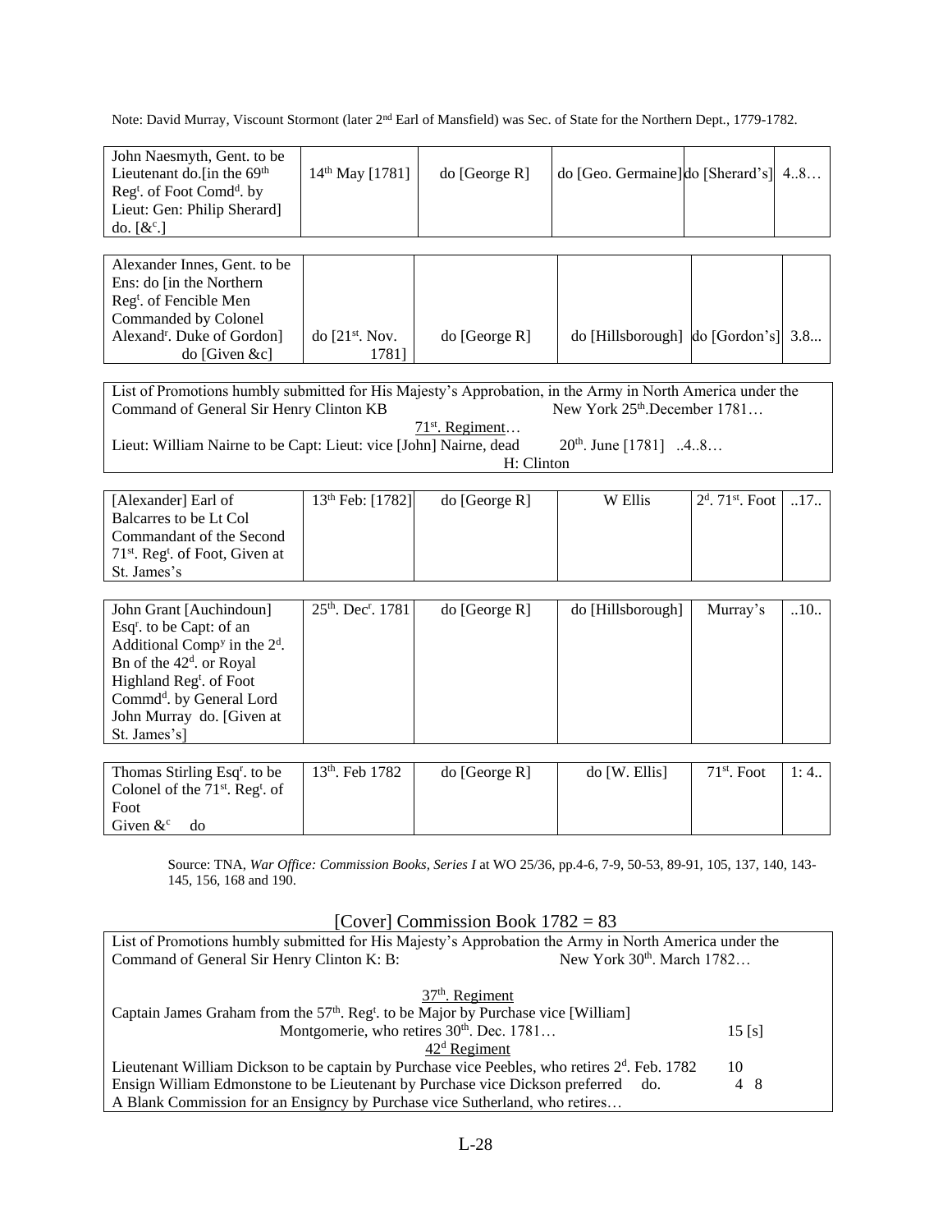Note: David Murray, Viscount Stormont (later 2nd Earl of Mansfield) was Sec. of State for the Northern Dept., 1779-1782.

| | | | | | |
|---|---|---|---|---|---|
| John Naesmyth, Gent. to be Lieutenant do.[in the 69th Regt. of Foot Comdd. by Lieut: Gen: Philip Sherard] do. [&c.] | 14th May [1781] | do [George R] | do [Geo. Germaine] | do [Sherard's] | 4..8… |

| | | | | | |
|---|---|---|---|---|---|
| Alexander Innes, Gent. to be Ens: do [in the Northern Regt. of Fencible Men Commanded by Colonel Alexandr. Duke of Gordon] do [Given &c] | do [21st. Nov. 1781] | do [George R] | do [Hillsborough] | do [Gordon's] | 3.8... |

List of Promotions humbly submitted for His Majesty's Approbation, in the Army in North America under the Command of General Sir Henry Clinton KB New York 25th.December 1781…

71st. Regiment…

Lieut: William Nairne to be Capt: Lieut: vice [John] Nairne, dead 20th. June [1781] ..4..8…

H: Clinton

| | | | | | |
|---|---|---|---|---|---|
| [Alexander] Earl of Balcarres to be Lt Col Commandant of the Second 71st. Regt. of Foot, Given at St. James's | 13th Feb: [1782] | do [George R] | W Ellis | 2d. 71st. Foot | ..17.. |

| | | | | | |
|---|---|---|---|---|---|
| John Grant [Auchindoun] Esqr. to be Capt: of an Additional Compy in the 2d. Bn of the 42d. or Royal Highland Regt. of Foot Commdd. by General Lord John Murray do. [Given at St. James's] | 25th. Decr. 1781 | do [George R] | do [Hillsborough] | Murray's | ..10.. |

| | | | | | |
|---|---|---|---|---|---|
| Thomas Stirling Esqr. to be Colonel of the 71st. Regt. of Foot Given &c do | 13th. Feb 1782 | do [George R] | do [W. Ellis] | 71st. Foot | 1: 4.. |

Source: TNA, *War Office: Commission Books, Series I* at WO 25/36, pp.4-6, 7-9, 50-53, 89-91, 105, 137, 140, 143-145, 156, 168 and 190.

## [Cover] Commission Book 1782 = 83

List of Promotions humbly submitted for His Majesty's Approbation the Army in North America under the Command of General Sir Henry Clinton K: B: New York 30th. March 1782…

37th. Regiment

Captain James Graham from the 57th. Regt. to be Major by Purchase vice [William] Montgomerie, who retires 30th. Dec. 1781… 15 [s]

42d Regiment

Lieutenant William Dickson to be captain by Purchase vice Peebles, who retires 2d. Feb. 1782 10

Ensign William Edmonstone to be Lieutenant by Purchase vice Dickson preferred do. 4 8

A Blank Commission for an Ensigncy by Purchase vice Sutherland, who retires…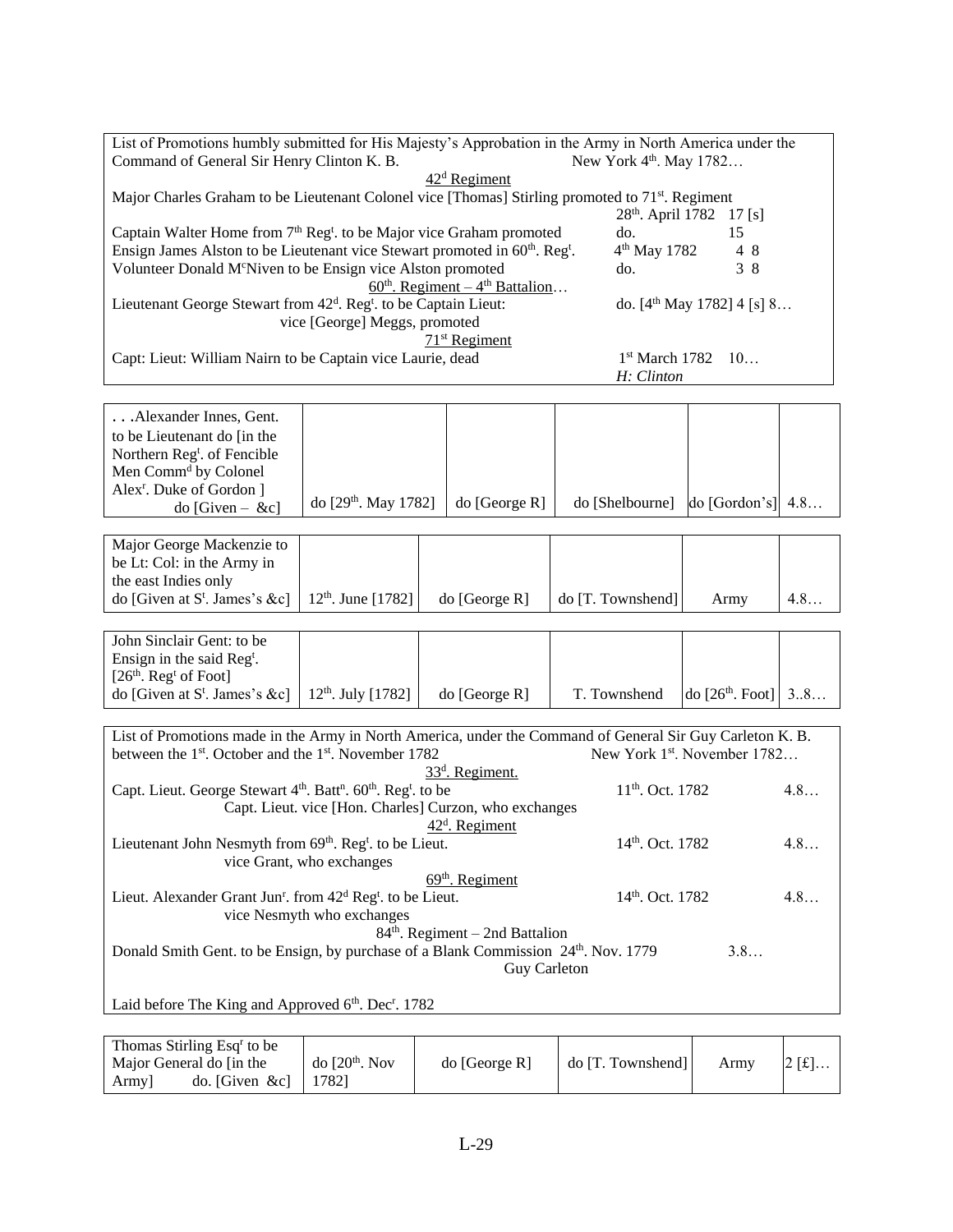List of Promotions humbly submitted for His Majesty's Approbation in the Army in North America under the Command of General Sir Henry Clinton K. B. New York 4th. May 1782…

42d Regiment

Major Charles Graham to be Lieutenant Colonel vice [Thomas] Stirling promoted to 71st. Regiment — 28th. April 1782 17 [s]

Captain Walter Home from 7th Regt. to be Major vice Graham promoted — do. 15

Ensign James Alston to be Lieutenant vice Stewart promoted in 60th. Regt. — 4th May 1782 4 8

Volunteer Donald McNiven to be Ensign vice Alston promoted — do. 3 8

60th. Regiment – 4th Battalion…

Lieutenant George Stewart from 42d. Regt. to be Captain Lieut: vice [George] Meggs, promoted — do. [4th May 1782] 4 [s] 8…

71st Regiment

Capt: Lieut: William Nairn to be Captain vice Laurie, dead — 1st March 1782 10…

*H: Clinton*

| . . .Alexander Innes, Gent. to be Lieutenant do [in the Northern Regt. of Fencible Men Commd by Colonel Alexr. Duke of Gordon ] do [Given – &c] | do [29th. May 1782] | do [George R] | do [Shelbourne] | do [Gordon's] | 4.8… |
|---|---|---|---|---|---|

| Major George Mackenzie to be Lt: Col: in the Army in the east Indies only do [Given at St. James's &c] | 12th. June [1782] | do [George R] | do [T. Townshend] | Army | 4.8… |
|---|---|---|---|---|---|

| John Sinclair Gent: to be Ensign in the said Regt. [26th. Regt of Foot] do [Given at St. James's &c] | 12th. July [1782] | do [George R] | T. Townshend | do [26th. Foot] | 3..8… |
|---|---|---|---|---|---|

List of Promotions made in the Army in North America, under the Command of General Sir Guy Carleton K. B. between the 1st. October and the 1st. November 1782 New York 1st. November 1782…

33d. Regiment.

Capt. Lieut. George Stewart 4th. Battn. 60th. Regt. to be Capt. Lieut. vice [Hon. Charles] Curzon, who exchanges — 11th. Oct. 1782 4.8…

42d. Regiment

Lieutenant John Nesmyth from 69th. Regt. to be Lieut. vice Grant, who exchanges — 14th. Oct. 1782 4.8…

69th. Regiment

Lieut. Alexander Grant Junr. from 42d Regt. to be Lieut. vice Nesmyth who exchanges — 14th. Oct. 1782 4.8…

84th. Regiment – 2nd Battalion

Donald Smith Gent. to be Ensign, by purchase of a Blank Commission 24th. Nov. 1779 3.8…

Guy Carleton

Laid before The King and Approved 6th. Decr. 1782

| Thomas Stirling Esqr to be Major General do [in the Army] do. [Given &c] | do [20th. Nov 1782] | do [George R] | do [T. Townshend] | Army | 2 [£]… |
|---|---|---|---|---|---|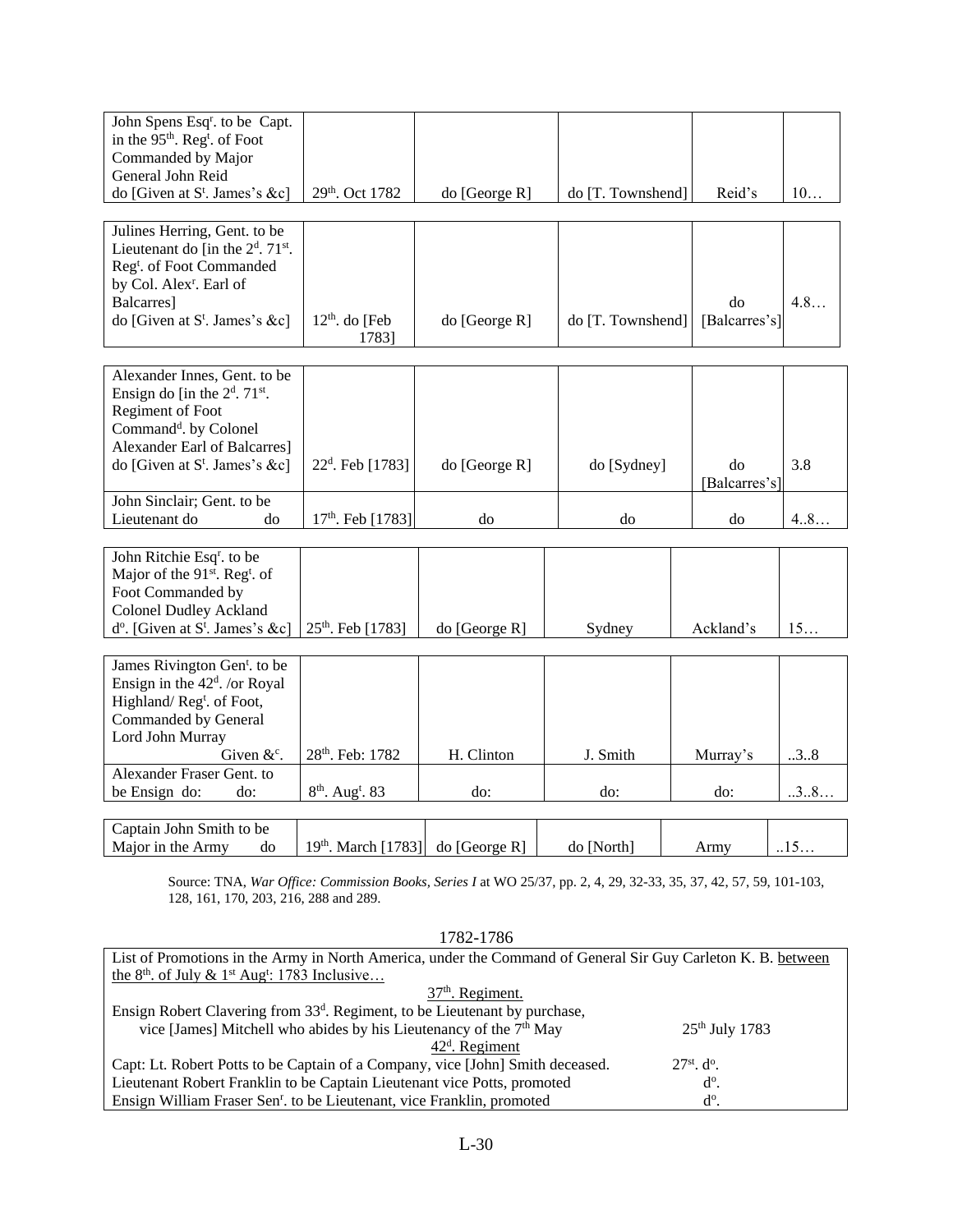| | | | | | |
|---|---|---|---|---|---|
| John Spens Esq[r]. to be Capt. in the 95[th]. Reg[t]. of Foot Commanded by Major General John Reid do [Given at S[t]. James's &c] | 29[th]. Oct 1782 | do [George R] | do [T. Townshend] | Reid's | 10… |

| | | | | | |
|---|---|---|---|---|---|
| Julines Herring, Gent. to be Lieutenant do [in the 2[d]. 71[st]. Reg[t]. of Foot Commanded by Col. Alex[r]. Earl of Balcarres] do [Given at S[t]. James's &c] | 12[th]. do [Feb 1783] | do [George R] | do [T. Townshend] | do [Balcarres's] | 4.8… |

| | | | | | |
|---|---|---|---|---|---|
| Alexander Innes, Gent. to be Ensign do [in the 2[d]. 71[st]. Regiment of Foot Command[d]. by Colonel Alexander Earl of Balcarres] do [Given at S[t]. James's &c] | 22[d]. Feb [1783] | do [George R] | do [Sydney] | do [Balcarres's] | 3.8 |
| John Sinclair; Gent. to be Lieutenant do do | 17[th]. Feb [1783] | do | do | do | 4..8… |

| | | | | | |
|---|---|---|---|---|---|
| John Ritchie Esq[r]. to be Major of the 91[st]. Reg[t]. of Foot Commanded by Colonel Dudley Ackland d[o]. [Given at S[t]. James's &c] | 25[th]. Feb [1783] | do [George R] | Sydney | Ackland's | 15… |

| | | | | | |
|---|---|---|---|---|---|
| James Rivington Gen[t]. to be Ensign in the 42[d]. /or Royal Highland/ Reg[t]. of Foot, Commanded by General Lord John Murray Given &[c]. | 28[th]. Feb: 1782 | H. Clinton | J. Smith | Murray's | ..3..8 |
| Alexander Fraser Gent. to be Ensign do: do: | 8[th]. Aug[t]. 83 | do: | do: | do: | ..3..8… |

| | | | | | |
|---|---|---|---|---|---|
| Captain John Smith to be Major in the Army do | 19[th]. March [1783] | do [George R] | do [North] | Army | ..15… |

Source: TNA, *War Office: Commission Books, Series I* at WO 25/37, pp. 2, 4, 29, 32-33, 35, 37, 42, 57, 59, 101-103, 128, 161, 170, 203, 216, 288 and 289.

1782-1786

| | |
|---|---|
| List of Promotions in the Army in North America, under the Command of General Sir Guy Carleton K. B. <u>between the 8[th]. of July & 1[st] Aug[t]: 1783 Inclusive…</u> | |
| <u>37[th]. Regiment.</u> | |
| Ensign Robert Clavering from 33[d]. Regiment, to be Lieutenant by purchase, vice [James] Mitchell who abides by his Lieutenancy of the 7[th] May | 25[th] July 1783 |
| <u>42[d]. Regiment</u> | |
| Capt: Lt. Robert Potts to be Captain of a Company, vice [John] Smith deceased. | 27[st]. d[o]. |
| Lieutenant Robert Franklin to be Captain Lieutenant vice Potts, promoted | d[o]. |
| Ensign William Fraser Sen[r]. to be Lieutenant, vice Franklin, promoted | d[o]. |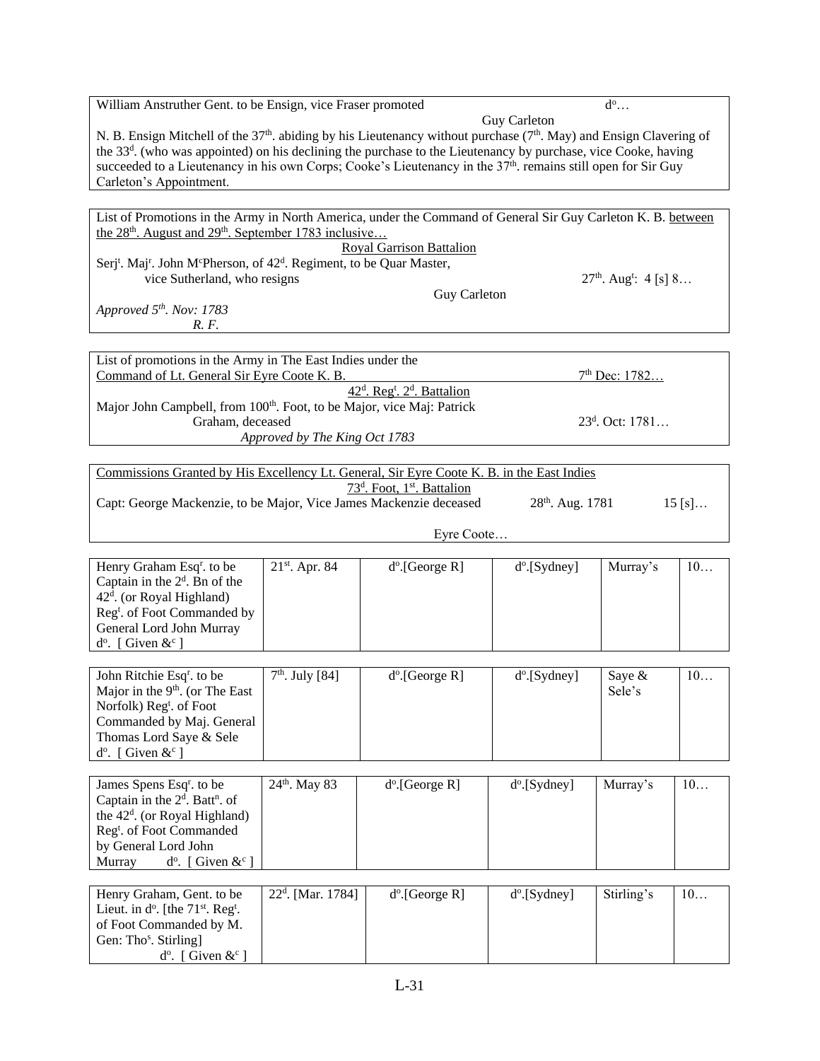| William Anstruther Gent. to be Ensign, vice Fraser promoted d°… |
|---|
| Guy Carleton |
| N. B. Ensign Mitchell of the 37th. abiding by his Lieutenancy without purchase (7th. May) and Ensign Clavering of the 33d. (who was appointed) on his declining the purchase to the Lieutenancy by purchase, vice Cooke, having succeeded to a Lieutenancy in his own Corps; Cooke's Lieutenancy in the 37th. remains still open for Sir Guy Carleton's Appointment. |

| List of Promotions in the Army in North America, under the Command of General Sir Guy Carleton K. B. between the 28th. August and 29th. September 1783 inclusive… | |
|---|---|
| Royal Garrison Battalion | |
| Serjt. Majr. John McPherson, of 42d. Regiment, to be Quar Master, vice Sutherland, who resigns | 27th. Augt: 4 [s] 8… |
| Guy Carleton | |
| *Approved 5th. Nov: 1783* *R. F.* | |

| List of promotions in the Army in The East Indies under the Command of Lt. General Sir Eyre Coote K. B. | 7th Dec: 1782… |
|---|---|
| 42d. Regt. 2d. Battalion | |
| Major John Campbell, from 100th. Foot, to be Major, vice Maj: Patrick Graham, deceased | 23d. Oct: 1781… |
| *Approved by The King Oct 1783* | |

| Commissions Granted by His Excellency Lt. General, Sir Eyre Coote K. B. in the East Indies | | |
|---|---|---|
| 73d. Foot, 1st. Battalion | | |
| Capt: George Mackenzie, to be Major, Vice James Mackenzie deceased | 28th. Aug. 1781 | 15 [s]… |
| Eyre Coote… | | |

| | | | | | |
|---|---|---|---|---|---|
| Henry Graham Esqr. to be Captain in the 2d. Bn of the 42d. (or Royal Highland) Regt. of Foot Commanded by General Lord John Murray d°. [ Given &c ] | 21st. Apr. 84 | d°.[George R] | d°.[Sydney] | Murray's | 10… |
| John Ritchie Esqr. to be Major in the 9th. (or The East Norfolk) Regt. of Foot Commanded by Maj. General Thomas Lord Saye & Sele d°. [ Given &c ] | 7th. July [84] | d°.[George R] | d°.[Sydney] | Saye & Sele's | 10… |
| James Spens Esqr. to be Captain in the 2d. Battn. of the 42d. (or Royal Highland) Regt. of Foot Commanded by General Lord John Murray d°. [ Given &c ] | 24th. May 83 | d°.[George R] | d°.[Sydney] | Murray's | 10… |
| Henry Graham, Gent. to be Lieut. in d°. [the 71st. Regt. of Foot Commanded by M. Gen: Thos. Stirling] d°. [ Given &c ] | 22d. [Mar. 1784] | d°.[George R] | d°.[Sydney] | Stirling's | 10… |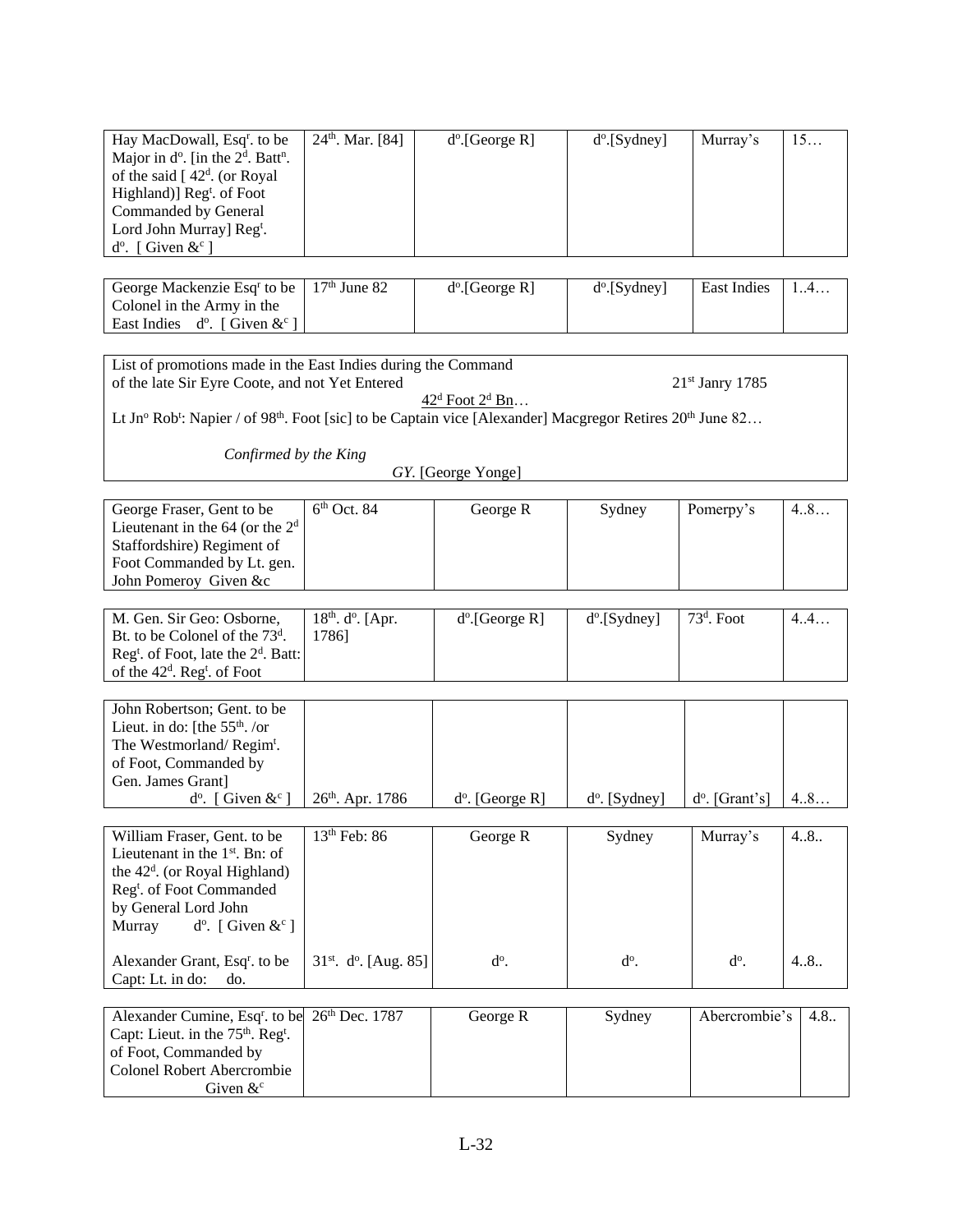| Hay MacDowall, Esq^r^. to be Major in d^o^. [in the 2^d^. Batt^n^. of the said [ 42^d^. (or Royal Highland)] Reg^t^. of Foot Commanded by General Lord John Murray] Reg^t^. d^o^. [ Given &^c^ ] | 24^th^. Mar. [84] | d^o^.[George R] | d^o^.[Sydney] | Murray's | 15… |
|---|---|---|---|---|---|

| George Mackenzie Esq^r^ to be Colonel in the Army in the East Indies d^o^. [ Given &^c^ ] | 17^th^ June 82 | d^o^.[George R] | d^o^.[Sydney] | East Indies | 1..4… |
|---|---|---|---|---|---|

List of promotions made in the East Indies during the Command of the late Sir Eyre Coote, and not Yet Entered 21^st^ Janry 1785

42^d^ Foot 2^d^ Bn…

Lt Jn^o^ Rob^t^: Napier / of 98^th^. Foot [sic] to be Captain vice [Alexander] Macgregor Retires 20^th^ June 82…

*Confirmed by the King*

*GY.* [George Yonge]

| George Fraser, Gent to be Lieutenant in the 64 (or the 2^d^ Staffordshire) Regiment of Foot Commanded by Lt. gen. John Pomeroy Given &c | 6^th^ Oct. 84 | George R | Sydney | Pomerpy's | 4..8… |
|---|---|---|---|---|---|

| M. Gen. Sir Geo: Osborne, Bt. to be Colonel of the 73^d^. Reg^t^. of Foot, late the 2^d^. Batt: of the 42^d^. Reg^t^. of Foot | 18^th^. d^o^. [Apr. 1786] | d^o^.[George R] | d^o^.[Sydney] | 73^d^. Foot | 4..4… |
|---|---|---|---|---|---|

| John Robertson; Gent. to be Lieut. in do: [the 55^th^. /or The Westmorland/ Regim^t^. of Foot, Commanded by Gen. James Grant] d^o^. [ Given &^c^ ] | 26^th^. Apr. 1786 | d^o^. [George R] | d^o^. [Sydney] | d^o^. [Grant's] | 4..8… |
|---|---|---|---|---|---|

| William Fraser, Gent. to be Lieutenant in the 1^st^. Bn: of the 42^d^. (or Royal Highland) Reg^t^. of Foot Commanded by General Lord John Murray d^o^. [ Given &^c^ ] | 13^th^ Feb: 86 | George R | Sydney | Murray's | 4..8.. |
|---|---|---|---|---|---|
| Alexander Grant, Esq^r^. to be Capt: Lt. in do: do. | 31^st^. d^o^. [Aug. 85] | d^o^. | d^o^. | d^o^. | 4..8.. |

| Alexander Cumine, Esq^r^. to be Capt: Lieut. in the 75^th^. Reg^t^. of Foot, Commanded by Colonel Robert Abercrombie Given &^c^ | 26^th^ Dec. 1787 | George R | Sydney | Abercrombie's | 4.8.. |
|---|---|---|---|---|---|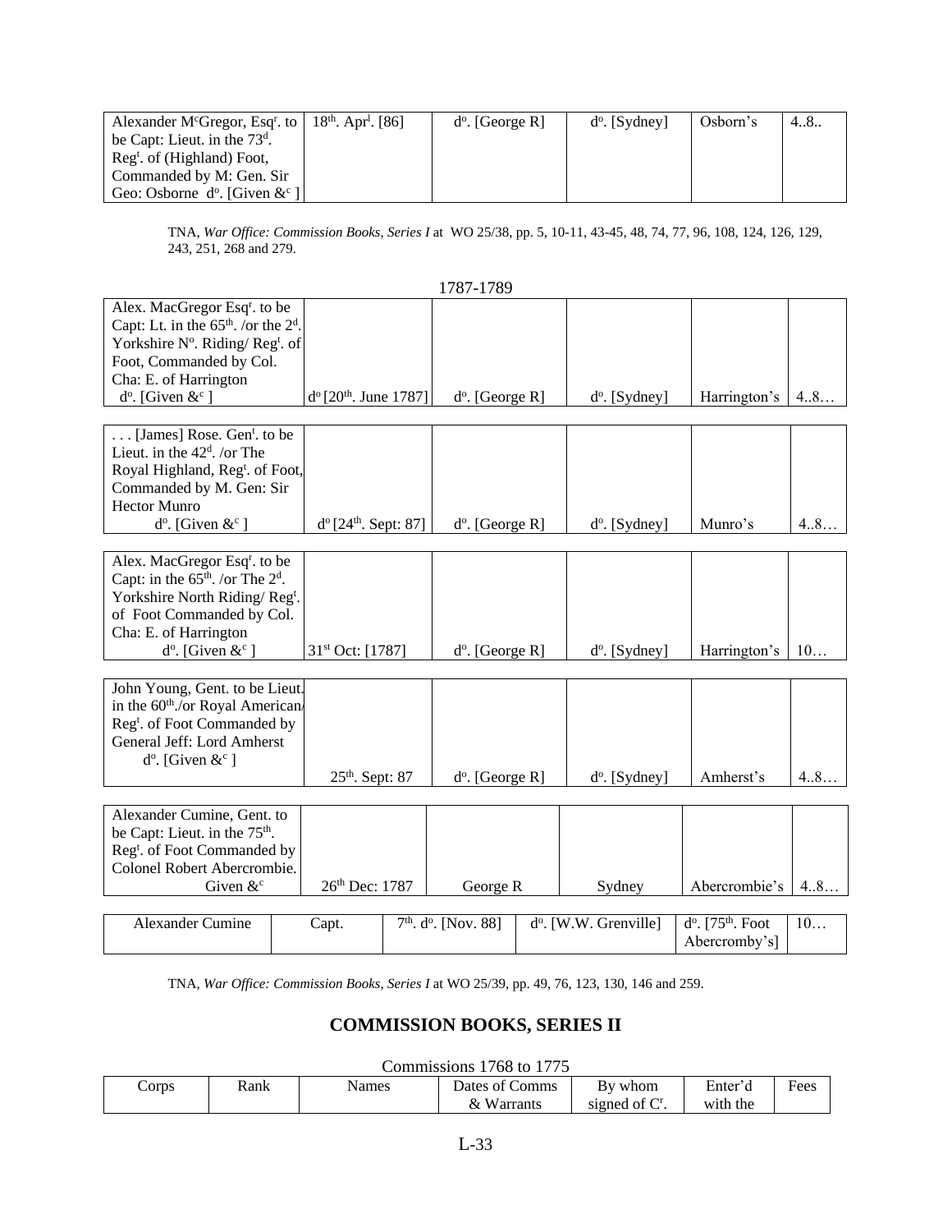| Alexander M^c^Gregor, Esq^r^. to be Capt: Lieut. in the 73^d^. Reg^t^. of (Highland) Foot, Commanded by M: Gen. Sir Geo: Osborne d^o^. [Given &^c^ ] | 18^th^. Apr^l^. [86] | d^o^. [George R] | d^o^. [Sydney] | Osborn's | 4..8.. |
|---|---|---|---|---|---|

TNA, *War Office: Commission Books, Series I* at WO 25/38, pp. 5, 10-11, 43-45, 48, 74, 77, 96, 108, 124, 126, 129, 243, 251, 268 and 279.

1787-1789

| Alex. MacGregor Esq^r^. to be Capt: Lt. in the 65^th^. /or the 2^d^. Yorkshire N^o^. Riding/ Reg^t^. of Foot, Commanded by Col. Cha: E. of Harrington d^o^. [Given &^c^ ] | d^o^ [20^th^. June 1787] | d^o^. [George R] | d^o^. [Sydney] | Harrington's | 4..8… |
|---|---|---|---|---|---|
| . . . [James] Rose. Gen^t^. to be Lieut. in the 42^d^. /or The Royal Highland, Reg^t^. of Foot, Commanded by M. Gen: Sir Hector Munro d^o^. [Given &^c^ ] | d^o^ [24^th^. Sept: 87] | d^o^. [George R] | d^o^. [Sydney] | Munro's | 4..8… |
| Alex. MacGregor Esq^r^. to be Capt: in the 65^th^. /or The 2^d^. Yorkshire North Riding/ Reg^t^. of Foot Commanded by Col. Cha: E. of Harrington d^o^. [Given &^c^ ] | 31^st^ Oct: [1787] | d^o^. [George R] | d^o^. [Sydney] | Harrington's | 10… |
| John Young, Gent. to be Lieut. in the 60^th^./or Royal American/ Reg^t^. of Foot Commanded by General Jeff: Lord Amherst d^o^. [Given &^c^ ] | 25^th^. Sept: 87 | d^o^. [George R] | d^o^. [Sydney] | Amherst's | 4..8… |
| Alexander Cumine, Gent. to be Capt: Lieut. in the 75^th^. Reg^t^. of Foot Commanded by Colonel Robert Abercrombie. Given &^c^ | 26^th^ Dec: 1787 | George R | Sydney | Abercrombie's | 4..8… |

| Alexander Cumine | Capt. | 7^th^. d^o^. [Nov. 88] | d^o^. [W.W. Grenville] | d^o^. [75^th^. Foot Abercromby's] | 10… |
|---|---|---|---|---|---|

TNA, *War Office: Commission Books, Series I* at WO 25/39, pp. 49, 76, 123, 130, 146 and 259.

## COMMISSION BOOKS, SERIES II

Commissions 1768 to 1775

| Corps | Rank | Names | Dates of Comms & Warrants | By whom signed of C^r^. | Enter'd with the | Fees |
|---|---|---|---|---|---|---|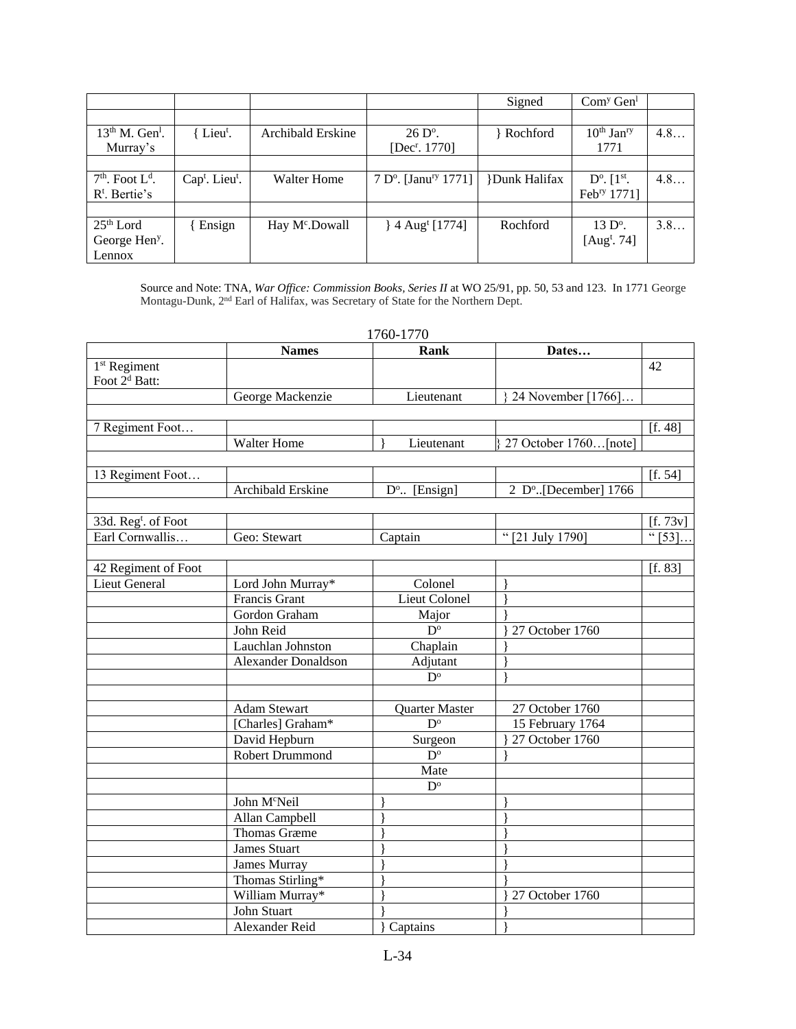| | | | | Signed | Com[y] Gen[l] | |
|---|---|---|---|---|---|---|
| | | | | | | |
| 13[th] M. Gen[l]. Murray's | { Lieu[t]. | Archibald Erskine | 26 D[o]. [Dec[r]. 1770] | } Rochford | 10[th] Jan[ry] 1771 | 4.8… |
| | | | | | | |
| 7[th]. Foot L[d]. R[t]. Bertie's | Cap[t]. Lieu[t]. | Walter Home | 7 D[o]. [Janu[ry] 1771] | }Dunk Halifax | D[o]. [1[st]. Feb[ry] 1771] | 4.8… |
| | | | | | | |
| 25[th] Lord George Hen[y]. Lennox | { Ensign | Hay M[c].Dowall | } 4 Aug[t] [1774] | Rochford | 13 D[o]. [Aug[t]. 74] | 3.8… |

Source and Note: TNA, *War Office: Commission Books, Series II* at WO 25/91, pp. 50, 53 and 123. In 1771 George Montagu-Dunk, 2[nd] Earl of Halifax, was Secretary of State for the Northern Dept.

1760-1770

| | **Names** | **Rank** | **Dates…** | |
|---|---|---|---|---|
| 1[st] Regiment Foot 2[d] Batt: | | | | 42 |
| | George Mackenzie | Lieutenant | } 24 November [1766]… | |
| | | | | |
| 7 Regiment Foot… | | | | [f. 48] |
| | Walter Home | } Lieutenant | } 27 October 1760…[note] | |
| | | | | |
| 13 Regiment Foot… | | | | [f. 54] |
| | Archibald Erskine | D[o].. [Ensign] | 2 D[o]..[December] 1766 | |
| | | | | |
| 33d. Reg[t]. of Foot | | | | [f. 73v] |
| Earl Cornwallis… | Geo: Stewart | Captain | " [21 July 1790] | " [53]… |
| | | | | |
| 42 Regiment of Foot | | | | [f. 83] |
| Lieut General | Lord John Murray* | Colonel | } | |
| | Francis Grant | Lieut Colonel | } | |
| | Gordon Graham | Major | } | |
| | John Reid | D[o] | } 27 October 1760 | |
| | Lauchlan Johnston | Chaplain | } | |
| | Alexander Donaldson | Adjutant | } | |
| | | D[o] | } | |
| | | | | |
| | Adam Stewart | Quarter Master | 27 October 1760 | |
| | [Charles] Graham* | D[o] | 15 February 1764 | |
| | David Hepburn | Surgeon | } 27 October 1760 | |
| | Robert Drummond | D[o] | } | |
| | | Mate | | |
| | | D[o] | | |
| | John M[c]Neil | } | } | |
| | Allan Campbell | } | } | |
| | Thomas Græme | } | } | |
| | James Stuart | } | } | |
| | James Murray | } | } | |
| | Thomas Stirling* | } | } | |
| | William Murray* | } | } 27 October 1760 | |
| | John Stuart | } | } | |
| | Alexander Reid | } Captains | } | |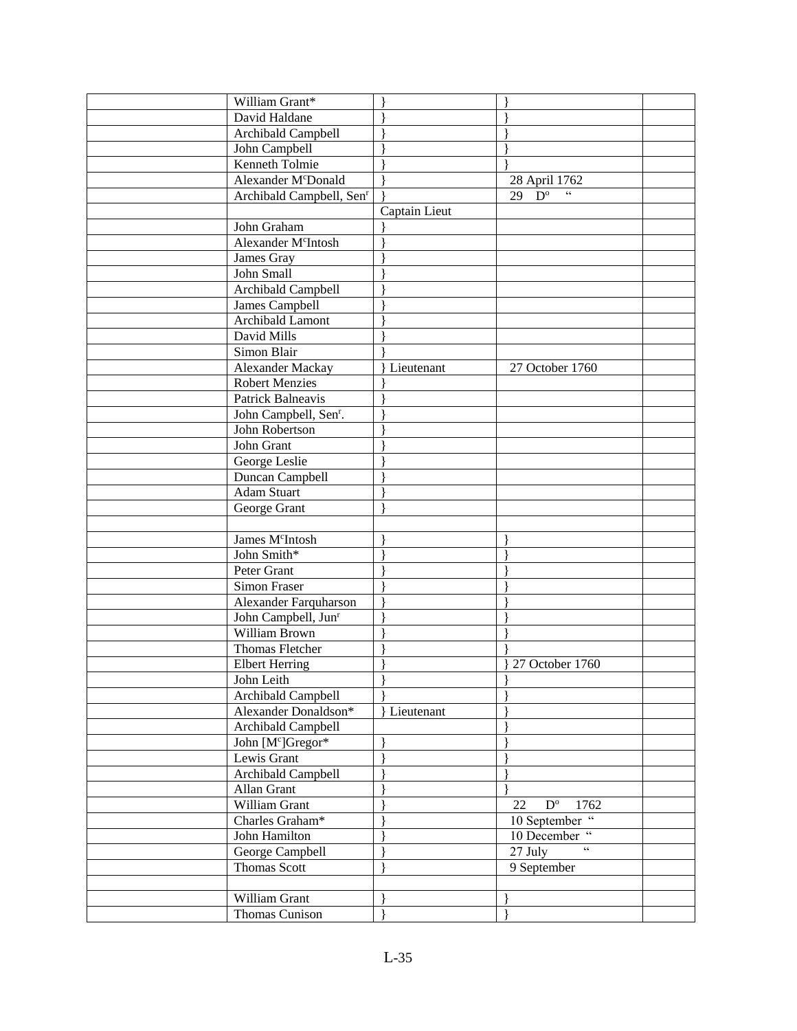| | | | | |
|---|---|---|---|---|
| | William Grant* | } | } | |
| | David Haldane | } | } | |
| | Archibald Campbell | } | } | |
| | John Campbell | } | } | |
| | Kenneth Tolmie | } | } | |
| | Alexander M[c]Donald | } | 28 April 1762 | |
| | Archibald Campbell, Sen[r] | } | 29 D[o] " | |
| | | Captain Lieut | | |
| | John Graham | } | | |
| | Alexander M[c]Intosh | } | | |
| | James Gray | } | | |
| | John Small | } | | |
| | Archibald Campbell | } | | |
| | James Campbell | } | | |
| | Archibald Lamont | } | | |
| | David Mills | } | | |
| | Simon Blair | } | | |
| | Alexander Mackay | } Lieutenant | 27 October 1760 | |
| | Robert Menzies | } | | |
| | Patrick Balneavis | } | | |
| | John Campbell, Sen[r]. | } | | |
| | John Robertson | } | | |
| | John Grant | } | | |
| | George Leslie | } | | |
| | Duncan Campbell | } | | |
| | Adam Stuart | } | | |
| | George Grant | } | | |
| | | | | |
| | James M[c]Intosh | } | } | |
| | John Smith* | } | } | |
| | Peter Grant | } | } | |
| | Simon Fraser | } | } | |
| | Alexander Farquharson | } | } | |
| | John Campbell, Jun[r] | } | } | |
| | William Brown | } | } | |
| | Thomas Fletcher | } | } | |
| | Elbert Herring | } | } 27 October 1760 | |
| | John Leith | } | } | |
| | Archibald Campbell | } | } | |
| | Alexander Donaldson* | } Lieutenant | } | |
| | Archibald Campbell | | } | |
| | John [M[c]]Gregor* | } | } | |
| | Lewis Grant | } | } | |
| | Archibald Campbell | } | } | |
| | Allan Grant | } | } | |
| | William Grant | } | 22 D[o] 1762 | |
| | Charles Graham* | } | 10 September " | |
| | John Hamilton | } | 10 December " | |
| | George Campbell | } | 27 July " | |
| | Thomas Scott | } | 9 September | |
| | | | | |
| | William Grant | } | } | |
| | Thomas Cunison | } | } | |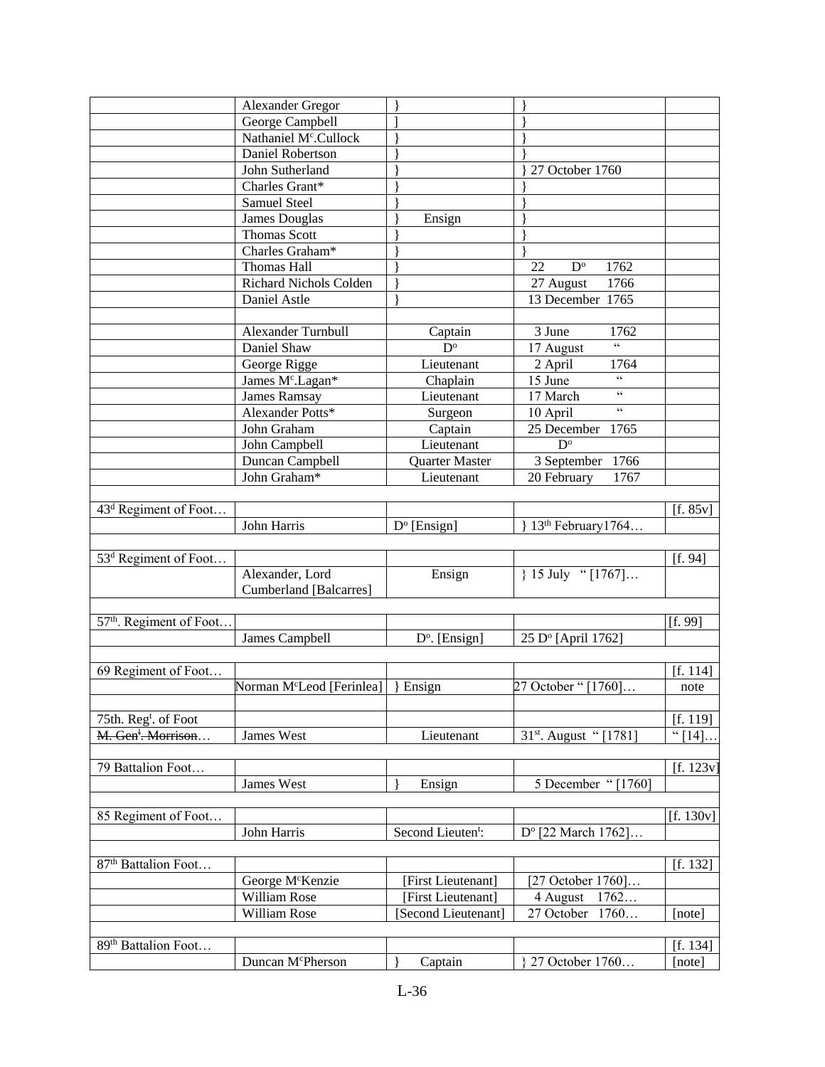| | | | | |
|---|---|---|---|---|
| | Alexander Gregor | } | } | |
| | George Campbell | ] | } | |
| | Nathaniel M^c.Cullock | } | } | |
| | Daniel Robertson | } | } | |
| | John Sutherland | } | } 27 October 1760 | |
| | Charles Grant* | } | } | |
| | Samuel Steel | } | } | |
| | James Douglas | } Ensign | } | |
| | Thomas Scott | } | } | |
| | Charles Graham* | } | } | |
| | Thomas Hall | } | 22 D^o 1762 | |
| | Richard Nichols Colden | } | 27 August 1766 | |
| | Daniel Astle | } | 13 December 1765 | |
| | | | | |
| | Alexander Turnbull | Captain | 3 June 1762 | |
| | Daniel Shaw | D^o | 17 August " | |
| | George Rigge | Lieutenant | 2 April 1764 | |
| | James M^c.Lagan* | Chaplain | 15 June " | |
| | James Ramsay | Lieutenant | 17 March " | |
| | Alexander Potts* | Surgeon | 10 April " | |
| | John Graham | Captain | 25 December 1765 | |
| | John Campbell | Lieutenant | D^o | |
| | Duncan Campbell | Quarter Master | 3 September 1766 | |
| | John Graham* | Lieutenant | 20 February 1767 | |
| | | | | |
| 43^d Regiment of Foot… | | | | [f. 85v] |
| | John Harris | D^o [Ensign] | } 13^th February1764… | |
| | | | | |
| 53^d Regiment of Foot… | | | | [f. 94] |
| | Alexander, Lord Cumberland [Balcarres] | Ensign | } 15 July " [1767]… | |
| | | | | |
| 57^th. Regiment of Foot… | | | | [f. 99] |
| | James Campbell | D^o. [Ensign] | 25 D^o [April 1762] | |
| | | | | |
| 69 Regiment of Foot… | | | | [f. 114] |
| | Norman M^cLeod [Ferinlea] | } Ensign | 27 October " [1760]… | note |
| | | | | |
| 75th. Reg^t. of Foot | | | | [f. 119] |
| ~~M. Gen^t. Morrison~~… | James West | Lieutenant | 31^st. August " [1781] | " [14]… |
| | | | | |
| 79 Battalion Foot… | | | | [f. 123v] |
| | James West | } Ensign | 5 December " [1760] | |
| | | | | |
| 85 Regiment of Foot… | | | | [f. 130v] |
| | John Harris | Second Lieuten^t: | D^o [22 March 1762]… | |
| | | | | |
| 87^th Battalion Foot… | | | | [f. 132] |
| | George M^cKenzie | [First Lieutenant] | [27 October 1760]… | |
| | William Rose | [First Lieutenant] | 4 August 1762… | |
| | William Rose | [Second Lieutenant] | 27 October 1760… | [note] |
| | | | | |
| 89^th Battalion Foot… | | | | [f. 134] |
| | Duncan M^cPherson | } Captain | } 27 October 1760… | [note] |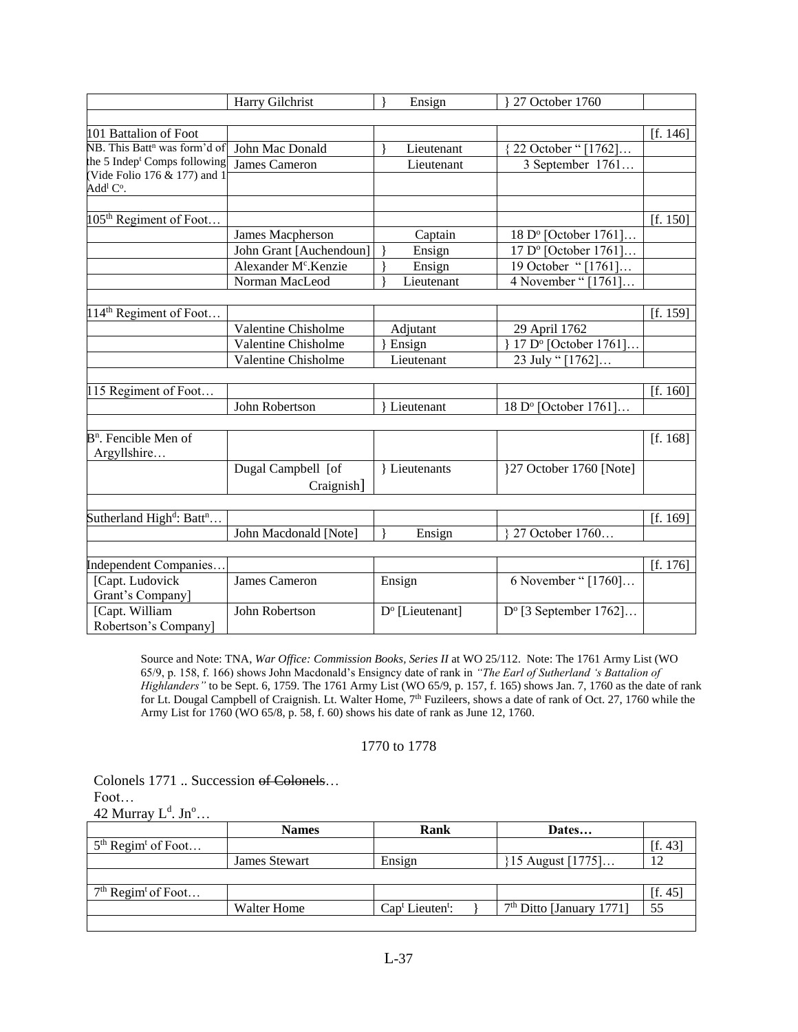| | Harry Gilchrist | } Ensign | } 27 October 1760 | |
|---|---|---|---|---|
| | | | | |
| 101 Battalion of Foot | | | | [f. 146] |
| NB. This Batt$^{n}$ was form'd of the 5 Indep$^{t}$ Comps following (Vide Folio 176 & 177) and 1 Add$^{l}$ C$^{o}$. | John Mac Donald | } Lieutenant | { 22 October " [1762]… | |
| | James Cameron | Lieutenant | 3 September 1761… | |
| | | | | |
| | | | | |
| 105$^{th}$ Regiment of Foot… | | | | [f. 150] |
| | James Macpherson | Captain | 18 D$^{o}$ [October 1761]… | |
| | John Grant [Auchendoun] | } Ensign | 17 D$^{o}$ [October 1761]… | |
| | Alexander M$^{c}$.Kenzie | } Ensign | 19 October " [1761]… | |
| | Norman MacLeod | } Lieutenant | 4 November " [1761]… | |
| | | | | |
| 114$^{th}$ Regiment of Foot… | | | | [f. 159] |
| | Valentine Chisholme | Adjutant | 29 April 1762 | |
| | Valentine Chisholme | } Ensign | } 17 D$^{o}$ [October 1761]… | |
| | Valentine Chisholme | Lieutenant | 23 July " [1762]… | |
| | | | | |
| 115 Regiment of Foot… | | | | [f. 160] |
| | John Robertson | } Lieutenant | 18 D$^{o}$ [October 1761]… | |
| | | | | |
| B$^{n}$. Fencible Men of Argyllshire… | | | | [f. 168] |
| | Dugal Campbell [of Craignish] | } Lieutenants | }27 October 1760 [Note] | |
| | | | | |
| Sutherland High$^{d}$: Batt$^{n}$… | | | | [f. 169] |
| | John Macdonald [Note] | } Ensign | } 27 October 1760… | |
| | | | | |
| Independent Companies… | | | | [f. 176] |
| [Capt. Ludovick Grant's Company] | James Cameron | Ensign | 6 November " [1760]… | |
| [Capt. William Robertson's Company] | John Robertson | D$^{o}$ [Lieutenant] | D$^{o}$ [3 September 1762]… | |

Source and Note: TNA, *War Office: Commission Books, Series II* at WO 25/112. Note: The 1761 Army List (WO 65/9, p. 158, f. 166) shows John Macdonald's Ensigncy date of rank in *"The Earl of Sutherland 's Battalion of Highlanders"* to be Sept. 6, 1759. The 1761 Army List (WO 65/9, p. 157, f. 165) shows Jan. 7, 1760 as the date of rank for Lt. Dougal Campbell of Craignish. Lt. Walter Home, 7$^{th}$ Fuzileers, shows a date of rank of Oct. 27, 1760 while the Army List for 1760 (WO 65/8, p. 58, f. 60) shows his date of rank as June 12, 1760.

## 1770 to 1778

Colonels 1771 .. Succession ~~of Colonels~~…
Foot…
42 Murray L$^{d}$. Jn$^{o}$…

| | Names | Rank | Dates… | |
|---|---|---|---|---|
| 5$^{th}$ Regim$^{t}$ of Foot… | | | | [f. 43] |
| | James Stewart | Ensign | }15 August [1775]… | 12 |
| | | | | |
| 7$^{th}$ Regim$^{t}$ of Foot… | | | | [f. 45] |
| | Walter Home | Cap$^{t}$ Lieuten$^{t}$: } | 7$^{th}$ Ditto [January 1771] | 55 |
| | | | | |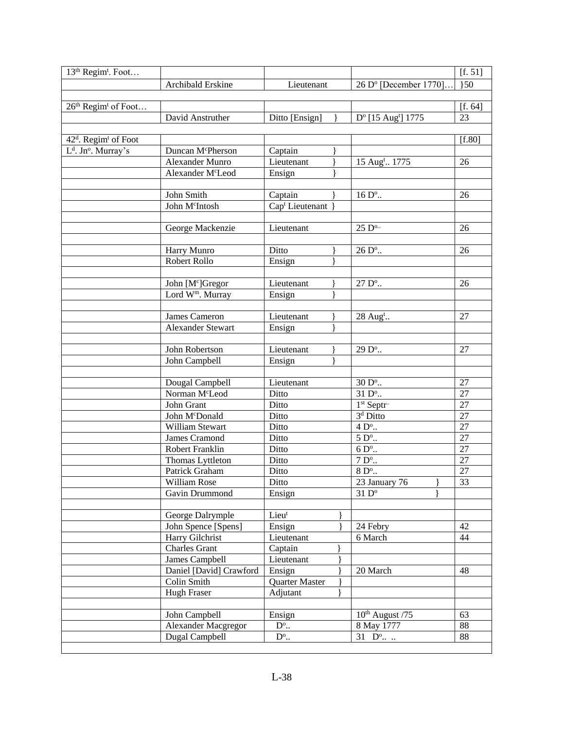| 13th Regim[t]. Foot… | | | | [f. 51] |
|---|---|---|---|---|
| | Archibald Erskine | Lieutenant | 26 D[o] [December 1770]… | }50 |
| | | | | |
| 26th Regim[t] of Foot… | | | | [f. 64] |
| | David Anstruther | Ditto [Ensign] } | D[o] [15 Aug[t]] 1775 | 23 |
| | | | | |
| 42[d]. Regim[t] of Foot | | | | [f.80] |
| L[d]. Jn[o]. Murray's | Duncan M[c]Pherson | Captain } | | |
| | Alexander Munro | Lieutenant } | 15 Aug[t].. 1775 | 26 |
| | Alexander M[c]Leod | Ensign } | | |
| | | | | |
| | John Smith | Captain } | 16 D[o].. | 26 |
| | John M[c]Intosh | Cap[t] Lieutenant } | | |
| | | | | |
| | George Mackenzie | Lieutenant | 25 D[o].. | 26 |
| | | | | |
| | Harry Munro | Ditto } | 26 D[o].. | 26 |
| | Robert Rollo | Ensign } | | |
| | | | | |
| | John [M[c]]Gregor | Lieutenant } | 27 D[o].. | 26 |
| | Lord W[m]. Murray | Ensign } | | |
| | | | | |
| | James Cameron | Lieutenant } | 28 Aug[t].. | 27 |
| | Alexander Stewart | Ensign } | | |
| | | | | |
| | John Robertson | Lieutenant } | 29 D[o].. | 27 |
| | John Campbell | Ensign } | | |
| | | | | |
| | Dougal Campbell | Lieutenant | 30 D[o].. | 27 |
| | Norman M[c]Leod | Ditto | 31 D[o].. | 27 |
| | John Grant | Ditto | 1st Septr.. | 27 |
| | John M[c]Donald | Ditto | 3[d] Ditto | 27 |
| | William Stewart | Ditto | 4 D[o].. | 27 |
| | James Cramond | Ditto | 5 D[o].. | 27 |
| | Robert Franklin | Ditto | 6 D[o].. | 27 |
| | Thomas Lyttleton | Ditto | 7 D[o].. | 27 |
| | Patrick Graham | Ditto | 8 D[o].. | 27 |
| | William Rose | Ditto | 23 January 76 } | 33 |
| | Gavin Drummond | Ensign | 31 D[o] } | |
| | | | | |
| | George Dalrymple | Lieu[t] } | | |
| | John Spence [Spens] | Ensign } | 24 Febry | 42 |
| | Harry Gilchrist | Lieutenant | 6 March | 44 |
| | Charles Grant | Captain } | | |
| | James Campbell | Lieutenant } | | |
| | Daniel [David] Crawford | Ensign } | 20 March | 48 |
| | Colin Smith | Quarter Master } | | |
| | Hugh Fraser | Adjutant } | | |
| | | | | |
| | John Campbell | Ensign | 10th August /75 | 63 |
| | Alexander Macgregor | D[o].. | 8 May 1777 | 88 |
| | Dugal Campbell | D[o].. | 31 D[o].. .. | 88 |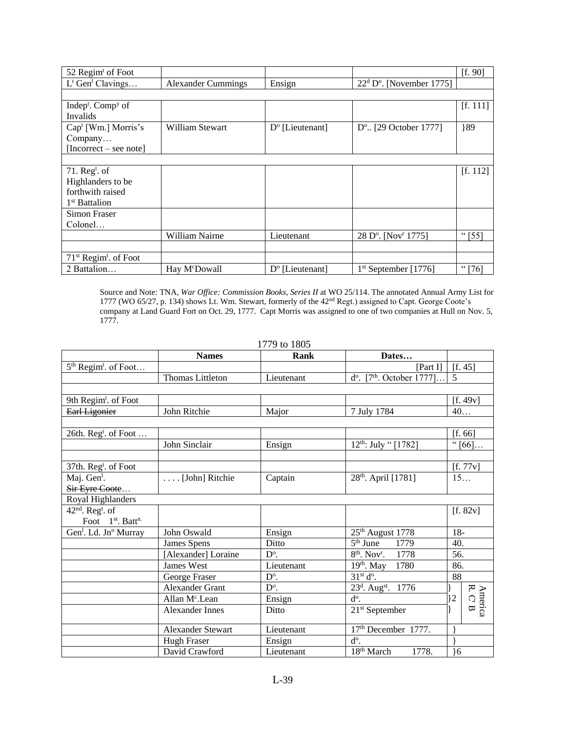| 52 Regim^t of Foot | | | | [f. 90] |
|---|---|---|---|---|
| L^t Gen^l Clavings… | Alexander Cummings | Ensign | 22^d D^o. [November 1775] | |
| | | | | |
| Indep^t. Comp^y of Invalids | | | | [f. 111] |
| Cap^t [Wm.] Morris's Company… [Incorrect – see note] | William Stewart | D^o [Lieutenant] | D^o.. [29 October 1777] | }89 |
| | | | | |
| 71. Reg^t. of Highlanders to be forthwith raised 1^st Battalion | | | | [f. 112] |
| Simon Fraser Colonel… | | | | |
| | William Nairne | Lieutenant | 28 D^o. [Nov^r 1775] | " [55] |
| | | | | |
| 71^st Regim^t. of Foot | | | | |
| 2 Battalion… | Hay M^cDowall | D^o [Lieutenant] | 1^st September [1776] | " [76] |

Source and Note: TNA, *War Office: Commission Books, Series II* at WO 25/114. The annotated Annual Army List for 1777 (WO 65/27, p. 134) shows Lt. Wm. Stewart, formerly of the 42^nd Regt.) assigned to Capt. George Coote's company at Land Guard Fort on Oct. 29, 1777. Capt Morris was assigned to one of two companies at Hull on Nov. 5, 1777.

1779 to 1805

| | Names | Rank | Dates… | | |
|---|---|---|---|---|---|
| 5^th Regim^t. of Foot… | | | [Part I] | [f. 45] | |
| | Thomas Littleton | Lieutenant | d^o. [7^th. October 1777]… | 5 | |
| | | | | | |
| 9th Regim^t. of Foot | | | | [f. 49v] | |
| ~~Earl Ligonier~~ | John Ritchie | Major | 7 July 1784 | 40… | |
| | | | | | |
| 26th. Reg^t. of Foot … | | | | [f. 66] | |
| | John Sinclair | Ensign | 12^th: July " [1782] | " [66]… | |
| | | | | | |
| 37th. Reg^t. of Foot | | | | [f. 77v] | |
| Maj. Gen^l. ~~Sir Eyre Coote~~… | …. [John] Ritchie | Captain | 28^th. April [1781] | 15… | |
| Royal Highlanders | | | | | |
| 42^nd. Reg^t. of Foot 1^st. Batt^n. | | | | [f. 82v] | |
| Gen^l. Ld. Jn^o Murray | John Oswald | Ensign | 25^th August 1778 | 18- | |
| | James Spens | Ditto | 5^th June 1779 | 40. | |
| | [Alexander] Loraine | D^o. | 8^th. Nov^r. 1778 | 56. | |
| | James West | Lieutenant | 19^th. May 1780 | 86. | |
| | George Fraser | D^o. | 31^st d^o. | 88 | |
| | Alexander Grant | D^o. | 23^d. Aug^st. 1776 | } | America R. C^r B |
| | Allan M^c.Lean | Ensign | d^o. | }2 | |
| | Alexander Innes | Ditto | 21^st September | } | |
| | Alexander Stewart | Lieutenant | 17^th December 1777. | } | |
| | Hugh Fraser | Ensign | d^o. | } | |
| | David Crawford | Lieutenant | 18^th March 1778. | }6 | |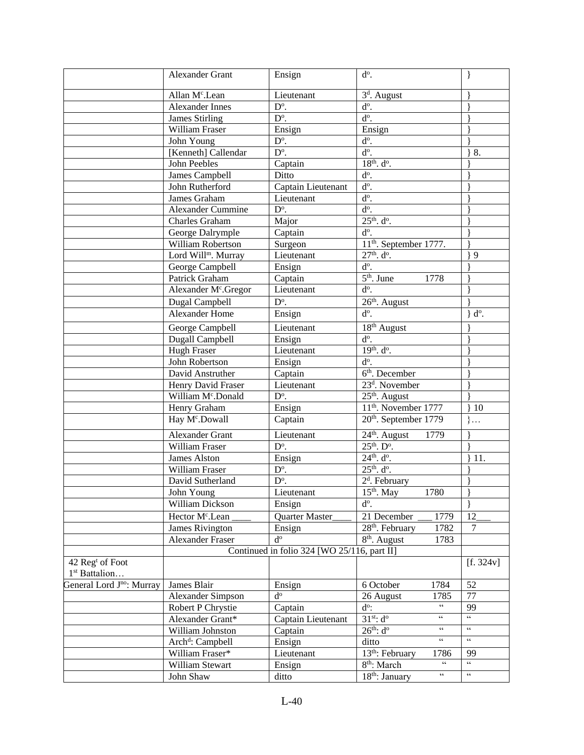| | | | | |
|---|---|---|---|---|
| | Alexander Grant | Ensign | d^o^. | } |
| | Allan M^c^.Lean | Lieutenant | 3^d^. August | } |
| | Alexander Innes | D^o^. | d^o^. | } |
| | James Stirling | D^o^. | d^o^. | } |
| | William Fraser | Ensign | Ensign | } |
| | John Young | D^o^. | d^o^. | } |
| | [Kenneth] Callendar | D^o^. | d^o^. | } 8. |
| | John Peebles | Captain | 18^th^. d^o^. | } |
| | James Campbell | Ditto | d^o^. | } |
| | John Rutherford | Captain Lieutenant | d^o^. | } |
| | James Graham | Lieutenant | d^o^. | } |
| | Alexander Cummine | D^o^. | d^o^. | } |
| | Charles Graham | Major | 25^th^. d^o^. | } |
| | George Dalrymple | Captain | d^o^. | } |
| | William Robertson | Surgeon | 11^th^. September 1777. | } |
| | Lord Will^m^. Murray | Lieutenant | 27^th^. d^o^. | } 9 |
| | George Campbell | Ensign | d^o^. | } |
| | Patrick Graham | Captain | 5^th^. June 1778 | } |
| | Alexander M^c^.Gregor | Lieutenant | d^o^. | } |
| | Dugal Campbell | D^o^. | 26^th^. August | } |
| | Alexander Home | Ensign | d^o^. | } d^o^. |
| | George Campbell | Lieutenant | 18^th^ August | } |
| | Dugall Campbell | Ensign | d^o^. | } |
| | Hugh Fraser | Lieutenant | 19^th^. d^o^. | } |
| | John Robertson | Ensign | d^o^. | } |
| | David Anstruther | Captain | 6^th^. December | } |
| | Henry David Fraser | Lieutenant | 23^d^. November | } |
| | William M^c^.Donald | D^o^. | 25^th^. August | } |
| | Henry Graham | Ensign | 11^th^. November 1777 | } 10 |
| | Hay M^c^.Dowall | Captain | 20^th^. September 1779 | }… |
| | Alexander Grant | Lieutenant | 24^th^. August 1779 | } |
| | William Fraser | D^o^. | 25^th^. D^o^. | } |
| | James Alston | Ensign | 24^th^. d^o^. | } 11. |
| | William Fraser | D^o^. | 25^th^. d^o^. | } |
| | David Sutherland | D^o^. | 2^d^. February | } |
| | John Young | Lieutenant | 15^th^. May 1780 | } |
| | William Dickson | Ensign | d^o^. | } |
| | Hector M^c^.Lean ____ | Quarter Master____ | 21 December ___ 1779 | 12___ |
| | James Rivington | Ensign | 28^th^. February 1782 | 7 |
| | Alexander Fraser | d^o^ | 8^th^. August 1783 | |
| | Continued in folio 324 [WO 25/116, part II] | | | |
| 42 Reg^t^ of Foot 1^st^ Battalion… | | | | [f. 324v] |
| General Lord J^no^: Murray | James Blair | Ensign | 6 October 1784 | 52 |
| | Alexander Simpson | d^o^ | 26 August 1785 | 77 |
| | Robert P Chrystie | Captain | d^o^: " | 99 |
| | Alexander Grant* | Captain Lieutenant | 31^st^: d^o^ " | " |
| | William Johnston | Captain | 26^th^: d^o^ " | " |
| | Arch^d^: Campbell | Ensign | ditto " | " |
| | William Fraser* | Lieutenant | 13^th^: February 1786 | 99 |
| | William Stewart | Ensign | 8^th^: March " | " |
| | John Shaw | ditto | 18^th^: January " | " |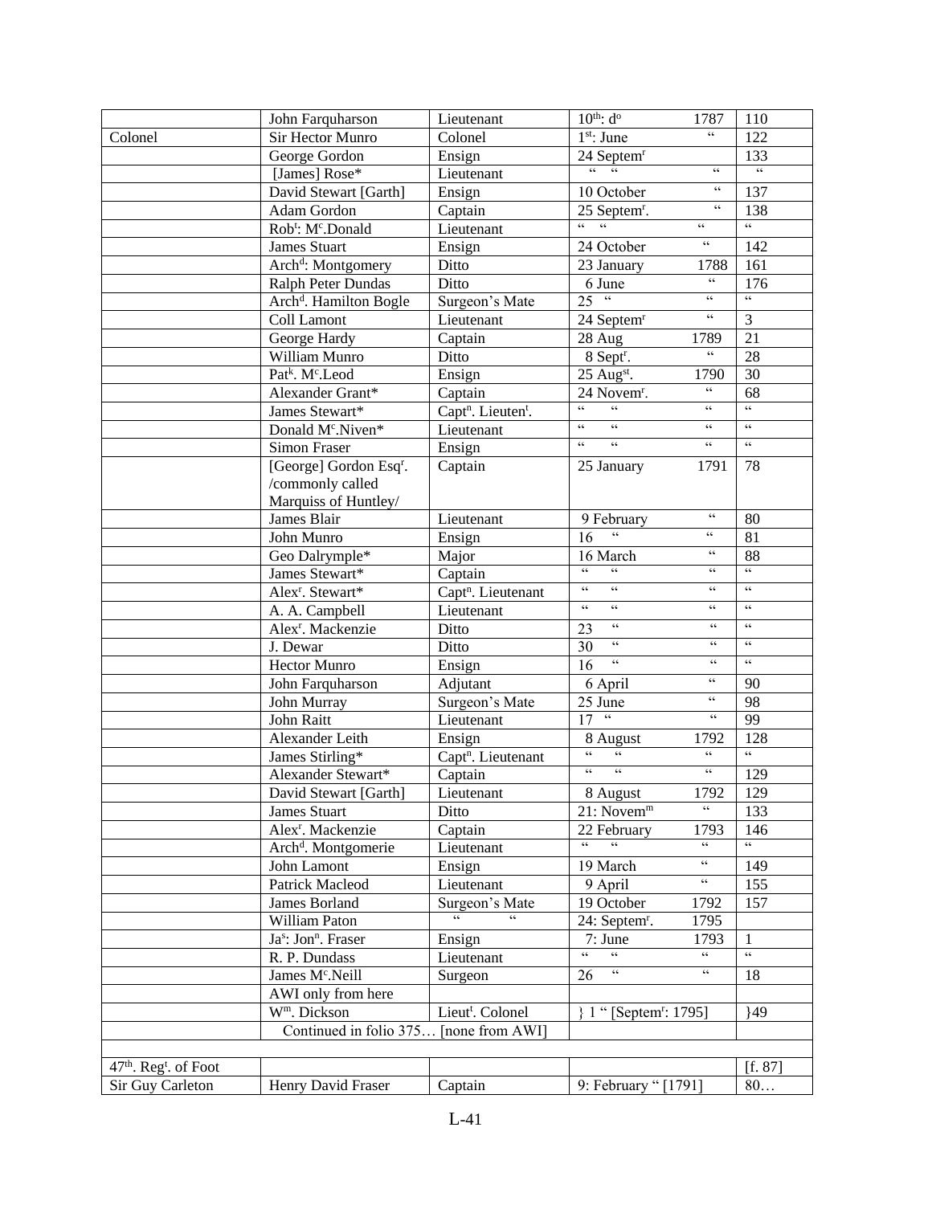| | | | | |
|---|---|---|---|---|
| | John Farquharson | Lieutenant | 10th: do 1787 | 110 |
| Colonel | Sir Hector Munro | Colonel | 1st: June “ | 122 |
| | George Gordon | Ensign | 24 Septemr | 133 |
| | [James] Rose* | Lieutenant | “ “ “ | “ |
| | David Stewart [Garth] | Ensign | 10 October “ | 137 |
| | Adam Gordon | Captain | 25 Septemr. “ | 138 |
| | Robt: Mc.Donald | Lieutenant | “ “ “ | “ |
| | James Stuart | Ensign | 24 October “ | 142 |
| | Archd: Montgomery | Ditto | 23 January 1788 | 161 |
| | Ralph Peter Dundas | Ditto | 6 June “ | 176 |
| | Archd. Hamilton Bogle | Surgeon’s Mate | 25 “ “ | “ |
| | Coll Lamont | Lieutenant | 24 Septemr “ | 3 |
| | George Hardy | Captain | 28 Aug 1789 | 21 |
| | William Munro | Ditto | 8 Septr. “ | 28 |
| | Patk. Mc.Leod | Ensign | 25 Augst. 1790 | 30 |
| | Alexander Grant* | Captain | 24 Novemr. “ | 68 |
| | James Stewart* | Captn. Lieutent. | “ “ “ | “ |
| | Donald Mc.Niven* | Lieutenant | “ “ “ | “ |
| | Simon Fraser | Ensign | “ “ “ | “ |
| | [George] Gordon Esqr. /commonly called Marquiss of Huntley/ | Captain | 25 January 1791 | 78 |
| | James Blair | Lieutenant | 9 February “ | 80 |
| | John Munro | Ensign | 16 “ “ | 81 |
| | Geo Dalrymple* | Major | 16 March “ | 88 |
| | James Stewart* | Captain | “ “ “ | “ |
| | Alexr. Stewart* | Captn. Lieutenant | “ “ “ | “ |
| | A. A. Campbell | Lieutenant | “ “ “ | “ |
| | Alexr. Mackenzie | Ditto | 23 “ “ | “ |
| | J. Dewar | Ditto | 30 “ “ | “ |
| | Hector Munro | Ensign | 16 “ “ | “ |
| | John Farquharson | Adjutant | 6 April “ | 90 |
| | John Murray | Surgeon’s Mate | 25 June “ | 98 |
| | John Raitt | Lieutenant | 17 “ “ | 99 |
| | Alexander Leith | Ensign | 8 August 1792 | 128 |
| | James Stirling* | Captn. Lieutenant | “ “ “ | “ |
| | Alexander Stewart* | Captain | “ “ “ | 129 |
| | David Stewart [Garth] | Lieutenant | 8 August 1792 | 129 |
| | James Stuart | Ditto | 21: Novemm “ | 133 |
| | Alexr. Mackenzie | Captain | 22 February 1793 | 146 |
| | Archd. Montgomerie | Lieutenant | “ “ “ | “ |
| | John Lamont | Ensign | 19 March “ | 149 |
| | Patrick Macleod | Lieutenant | 9 April “ | 155 |
| | James Borland | Surgeon’s Mate | 19 October 1792 | 157 |
| | William Paton | “ “ | 24: Septemr. 1795 | |
| | Jas: Jonn. Fraser | Ensign | 7: June 1793 | 1 |
| | R. P. Dundass | Lieutenant | “ “ “ | “ |
| | James Mc.Neill | Surgeon | 26 “ “ | 18 |
| | AWI only from here | | | |
| | Wm. Dickson | Lieutt. Colonel | } 1 “ [Septemr: 1795] | }49 |
| | Continued in folio 375… [none from AWI] | | | |
| | | | | |
| 47th. Regt. of Foot | | | | [f. 87] |
| Sir Guy Carleton | Henry David Fraser | Captain | 9: February “ [1791] | 80… |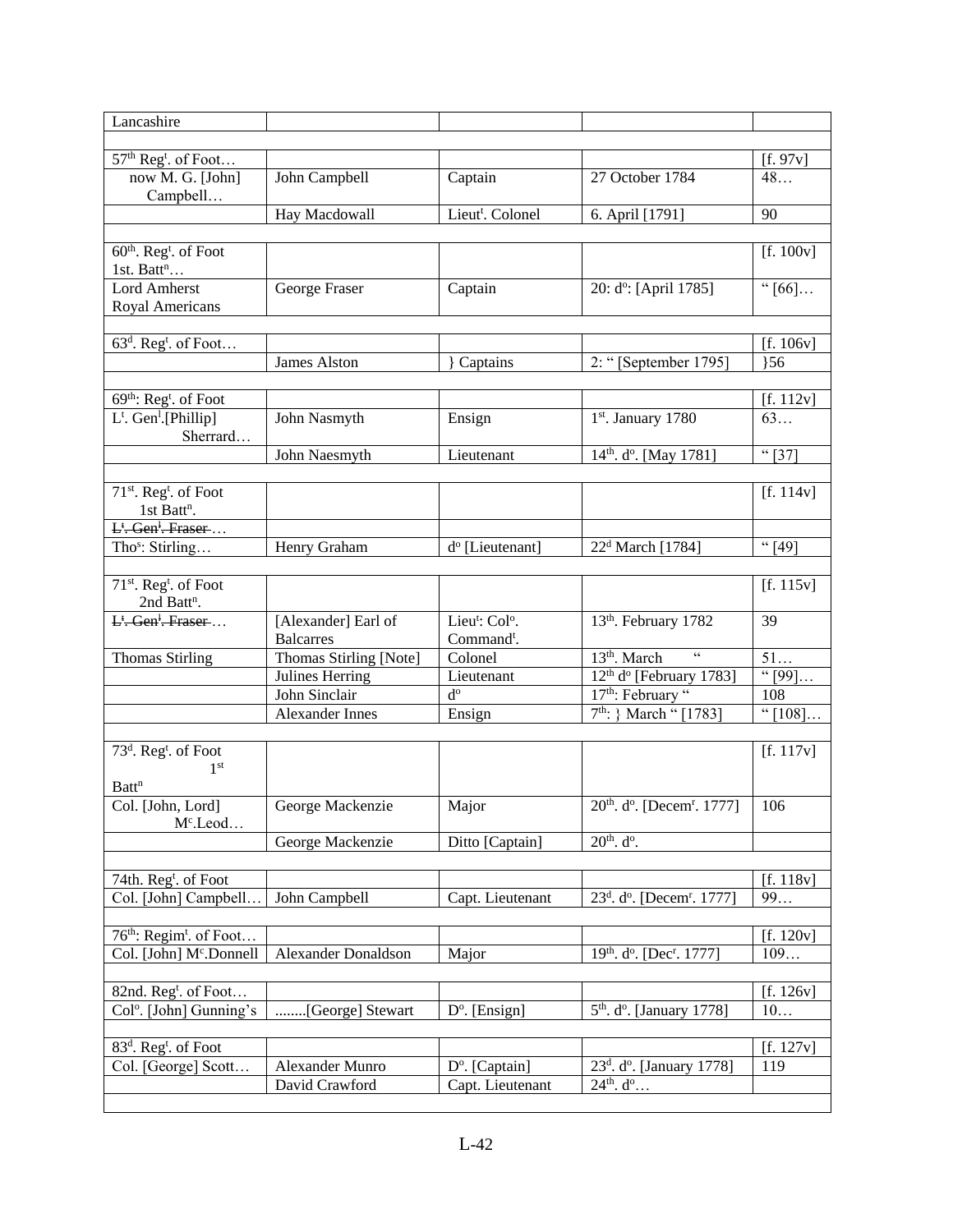| Lancashire | | | | |
|---|---|---|---|---|
| | | | | |
| 57th Regt. of Foot… | | | | [f. 97v] |
| now M. G. [John] Campbell… | John Campbell | Captain | 27 October 1784 | 48… |
| | Hay Macdowall | Lieut. Colonel | 6. April [1791] | 90 |
| | | | | |
| 60th. Regt. of Foot 1st. Battn… | | | | [f. 100v] |
| Lord Amherst Royal Americans | George Fraser | Captain | 20: do: [April 1785] | " [66]… |
| | | | | |
| 63d. Regt. of Foot… | | | | [f. 106v] |
| | James Alston | } Captains | 2: " [September 1795] | }56 |
| | | | | |
| 69th: Regt. of Foot | | | | [f. 112v] |
| Lt. Genl.[Phillip] Sherrard… | John Nasmyth | Ensign | 1st. January 1780 | 63… |
| | John Naesmyth | Lieutenant | 14th. do. [May 1781] | " [37] |
| | | | | |
| 71st. Regt. of Foot 1st Battn. | | | | [f. 114v] |
| ~~Lt. Genl. Fraser~~ … | | | | |
| Thos: Stirling… | Henry Graham | do [Lieutenant] | 22d March [1784] | " [49] |
| | | | | |
| 71st. Regt. of Foot 2nd Battn. | | | | [f. 115v] |
| ~~Lt. Genl. Fraser~~ … | [Alexander] Earl of Balcarres | Lieut: Colo. Commandt. | 13th. February 1782 | 39 |
| Thomas Stirling | Thomas Stirling [Note] | Colonel | 13th. March " | 51… |
| | Julines Herring | Lieutenant | 12th do [February 1783] | " [99]… |
| | John Sinclair | do | 17th: February " | 108 |
| | Alexander Innes | Ensign | 7th: } March " [1783] | " [108]… |
| | | | | |
| 73d. Regt. of Foot 1st Battn | | | | [f. 117v] |
| Col. [John, Lord] Mc.Leod… | George Mackenzie | Major | 20th. do. [Decemr. 1777] | 106 |
| | George Mackenzie | Ditto [Captain] | 20th. do. | |
| | | | | |
| 74th. Regt. of Foot | | | | [f. 118v] |
| Col. [John] Campbell… | John Campbell | Capt. Lieutenant | 23d. do. [Decemr. 1777] | 99… |
| | | | | |
| 76th: Regimt. of Foot… | | | | [f. 120v] |
| Col. [John] Mc.Donnell | Alexander Donaldson | Major | 19th. do. [Decr. 1777] | 109… |
| | | | | |
| 82nd. Regt. of Foot… | | | | [f. 126v] |
| Colo. [John] Gunning's | ........[George] Stewart | Do. [Ensign] | 5th. do. [January 1778] | 10… |
| | | | | |
| 83d. Regt. of Foot | | | | [f. 127v] |
| Col. [George] Scott… | Alexander Munro | Do. [Captain] | 23d. do. [January 1778] | 119 |
| | David Crawford | Capt. Lieutenant | 24th. do… | |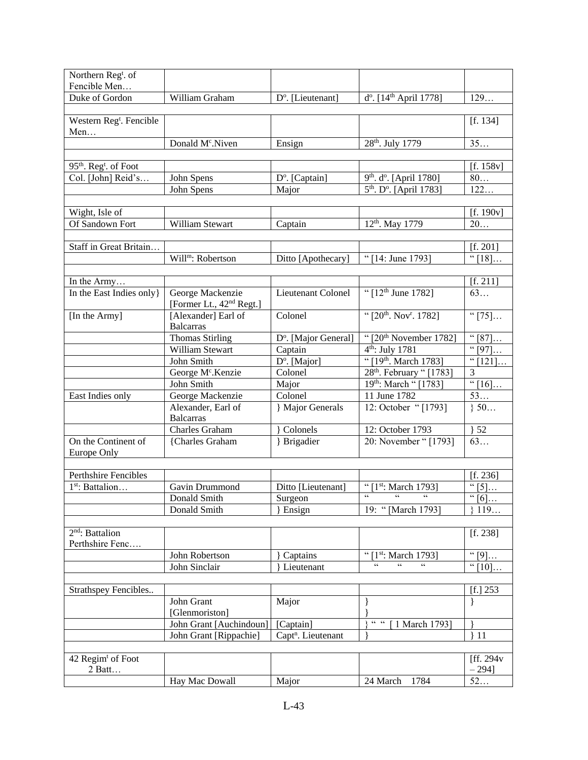| Northern Reg$^{t}$. of Fencible Men… | | | | |
|---|---|---|---|---|
| Duke of Gordon | William Graham | D$^{o}$. [Lieutenant] | d$^{o}$. [14$^{th}$ April 1778] | 129… |
| | | | | |
| Western Reg$^{t}$. Fencible Men… | | | | [f. 134] |
| | Donald M$^{c}$.Niven | Ensign | 28$^{th}$. July 1779 | 35… |
| | | | | |
| 95$^{th}$. Reg$^{t}$. of Foot | | | | [f. 158v] |
| Col. [John] Reid's… | John Spens | D$^{o}$. [Captain] | 9$^{th}$. d$^{o}$. [April 1780] | 80… |
| | John Spens | Major | 5$^{th}$. D$^{o}$. [April 1783] | 122… |
| | | | | |
| Wight, Isle of | | | | [f. 190v] |
| Of Sandown Fort | William Stewart | Captain | 12$^{th}$. May 1779 | 20… |
| | | | | |
| Staff in Great Britain… | | | | [f. 201] |
| | Will$^{m}$: Robertson | Ditto [Apothecary] | " [14: June 1793] | " [18]… |
| | | | | |
| In the Army… | | | | [f. 211] |
| In the East Indies only} | George Mackenzie [Former Lt., 42$^{nd}$ Regt.] | Lieutenant Colonel | " [12$^{th}$ June 1782] | 63… |
| [In the Army] | [Alexander] Earl of Balcarras | Colonel | " [20$^{th}$. Nov$^{r}$. 1782] | " [75]… |
| | Thomas Stirling | D$^{o}$. [Major General] | " [20$^{th}$ November 1782] | " [87]… |
| | William Stewart | Captain | 4$^{th}$: July 1781 | " [97]… |
| | John Smith | D$^{o}$. [Major] | " [19$^{th}$. March 1783] | " [121]… |
| | George M$^{c}$.Kenzie | Colonel | 28$^{th}$. February " [1783] | 3 |
| | John Smith | Major | 19$^{th}$: March " [1783] | " [16]… |
| East Indies only | George Mackenzie | Colonel | 11 June 1782 | 53… |
| | Alexander, Earl of Balcarras | } Major Generals | 12: October " [1793] | } 50… |
| | Charles Graham | } Colonels | 12: October 1793 | } 52 |
| On the Continent of Europe Only | {Charles Graham | } Brigadier | 20: November " [1793] | 63… |
| | | | | |
| Perthshire Fencibles | | | | [f. 236] |
| 1$^{st}$: Battalion… | Gavin Drummond | Ditto [Lieutenant] | " [1$^{st}$: March 1793] | " [5]… |
| | Donald Smith | Surgeon | " " " | " [6]… |
| | Donald Smith | } Ensign | 19: " [March 1793] | } 119… |
| | | | | |
| 2$^{nd}$: Battalion Perthshire Fenc…. | | | | [f. 238] |
| | John Robertson | } Captains | " [1$^{st}$: March 1793] | " [9]… |
| | John Sinclair | } Lieutenant | " " " | " [10]… |
| | | | | |
| Strathspey Fencibles.. | | | | [f.] 253 |
| | John Grant [Glenmoriston] | Major | } } | } |
| | John Grant [Auchindoun] | [Captain] | } " " [ 1 March 1793] | } |
| | John Grant [Rippachie] | Capt$^{n}$. Lieutenant | } | } 11 |
| | | | | |
| 42 Regim$^{t}$ of Foot 2 Batt… | | | | [ff. 294v – 294] |
| | Hay Mac Dowall | Major | 24 March 1784 | 52… |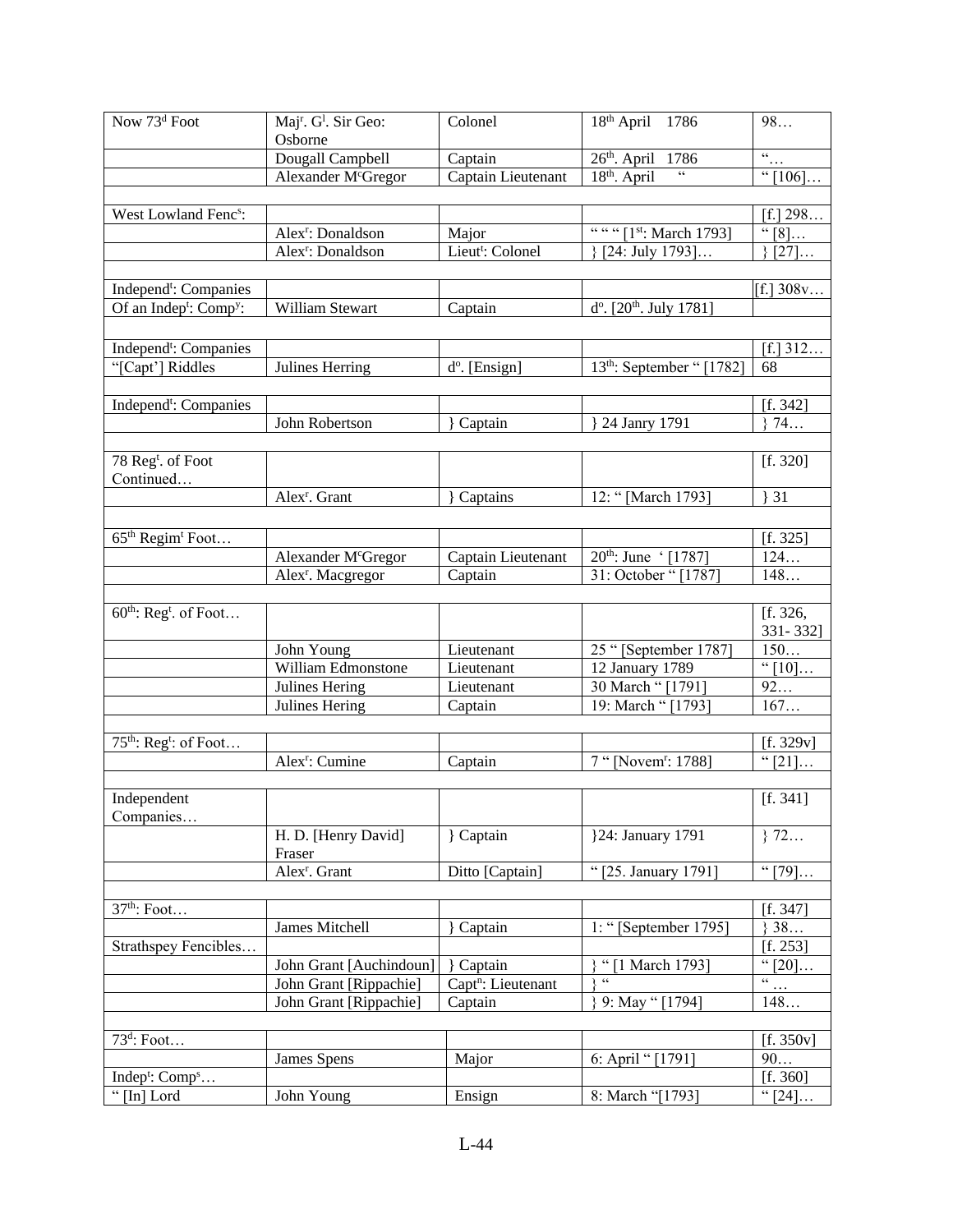| Now 73[d] Foot | Maj[r]. G[l]. Sir Geo: Osborne | Colonel | 18[th] April 1786 | 98… |
|---|---|---|---|---|
| | Dougall Campbell | Captain | 26[th]. April 1786 | "… |
| | Alexander M[c]Gregor | Captain Lieutenant | 18[th]. April " | " [106]… |
| | | | | |
| West Lowland Fenc[s]: | | | | [f.] 298… |
| | Alex[r]: Donaldson | Major | " " " [1[st]: March 1793] | " [8]… |
| | Alex[r]: Donaldson | Lieut[t]: Colonel | } [24: July 1793]… | } [27]… |
| | | | | |
| Independ[t]: Companies | | | | [f.] 308v… |
| Of an Indep[t]: Comp[y]: | William Stewart | Captain | d[o]. [20[th]. July 1781] | |
| | | | | |
| Independ[t]: Companies | | | | [f.] 312… |
| "[Capt'] Riddles | Julines Herring | d[o]. [Ensign] | 13[th]: September " [1782] | 68 |
| | | | | |
| Independ[t]: Companies | | | | [f. 342] |
| | John Robertson | } Captain | } 24 Janry 1791 | } 74… |
| | | | | |
| 78 Reg[t]. of Foot Continued… | | | | [f. 320] |
| | Alex[r]. Grant | } Captains | 12: " [March 1793] | } 31 |
| | | | | |
| 65[th] Regim[t] Foot… | | | | [f. 325] |
| | Alexander M[c]Gregor | Captain Lieutenant | 20[th]: June ' [1787] | 124… |
| | Alex[r]. Macgregor | Captain | 31: October " [1787] | 148… |
| | | | | |
| 60[th]: Reg[t]. of Foot… | | | | [f. 326, 331- 332] |
| | John Young | Lieutenant | 25 " [September 1787] | 150… |
| | William Edmonstone | Lieutenant | 12 January 1789 | " [10]… |
| | Julines Hering | Lieutenant | 30 March " [1791] | 92… |
| | Julines Hering | Captain | 19: March " [1793] | 167… |
| | | | | |
| 75[th]: Reg[t]: of Foot… | | | | [f. 329v] |
| | Alex[r]: Cumine | Captain | 7 " [Novem[r]: 1788] | " [21]… |
| | | | | |
| Independent Companies… | | | | [f. 341] |
| | H. D. [Henry David] Fraser | } Captain | }24: January 1791 | } 72… |
| | Alex[r]. Grant | Ditto [Captain] | " [25. January 1791] | " [79]… |
| | | | | |
| 37[th]: Foot… | | | | [f. 347] |
| | James Mitchell | } Captain | 1: " [September 1795] | } 38… |
| Strathspey Fencibles… | | | | [f. 253] |
| | John Grant [Auchindoun] | } Captain | } " [1 March 1793] | " [20]… |
| | John Grant [Rippachie] | Capt[n]: Lieutenant | } " | " … |
| | John Grant [Rippachie] | Captain | } 9: May " [1794] | 148… |
| | | | | |
| 73[d]: Foot… | | | | [f. 350v] |
| | James Spens | Major | 6: April " [1791] | 90… |
| Indep[t]: Comp[s]… | | | | [f. 360] |
| " [In] Lord | John Young | Ensign | 8: March "[1793] | " [24]… |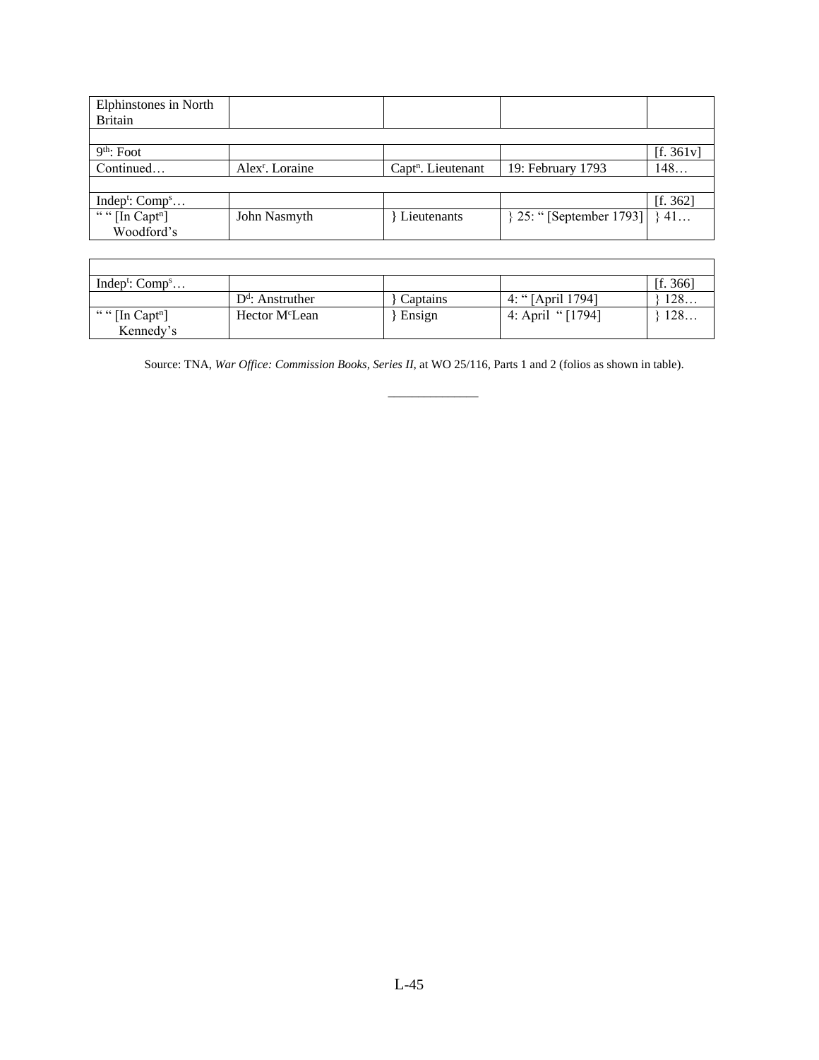| | | | | |
|---|---|---|---|---|
| Elphinstones in North Britain | | | | |
| | | | | |
| 9th: Foot | | | | [f. 361v] |
| Continued… | Alexr. Loraine | Captn. Lieutenant | 19: February 1793 | 148… |
| | | | | |
| Indept: Comps… | | | | [f. 362] |
| “ “ [In Captn] Woodford’s | John Nasmyth | } Lieutenants | } 25: “ [September 1793] | } 41… |

| | | | | |
|---|---|---|---|---|
| | | | | |
| Indept: Comps… | | | | [f. 366] |
| | Dd: Anstruther | } Captains | 4: “ [April 1794] | } 128… |
| “ “ [In Captn] Kennedy’s | Hector McLean | } Ensign | 4: April “ [1794] | } 128… |

Source: TNA, *War Office: Commission Books, Series II*, at WO 25/116, Parts 1 and 2 (folios as shown in table).

______________